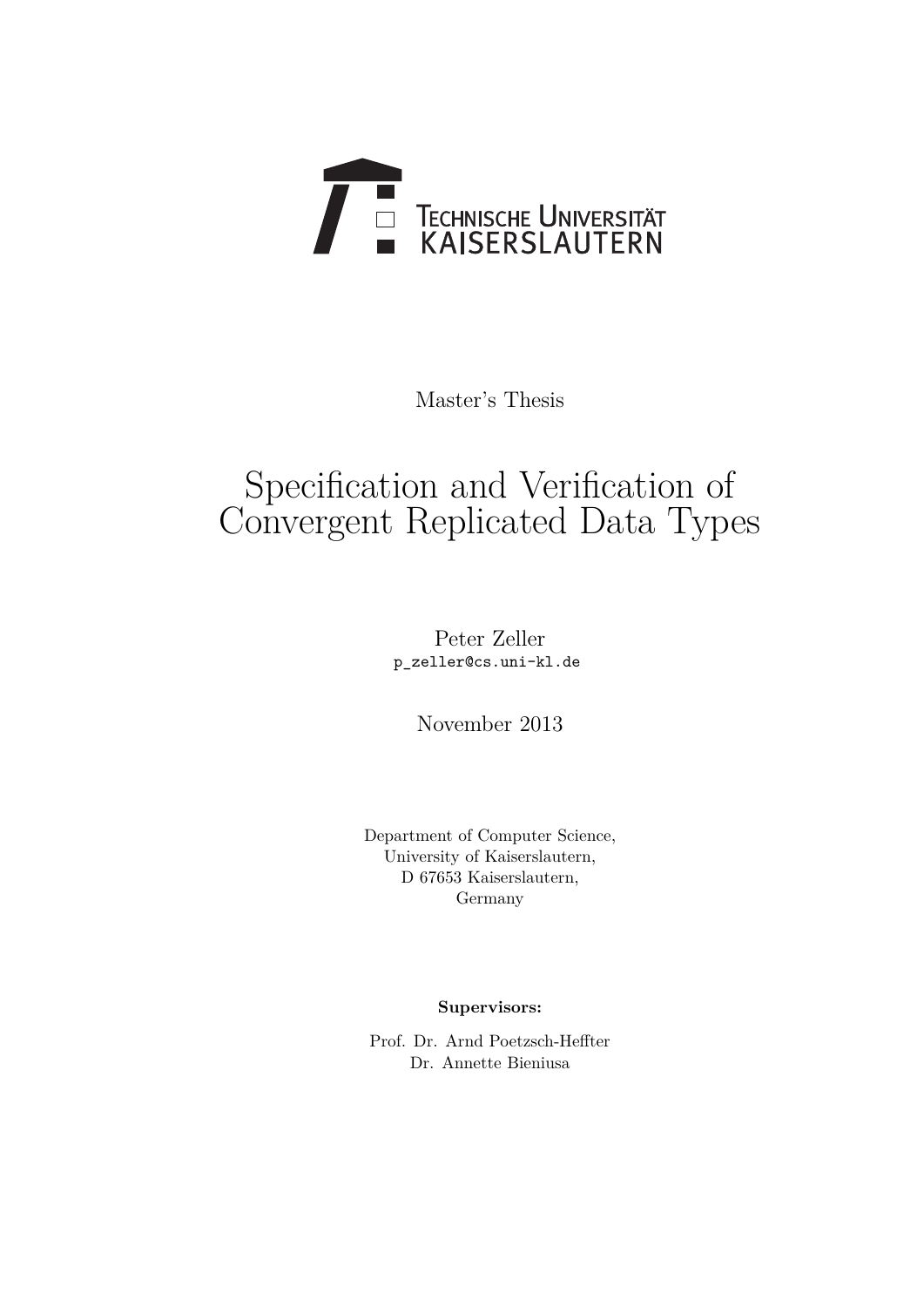Technische Universität Kaiserslautern

Master's Thesis

# Specification and Verification of Convergent Replicated Data Types

Peter Zeller
p_zeller@cs.uni-kl.de

November 2013

Department of Computer Science,
University of Kaiserslautern,
D 67653 Kaiserslautern,
Germany

**Supervisors:**

Prof. Dr. Arnd Poetzsch-Heffter
Dr. Annette Bieniusa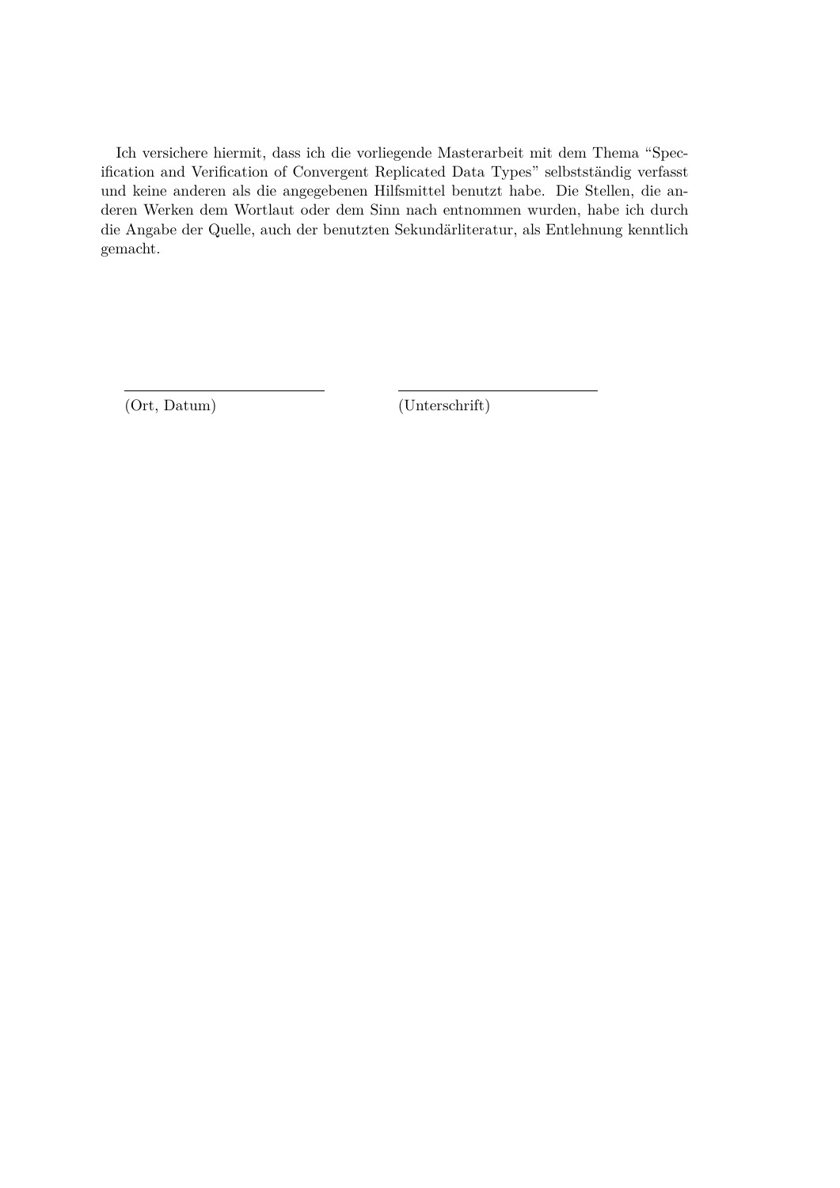Ich versichere hiermit, dass ich die vorliegende Masterarbeit mit dem Thema "Specification and Verification of Convergent Replicated Data Types" selbstständig verfasst und keine anderen als die angegebenen Hilfsmittel benutzt habe. Die Stellen, die anderen Werken dem Wortlaut oder dem Sinn nach entnommen wurden, habe ich durch die Angabe der Quelle, auch der benutzten Sekundärliteratur, als Entlehnung kenntlich gemacht.

\_\_\_\_\_\_\_\_\_\_\_\_\_\_\_\_\_\_\_\_\_\_\_\_\_\_ \_\_\_\_\_\_\_\_\_\_\_\_\_\_\_\_\_\_\_\_\_\_\_\_\_\_

(Ort, Datum) (Unterschrift)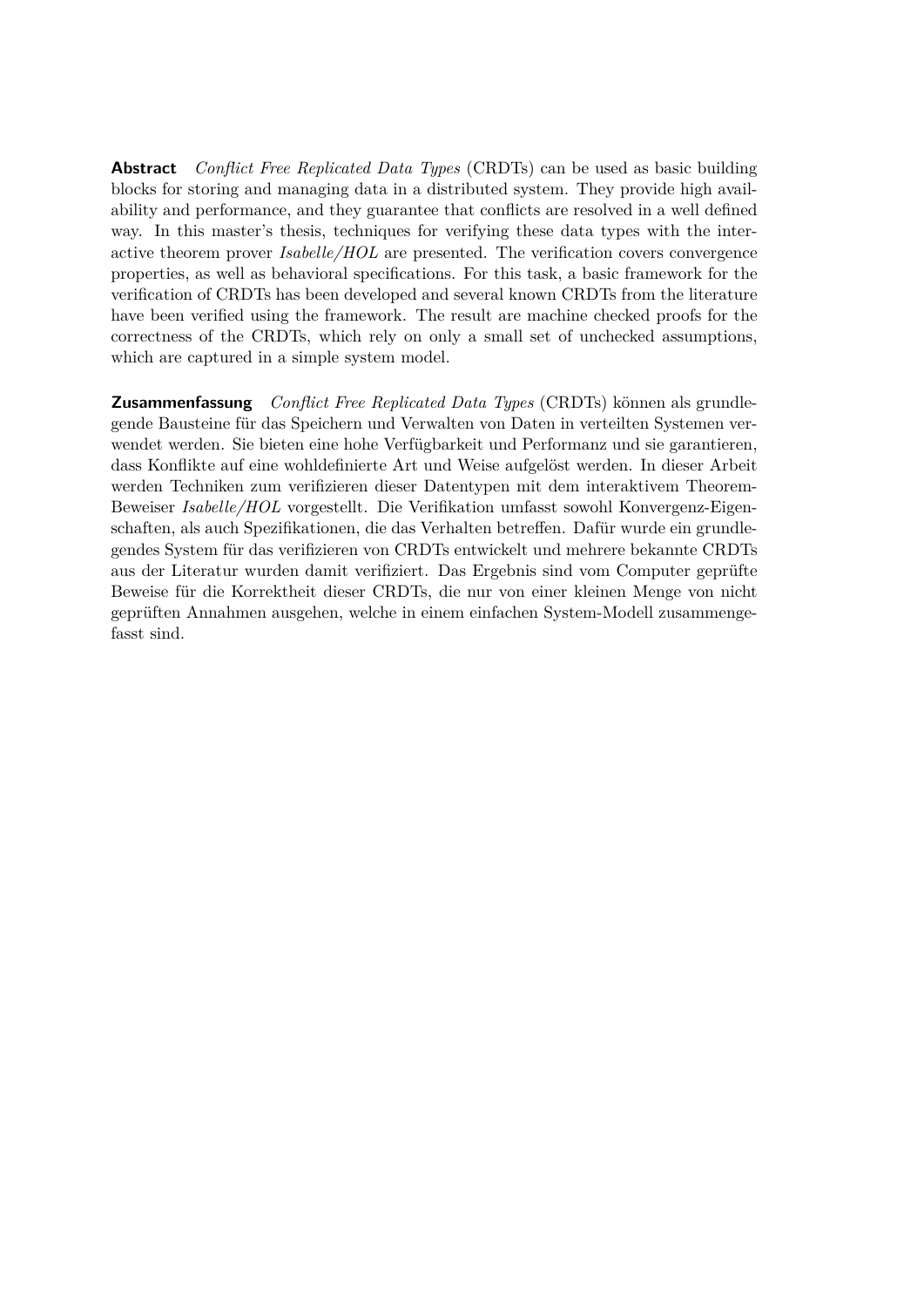**Abstract** *Conflict Free Replicated Data Types* (CRDTs) can be used as basic building blocks for storing and managing data in a distributed system. They provide high availability and performance, and they guarantee that conflicts are resolved in a well defined way. In this master's thesis, techniques for verifying these data types with the interactive theorem prover *Isabelle/HOL* are presented. The verification covers convergence properties, as well as behavioral specifications. For this task, a basic framework for the verification of CRDTs has been developed and several known CRDTs from the literature have been verified using the framework. The result are machine checked proofs for the correctness of the CRDTs, which rely on only a small set of unchecked assumptions, which are captured in a simple system model.

**Zusammenfassung** *Conflict Free Replicated Data Types* (CRDTs) können als grundlegende Bausteine für das Speichern und Verwalten von Daten in verteilten Systemen verwendet werden. Sie bieten eine hohe Verfügbarkeit und Performanz und sie garantieren, dass Konflikte auf eine wohldefinierte Art und Weise aufgelöst werden. In dieser Arbeit werden Techniken zum verifizieren dieser Datentypen mit dem interaktivem Theorem-Beweiser *Isabelle/HOL* vorgestellt. Die Verifikation umfasst sowohl Konvergenz-Eigenschaften, als auch Spezifikationen, die das Verhalten betreffen. Dafür wurde ein grundlegendes System für das verifizieren von CRDTs entwickelt und mehrere bekannte CRDTs aus der Literatur wurden damit verifiziert. Das Ergebnis sind vom Computer geprüfte Beweise für die Korrektheit dieser CRDTs, die nur von einer kleinen Menge von nicht geprüften Annahmen ausgehen, welche in einem einfachen System-Modell zusammengefasst sind.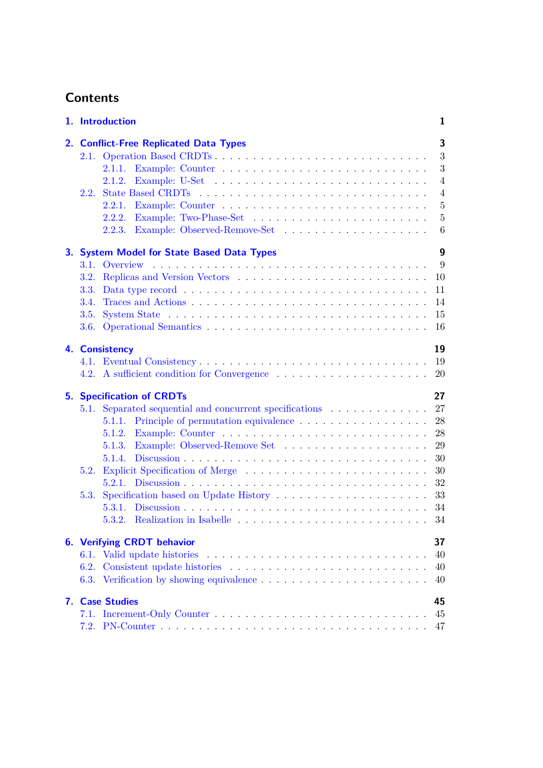# Contents

**1. Introduction** 1

**2. Conflict-Free Replicated Data Types** 3

- 2.1. Operation Based CRDTs 3
  - 2.1.1. Example: Counter 3
  - 2.1.2. Example: U-Set 4
- 2.2. State Based CRDTs 4
  - 2.2.1. Example: Counter 5
  - 2.2.2. Example: Two-Phase-Set 5
  - 2.2.3. Example: Observed-Remove-Set 6

**3. System Model for State Based Data Types** 9

- 3.1. Overview 9
- 3.2. Replicas and Version Vectors 10
- 3.3. Data type record 11
- 3.4. Traces and Actions 14
- 3.5. System State 15
- 3.6. Operational Semantics 16

**4. Consistency** 19

- 4.1. Eventual Consistency 19
- 4.2. A sufficient condition for Convergence 20

**5. Specification of CRDTs** 27

- 5.1. Separated sequential and concurrent specifications 27
  - 5.1.1. Principle of permutation equivalence 28
  - 5.1.2. Example: Counter 28
  - 5.1.3. Example: Observed-Remove Set 29
  - 5.1.4. Discussion 30
- 5.2. Explicit Specification of Merge 30
  - 5.2.1. Discussion 32
- 5.3. Specification based on Update History 33
  - 5.3.1. Discussion 34
  - 5.3.2. Realization in Isabelle 34

**6. Verifying CRDT behavior** 37

- 6.1. Valid update histories 40
- 6.2. Consistent update histories 40
- 6.3. Verification by showing equivalence 40

**7. Case Studies** 45

- 7.1. Increment-Only Counter 45
- 7.2. PN-Counter 47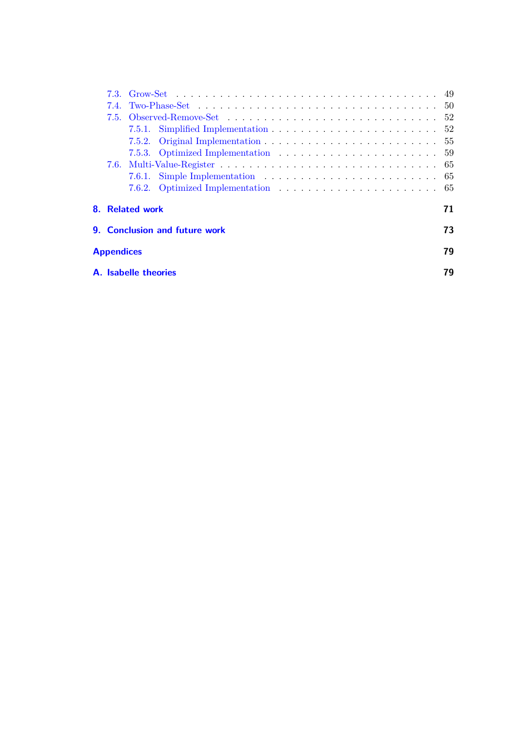- 7.3. Grow-Set . . . . . . . . . . . . . . . . . . . . . . . . . . . . . . . . . . 49
- 7.4. Two-Phase-Set . . . . . . . . . . . . . . . . . . . . . . . . . . . . . . . 50
- 7.5. Observed-Remove-Set . . . . . . . . . . . . . . . . . . . . . . . . . . . 52
  - 7.5.1. Simplified Implementation . . . . . . . . . . . . . . . . . . . . . 52
  - 7.5.2. Original Implementation . . . . . . . . . . . . . . . . . . . . . . 55
  - 7.5.3. Optimized Implementation . . . . . . . . . . . . . . . . . . . . . 59
- 7.6. Multi-Value-Register . . . . . . . . . . . . . . . . . . . . . . . . . . . 65
  - 7.6.1. Simple Implementation . . . . . . . . . . . . . . . . . . . . . . . 65
  - 7.6.2. Optimized Implementation . . . . . . . . . . . . . . . . . . . . . 65

**8. Related work** **71**

**9. Conclusion and future work** **73**

**Appendices** **79**

**A. Isabelle theories** **79**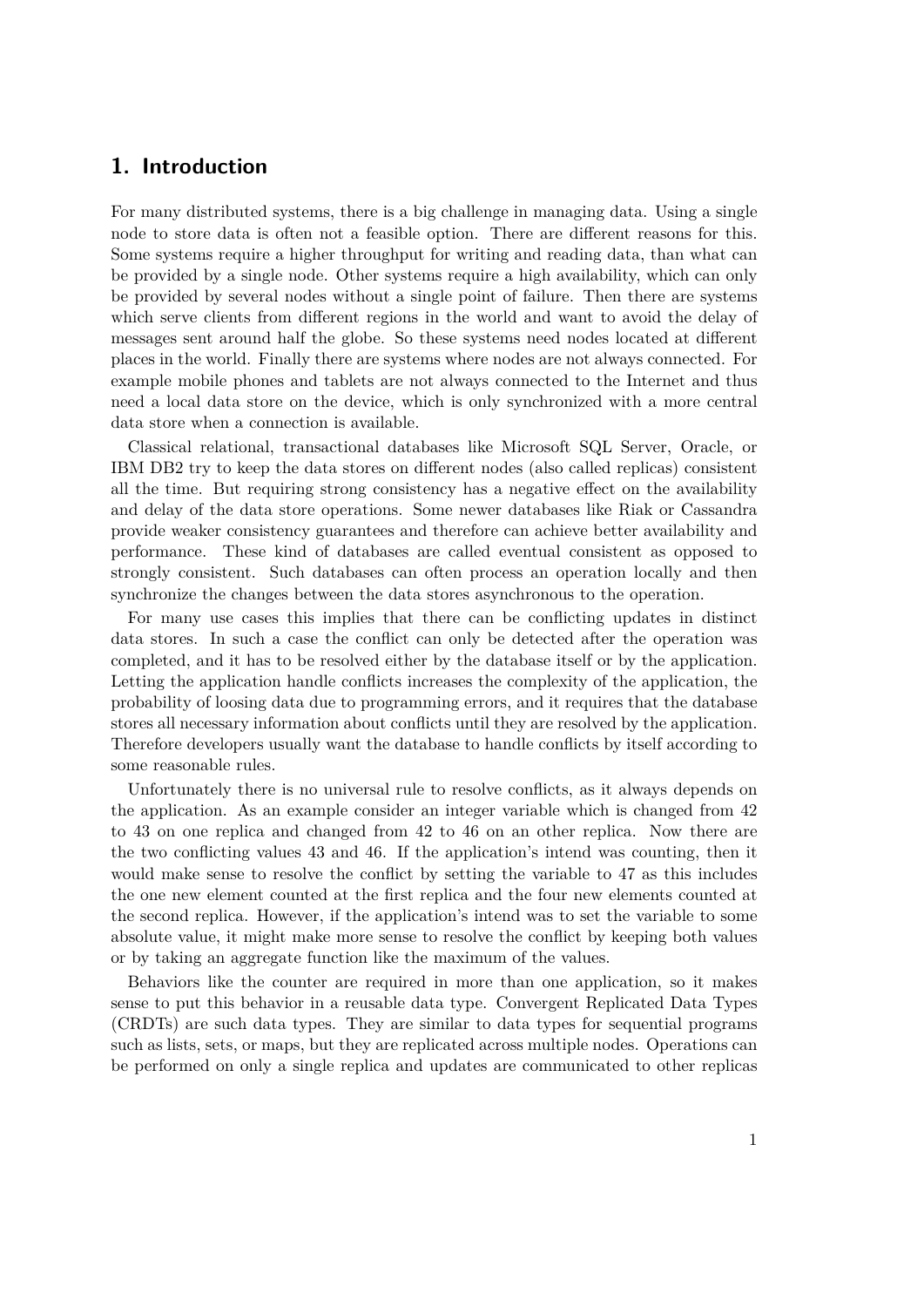# 1. Introduction

For many distributed systems, there is a big challenge in managing data. Using a single node to store data is often not a feasible option. There are different reasons for this. Some systems require a higher throughput for writing and reading data, than what can be provided by a single node. Other systems require a high availability, which can only be provided by several nodes without a single point of failure. Then there are systems which serve clients from different regions in the world and want to avoid the delay of messages sent around half the globe. So these systems need nodes located at different places in the world. Finally there are systems where nodes are not always connected. For example mobile phones and tablets are not always connected to the Internet and thus need a local data store on the device, which is only synchronized with a more central data store when a connection is available.

Classical relational, transactional databases like Microsoft SQL Server, Oracle, or IBM DB2 try to keep the data stores on different nodes (also called replicas) consistent all the time. But requiring strong consistency has a negative effect on the availability and delay of the data store operations. Some newer databases like Riak or Cassandra provide weaker consistency guarantees and therefore can achieve better availability and performance. These kind of databases are called eventual consistent as opposed to strongly consistent. Such databases can often process an operation locally and then synchronize the changes between the data stores asynchronous to the operation.

For many use cases this implies that there can be conflicting updates in distinct data stores. In such a case the conflict can only be detected after the operation was completed, and it has to be resolved either by the database itself or by the application. Letting the application handle conflicts increases the complexity of the application, the probability of loosing data due to programming errors, and it requires that the database stores all necessary information about conflicts until they are resolved by the application. Therefore developers usually want the database to handle conflicts by itself according to some reasonable rules.

Unfortunately there is no universal rule to resolve conflicts, as it always depends on the application. As an example consider an integer variable which is changed from 42 to 43 on one replica and changed from 42 to 46 on an other replica. Now there are the two conflicting values 43 and 46. If the application's intend was counting, then it would make sense to resolve the conflict by setting the variable to 47 as this includes the one new element counted at the first replica and the four new elements counted at the second replica. However, if the application's intend was to set the variable to some absolute value, it might make more sense to resolve the conflict by keeping both values or by taking an aggregate function like the maximum of the values.

Behaviors like the counter are required in more than one application, so it makes sense to put this behavior in a reusable data type. Convergent Replicated Data Types (CRDTs) are such data types. They are similar to data types for sequential programs such as lists, sets, or maps, but they are replicated across multiple nodes. Operations can be performed on only a single replica and updates are communicated to other replicas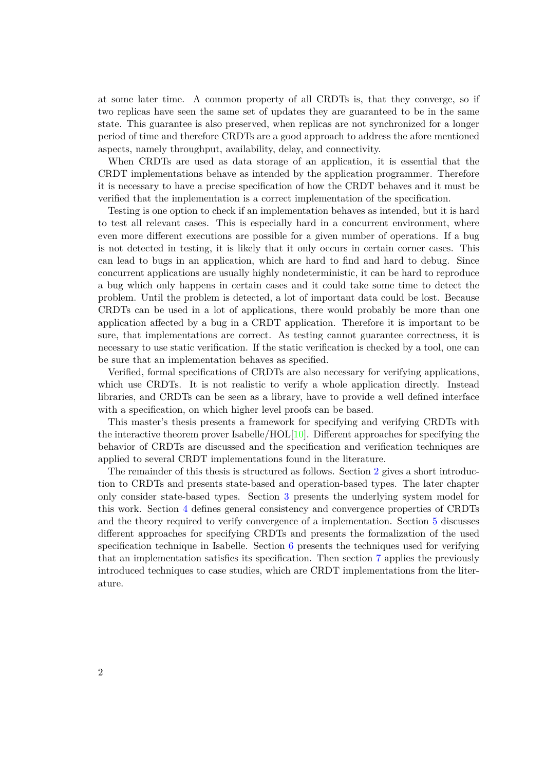at some later time. A common property of all CRDTs is, that they converge, so if two replicas have seen the same set of updates they are guaranteed to be in the same state. This guarantee is also preserved, when replicas are not synchronized for a longer period of time and therefore CRDTs are a good approach to address the afore mentioned aspects, namely throughput, availability, delay, and connectivity.

When CRDTs are used as data storage of an application, it is essential that the CRDT implementations behave as intended by the application programmer. Therefore it is necessary to have a precise specification of how the CRDT behaves and it must be verified that the implementation is a correct implementation of the specification.

Testing is one option to check if an implementation behaves as intended, but it is hard to test all relevant cases. This is especially hard in a concurrent environment, where even more different executions are possible for a given number of operations. If a bug is not detected in testing, it is likely that it only occurs in certain corner cases. This can lead to bugs in an application, which are hard to find and hard to debug. Since concurrent applications are usually highly nondeterministic, it can be hard to reproduce a bug which only happens in certain cases and it could take some time to detect the problem. Until the problem is detected, a lot of important data could be lost. Because CRDTs can be used in a lot of applications, there would probably be more than one application affected by a bug in a CRDT application. Therefore it is important to be sure, that implementations are correct. As testing cannot guarantee correctness, it is necessary to use static verification. If the static verification is checked by a tool, one can be sure that an implementation behaves as specified.

Verified, formal specifications of CRDTs are also necessary for verifying applications, which use CRDTs. It is not realistic to verify a whole application directly. Instead libraries, and CRDTs can be seen as a library, have to provide a well defined interface with a specification, on which higher level proofs can be based.

This master's thesis presents a framework for specifying and verifying CRDTs with the interactive theorem prover Isabelle/HOL[10]. Different approaches for specifying the behavior of CRDTs are discussed and the specification and verification techniques are applied to several CRDT implementations found in the literature.

The remainder of this thesis is structured as follows. Section 2 gives a short introduction to CRDTs and presents state-based and operation-based types. The later chapter only consider state-based types. Section 3 presents the underlying system model for this work. Section 4 defines general consistency and convergence properties of CRDTs and the theory required to verify convergence of a implementation. Section 5 discusses different approaches for specifying CRDTs and presents the formalization of the used specification technique in Isabelle. Section 6 presents the techniques used for verifying that an implementation satisfies its specification. Then section 7 applies the previously introduced techniques to case studies, which are CRDT implementations from the literature.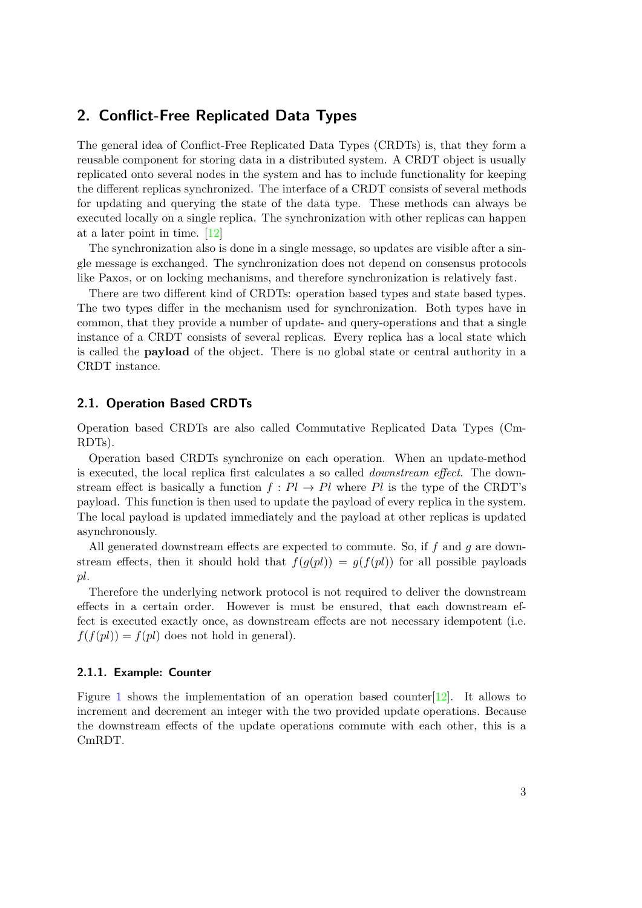# 2. Conflict-Free Replicated Data Types

The general idea of Conflict-Free Replicated Data Types (CRDTs) is, that they form a reusable component for storing data in a distributed system. A CRDT object is usually replicated onto several nodes in the system and has to include functionality for keeping the different replicas synchronized. The interface of a CRDT consists of several methods for updating and querying the state of the data type. These methods can always be executed locally on a single replica. The synchronization with other replicas can happen at a later point in time. [12]

The synchronization also is done in a single message, so updates are visible after a single message is exchanged. The synchronization does not depend on consensus protocols like Paxos, or on locking mechanisms, and therefore synchronization is relatively fast.

There are two different kind of CRDTs: operation based types and state based types. The two types differ in the mechanism used for synchronization. Both types have in common, that they provide a number of update- and query-operations and that a single instance of a CRDT consists of several replicas. Every replica has a local state which is called the **payload** of the object. There is no global state or central authority in a CRDT instance.

## 2.1. Operation Based CRDTs

Operation based CRDTs are also called Commutative Replicated Data Types (CmRDTs).

Operation based CRDTs synchronize on each operation. When an update-method is executed, the local replica first calculates a so called *downstream effect*. The downstream effect is basically a function $f : Pl \to Pl$ where $Pl$ is the type of the CRDT's payload. This function is then used to update the payload of every replica in the system. The local payload is updated immediately and the payload at other replicas is updated asynchronously.

All generated downstream effects are expected to commute. So, if $f$ and $g$ are downstream effects, then it should hold that $f(g(pl)) = g(f(pl))$ for all possible payloads $pl$.

Therefore the underlying network protocol is not required to deliver the downstream effects in a certain order. However is must be ensured, that each downstream effect is executed exactly once, as downstream effects are not necessary idempotent (i.e. $f(f(pl)) = f(pl)$ does not hold in general).

### 2.1.1. Example: Counter

Figure 1 shows the implementation of an operation based counter[12]. It allows to increment and decrement an integer with the two provided update operations. Because the downstream effects of the update operations commute with each other, this is a CmRDT.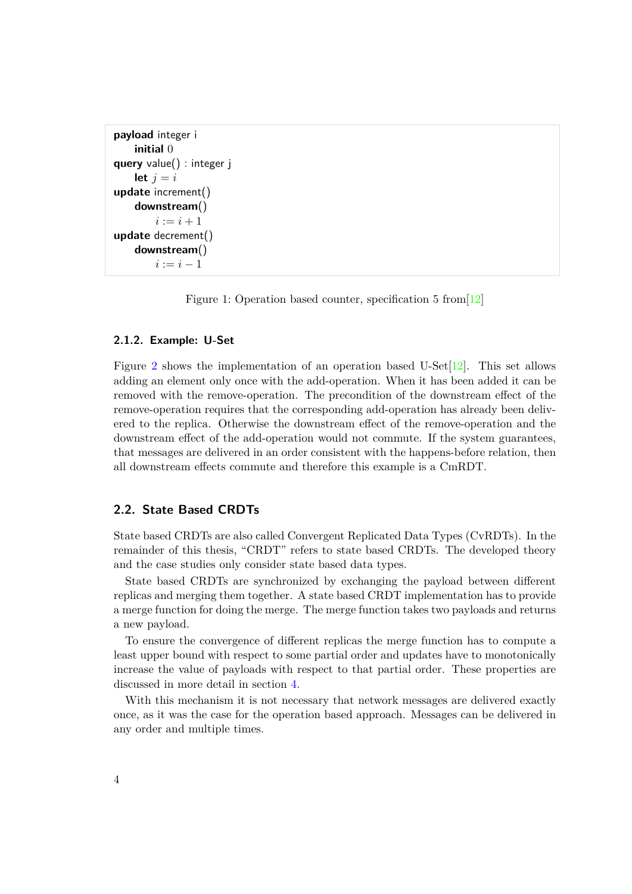```
payload integer i
    initial 0
query value() : integer j
    let j = i
update increment()
    downstream()
        i := i + 1
update decrement()
    downstream()
        i := i − 1
```

Figure 1: Operation based counter, specification 5 from[12]

### 2.1.2. Example: U-Set

Figure 2 shows the implementation of an operation based U-Set[12]. This set allows adding an element only once with the add-operation. When it has been added it can be removed with the remove-operation. The precondition of the downstream effect of the remove-operation requires that the corresponding add-operation has already been delivered to the replica. Otherwise the downstream effect of the remove-operation and the downstream effect of the add-operation would not commute. If the system guarantees, that messages are delivered in an order consistent with the happens-before relation, then all downstream effects commute and therefore this example is a CmRDT.

## 2.2. State Based CRDTs

State based CRDTs are also called Convergent Replicated Data Types (CvRDTs). In the remainder of this thesis, "CRDT" refers to state based CRDTs. The developed theory and the case studies only consider state based data types.

State based CRDTs are synchronized by exchanging the payload between different replicas and merging them together. A state based CRDT implementation has to provide a merge function for doing the merge. The merge function takes two payloads and returns a new payload.

To ensure the convergence of different replicas the merge function has to compute a least upper bound with respect to some partial order and updates have to monotonically increase the value of payloads with respect to that partial order. These properties are discussed in more detail in section 4.

With this mechanism it is not necessary that network messages are delivered exactly once, as it was the case for the operation based approach. Messages can be delivered in any order and multiple times.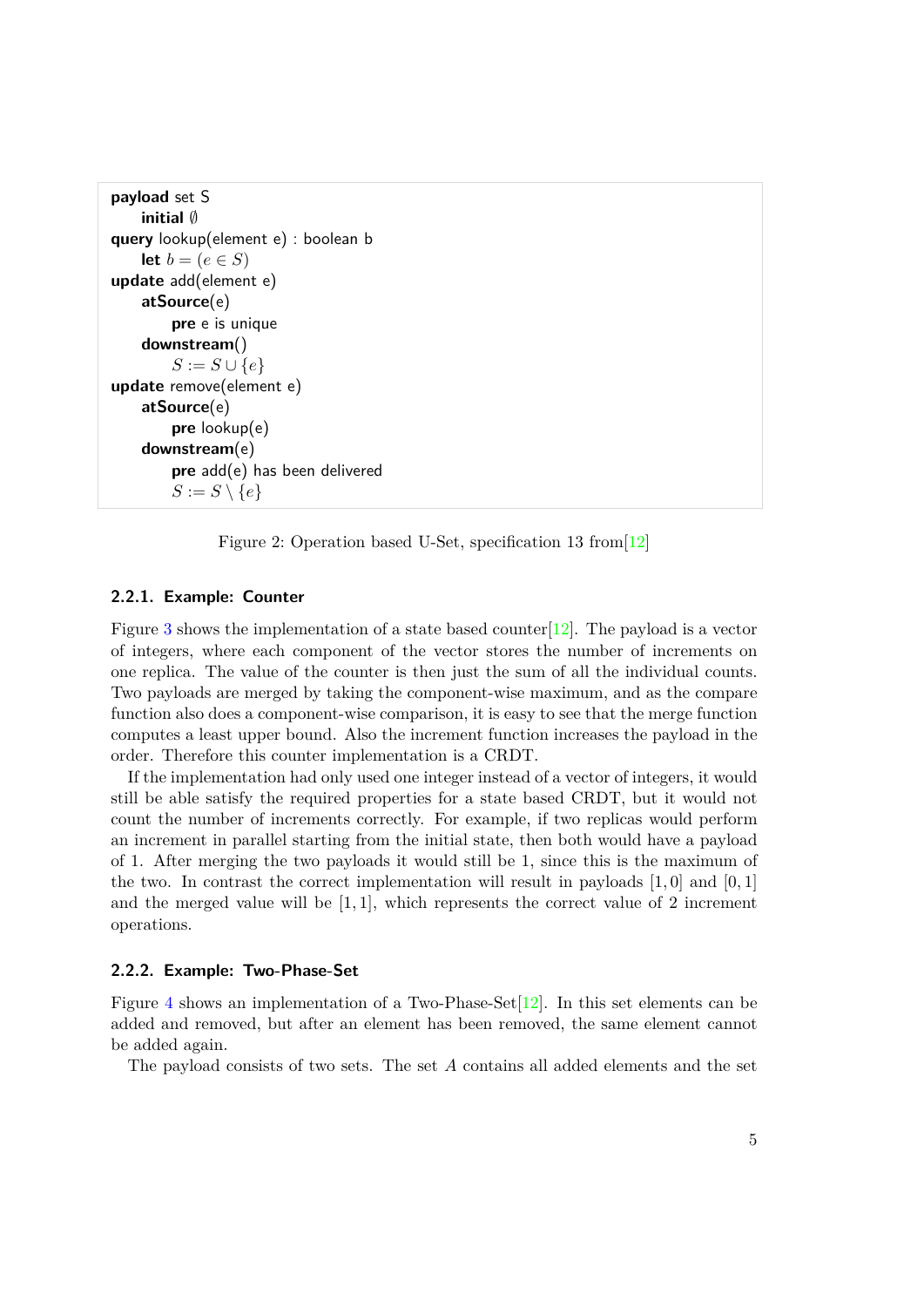```
payload set S
    initial ∅
query lookup(element e) : boolean b
    let b = (e ∈ S)
update add(element e)
    atSource(e)
        pre e is unique
    downstream()
        S := S ∪ {e}
update remove(element e)
    atSource(e)
        pre lookup(e)
    downstream(e)
        pre add(e) has been delivered
        S := S \ {e}
```

Figure 2: Operation based U-Set, specification 13 from[12]

### 2.2.1. Example: Counter

Figure 3 shows the implementation of a state based counter[12]. The payload is a vector of integers, where each component of the vector stores the number of increments on one replica. The value of the counter is then just the sum of all the individual counts. Two payloads are merged by taking the component-wise maximum, and as the compare function also does a component-wise comparison, it is easy to see that the merge function computes a least upper bound. Also the increment function increases the payload in the order. Therefore this counter implementation is a CRDT.

If the implementation had only used one integer instead of a vector of integers, it would still be able satisfy the required properties for a state based CRDT, but it would not count the number of increments correctly. For example, if two replicas would perform an increment in parallel starting from the initial state, then both would have a payload of 1. After merging the two payloads it would still be 1, since this is the maximum of the two. In contrast the correct implementation will result in payloads $[1, 0]$ and $[0, 1]$ and the merged value will be $[1, 1]$, which represents the correct value of 2 increment operations.

### 2.2.2. Example: Two-Phase-Set

Figure 4 shows an implementation of a Two-Phase-Set[12]. In this set elements can be added and removed, but after an element has been removed, the same element cannot be added again.

The payload consists of two sets. The set $A$ contains all added elements and the set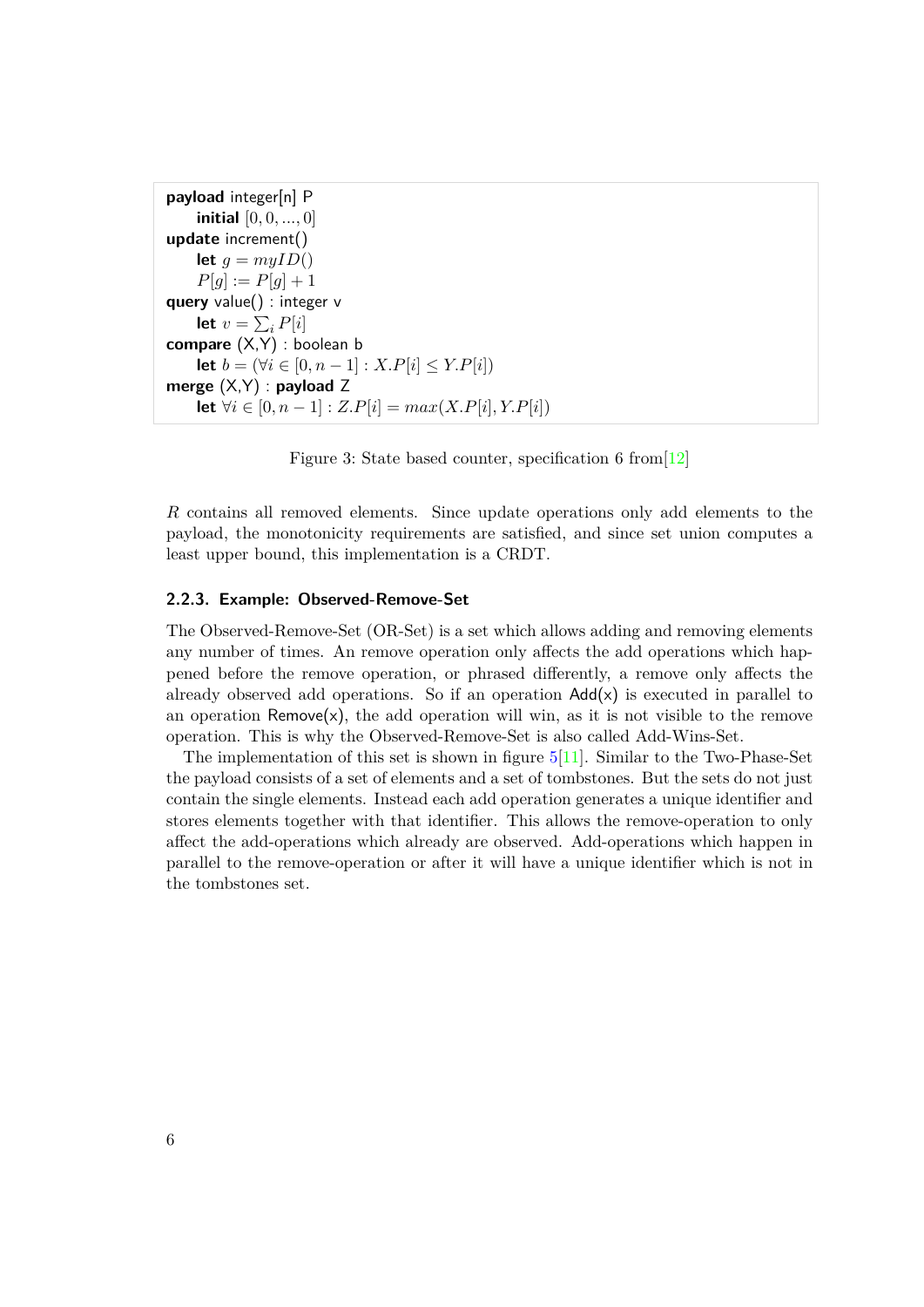```
payload integer[n] P
    initial [0, 0, ..., 0]
update increment()
    let g = myID()
    P[g] := P[g] + 1
query value() : integer v
    let v = ∑_i P[i]
compare (X,Y) : boolean b
    let b = (∀i ∈ [0, n − 1] : X.P[i] ≤ Y.P[i])
merge (X,Y) : payload Z
    let ∀i ∈ [0, n − 1] : Z.P[i] = max(X.P[i], Y.P[i])
```

Figure 3: State based counter, specification 6 from[12]

$R$ contains all removed elements. Since update operations only add elements to the payload, the monotonicity requirements are satisfied, and since set union computes a least upper bound, this implementation is a CRDT.

### 2.2.3. Example: Observed-Remove-Set

The Observed-Remove-Set (OR-Set) is a set which allows adding and removing elements any number of times. An remove operation only affects the add operations which happened before the remove operation, or phrased differently, a remove only affects the already observed add operations. So if an operation Add(x) is executed in parallel to an operation Remove(x), the add operation will win, as it is not visible to the remove operation. This is why the Observed-Remove-Set is also called Add-Wins-Set.

The implementation of this set is shown in figure 5[11]. Similar to the Two-Phase-Set the payload consists of a set of elements and a set of tombstones. But the sets do not just contain the single elements. Instead each add operation generates a unique identifier and stores elements together with that identifier. This allows the remove-operation to only affect the add-operations which already are observed. Add-operations which happen in parallel to the remove-operation or after it will have a unique identifier which is not in the tombstones set.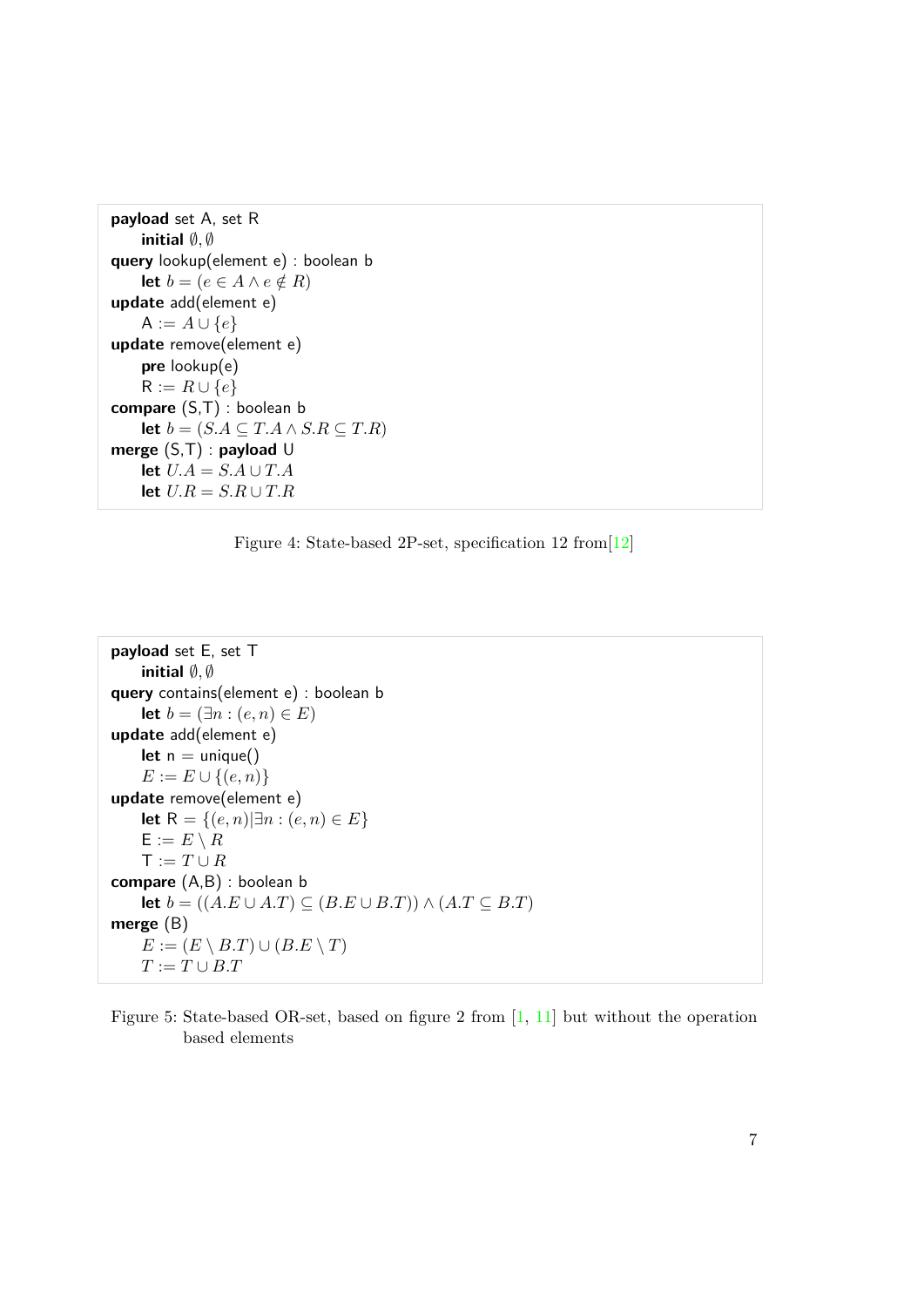```
payload set A, set R
    initial ∅, ∅
query lookup(element e) : boolean b
    let b = (e ∈ A ∧ e ∉ R)
update add(element e)
    A := A ∪ {e}
update remove(element e)
    pre lookup(e)
    R := R ∪ {e}
compare (S,T) : boolean b
    let b = (S.A ⊆ T.A ∧ S.R ⊆ T.R)
merge (S,T) : payload U
    let U.A = S.A ∪ T.A
    let U.R = S.R ∪ T.R
```

Figure 4: State-based 2P-set, specification 12 from[12]

```
payload set E, set T
    initial ∅, ∅
query contains(element e) : boolean b
    let b = (∃n : (e, n) ∈ E)
update add(element e)
    let n = unique()
    E := E ∪ {(e, n)}
update remove(element e)
    let R = {(e, n)|∃n : (e, n) ∈ E}
    E := E \ R
    T := T ∪ R
compare (A,B) : boolean b
    let b = ((A.E ∪ A.T) ⊆ (B.E ∪ B.T)) ∧ (A.T ⊆ B.T)
merge (B)
    E := (E \ B.T) ∪ (B.E \ T)
    T := T ∪ B.T
```

Figure 5: State-based OR-set, based on figure 2 from [1, 11] but without the operation based elements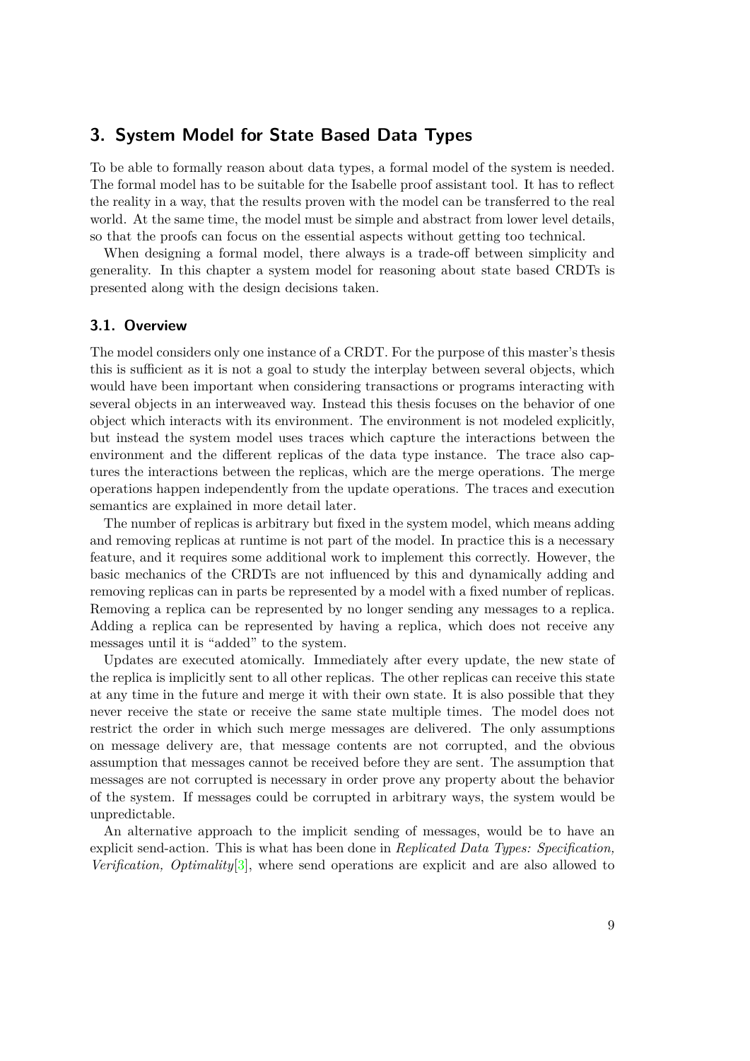# 3. System Model for State Based Data Types

To be able to formally reason about data types, a formal model of the system is needed. The formal model has to be suitable for the Isabelle proof assistant tool. It has to reflect the reality in a way, that the results proven with the model can be transferred to the real world. At the same time, the model must be simple and abstract from lower level details, so that the proofs can focus on the essential aspects without getting too technical.

When designing a formal model, there always is a trade-off between simplicity and generality. In this chapter a system model for reasoning about state based CRDTs is presented along with the design decisions taken.

## 3.1. Overview

The model considers only one instance of a CRDT. For the purpose of this master's thesis this is sufficient as it is not a goal to study the interplay between several objects, which would have been important when considering transactions or programs interacting with several objects in an interweaved way. Instead this thesis focuses on the behavior of one object which interacts with its environment. The environment is not modeled explicitly, but instead the system model uses traces which capture the interactions between the environment and the different replicas of the data type instance. The trace also captures the interactions between the replicas, which are the merge operations. The merge operations happen independently from the update operations. The traces and execution semantics are explained in more detail later.

The number of replicas is arbitrary but fixed in the system model, which means adding and removing replicas at runtime is not part of the model. In practice this is a necessary feature, and it requires some additional work to implement this correctly. However, the basic mechanics of the CRDTs are not influenced by this and dynamically adding and removing replicas can in parts be represented by a model with a fixed number of replicas. Removing a replica can be represented by no longer sending any messages to a replica. Adding a replica can be represented by having a replica, which does not receive any messages until it is "added" to the system.

Updates are executed atomically. Immediately after every update, the new state of the replica is implicitly sent to all other replicas. The other replicas can receive this state at any time in the future and merge it with their own state. It is also possible that they never receive the state or receive the same state multiple times. The model does not restrict the order in which such merge messages are delivered. The only assumptions on message delivery are, that message contents are not corrupted, and the obvious assumption that messages cannot be received before they are sent. The assumption that messages are not corrupted is necessary in order prove any property about the behavior of the system. If messages could be corrupted in arbitrary ways, the system would be unpredictable.

An alternative approach to the implicit sending of messages, would be to have an explicit send-action. This is what has been done in *Replicated Data Types: Specification, Verification, Optimality*[3], where send operations are explicit and are also allowed to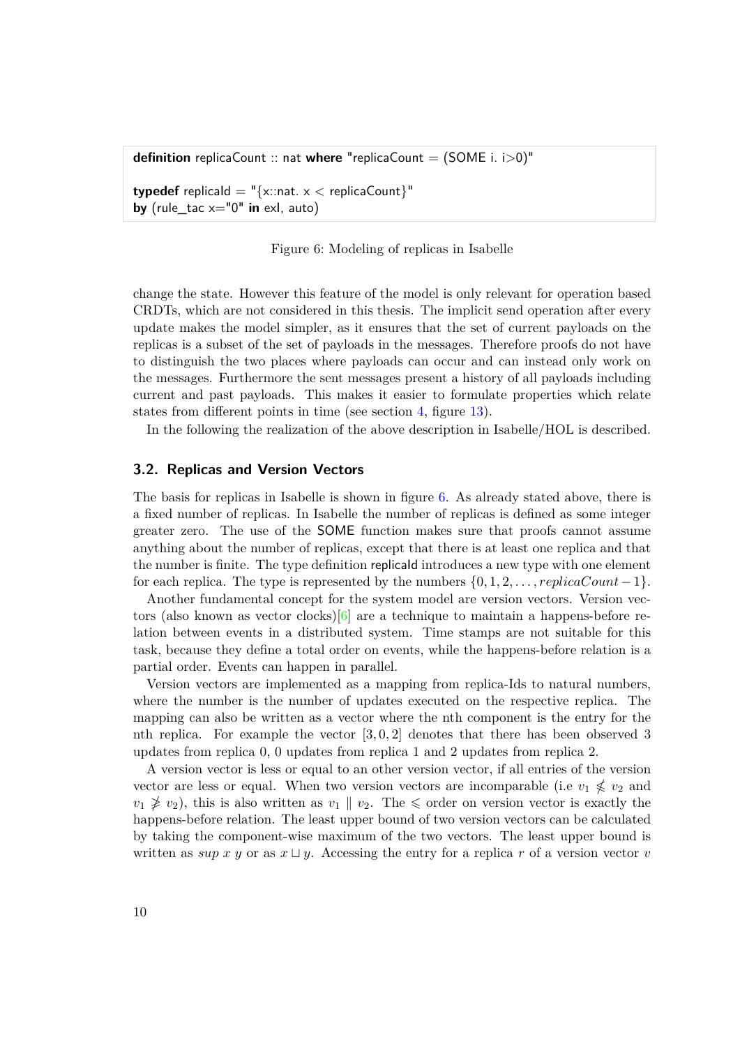```
definition replicaCount :: nat where "replicaCount = (SOME i. i>0)"

typedef replicaId = "{x::nat. x < replicaCount}"
by (rule_tac x="0" in exI, auto)
```

Figure 6: Modeling of replicas in Isabelle

change the state. However this feature of the model is only relevant for operation based CRDTs, which are not considered in this thesis. The implicit send operation after every update makes the model simpler, as it ensures that the set of current payloads on the replicas is a subset of the set of payloads in the messages. Therefore proofs do not have to distinguish the two places where payloads can occur and can instead only work on the messages. Furthermore the sent messages present a history of all payloads including current and past payloads. This makes it easier to formulate properties which relate states from different points in time (see section 4, figure 13).

In the following the realization of the above description in Isabelle/HOL is described.

## 3.2. Replicas and Version Vectors

The basis for replicas in Isabelle is shown in figure 6. As already stated above, there is a fixed number of replicas. In Isabelle the number of replicas is defined as some integer greater zero. The use of the SOME function makes sure that proofs cannot assume anything about the number of replicas, except that there is at least one replica and that the number is finite. The type definition replicaId introduces a new type with one element for each replica. The type is represented by the numbers $\{0, 1, 2, \dots, replicaCount - 1\}$.

Another fundamental concept for the system model are version vectors. Version vectors (also known as vector clocks)[6] are a technique to maintain a happens-before relation between events in a distributed system. Time stamps are not suitable for this task, because they define a total order on events, while the happens-before relation is a partial order. Events can happen in parallel.

Version vectors are implemented as a mapping from replica-Ids to natural numbers, where the number is the number of updates executed on the respective replica. The mapping can also be written as a vector where the nth component is the entry for the nth replica. For example the vector $[3, 0, 2]$ denotes that there has been observed 3 updates from replica 0, 0 updates from replica 1 and 2 updates from replica 2.

A version vector is less or equal to an other version vector, if all entries of the version vector are less or equal. When two version vectors are incomparable (i.e $v_1 \nleqslant v_2$ and $v_1 \ngeqslant v_2$), this is also written as $v_1 \parallel v_2$. The $\leqslant$ order on version vector is exactly the happens-before relation. The least upper bound of two version vectors can be calculated by taking the component-wise maximum of the two vectors. The least upper bound is written as $sup\ x\ y$ or as $x \sqcup y$. Accessing the entry for a replica $r$ of a version vector $v$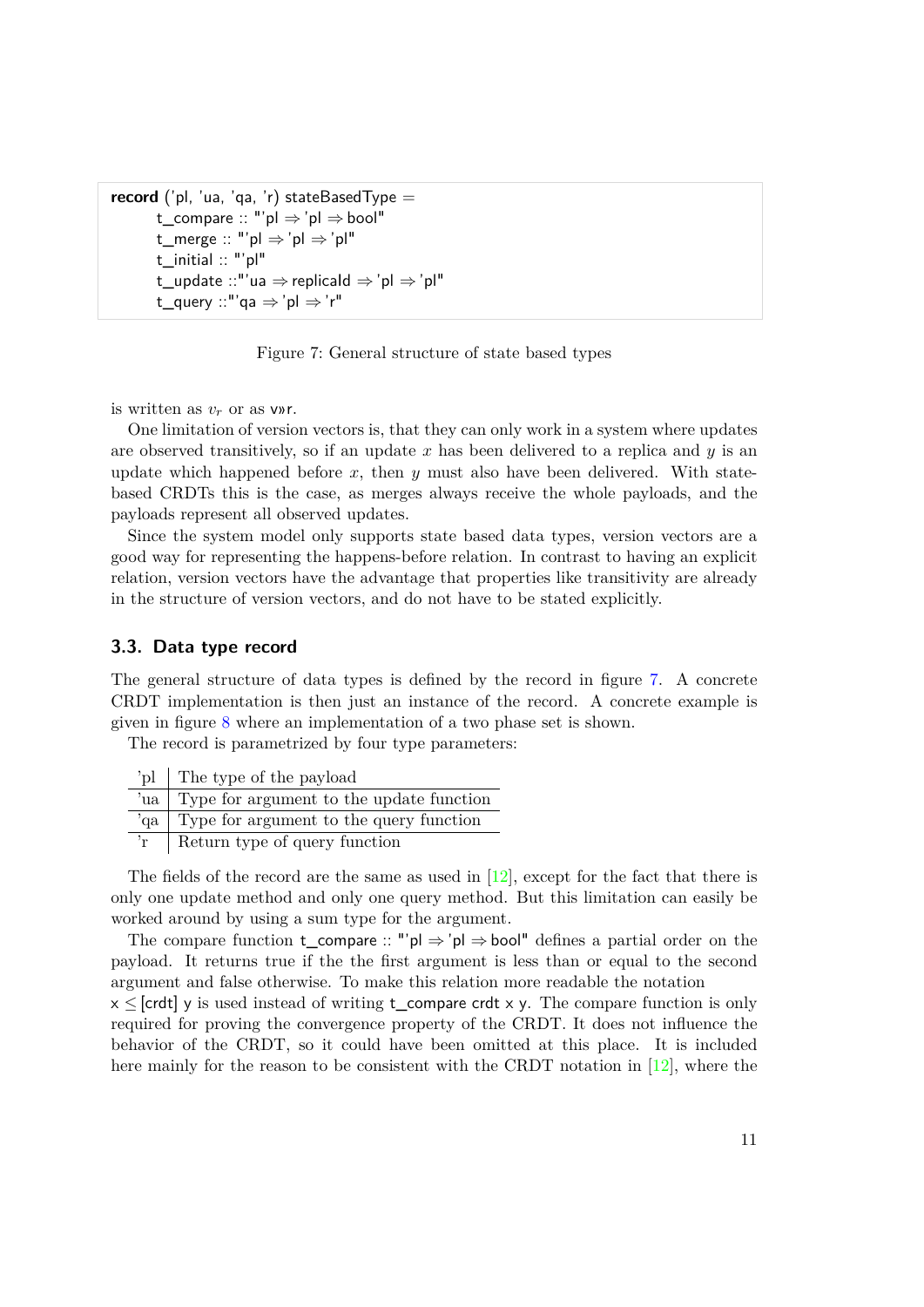```
record ('pl, 'ua, 'qa, 'r) stateBasedType =
    t_compare :: "'pl ⇒ 'pl ⇒ bool"
    t_merge :: "'pl ⇒ 'pl ⇒ 'pl"
    t_initial :: "'pl"
    t_update ::"'ua ⇒ replicaId ⇒ 'pl ⇒ 'pl"
    t_query ::"'qa ⇒ 'pl ⇒ 'r"
```

Figure 7: General structure of state based types

is written as $v_r$ or as v»r.

One limitation of version vectors is, that they can only work in a system where updates are observed transitively, so if an update $x$ has been delivered to a replica and $y$ is an update which happened before $x$, then $y$ must also have been delivered. With state-based CRDTs this is the case, as merges always receive the whole payloads, and the payloads represent all observed updates.

Since the system model only supports state based data types, version vectors are a good way for representing the happens-before relation. In contrast to having an explicit relation, version vectors have the advantage that properties like transitivity are already in the structure of version vectors, and do not have to be stated explicitly.

## 3.3. Data type record

The general structure of data types is defined by the record in figure 7. A concrete CRDT implementation is then just an instance of the record. A concrete example is given in figure 8 where an implementation of a two phase set is shown.

The record is parametrized by four type parameters:

| | |
|---|---|
| 'pl | The type of the payload |
| 'ua | Type for argument to the update function |
| 'qa | Type for argument to the query function |
| 'r | Return type of query function |

The fields of the record are the same as used in [12], except for the fact that there is only one update method and only one query method. But this limitation can easily be worked around by using a sum type for the argument.

The compare function t_compare :: "'pl ⇒ 'pl ⇒ bool" defines a partial order on the payload. It returns true if the the first argument is less than or equal to the second argument and false otherwise. To make this relation more readable the notation x ≤[crdt] y is used instead of writing t_compare crdt x y. The compare function is only required for proving the convergence property of the CRDT. It does not influence the behavior of the CRDT, so it could have been omitted at this place. It is included here mainly for the reason to be consistent with the CRDT notation in [12], where the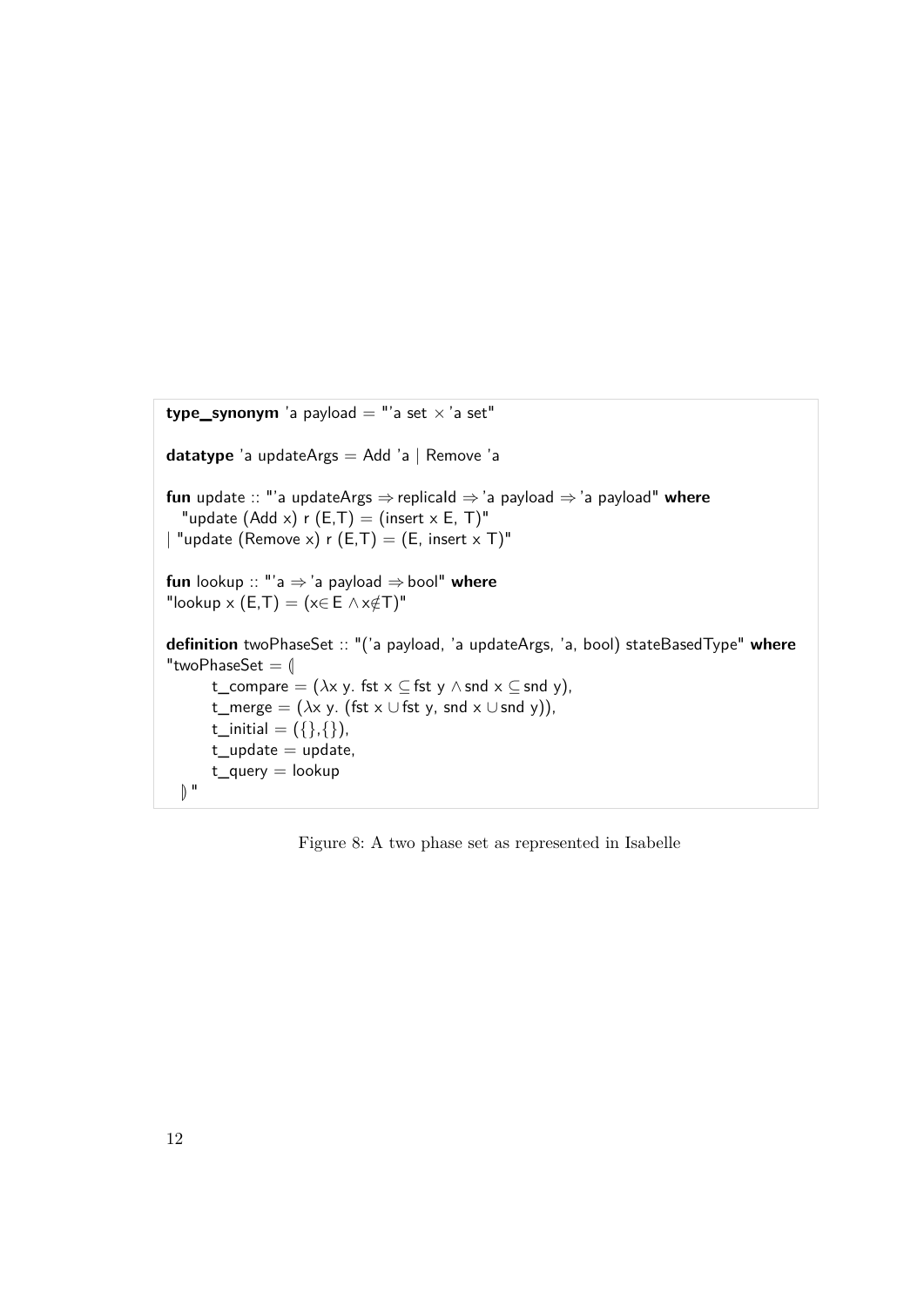```
type_synonym 'a payload = "'a set × 'a set"

datatype 'a updateArgs = Add 'a | Remove 'a

fun update :: "'a updateArgs ⇒ replicaId ⇒ 'a payload ⇒ 'a payload" where
   "update (Add x) r (E,T) = (insert x E, T)"
| "update (Remove x) r (E,T) = (E, insert x T)"

fun lookup :: "'a ⇒ 'a payload ⇒ bool" where
"lookup x (E,T) = (x∈E ∧ x∉T)"

definition twoPhaseSet :: "('a payload, 'a updateArgs, 'a, bool) stateBasedType" where
"twoPhaseSet = ⦇
      t_compare = (λx y. fst x ⊆ fst y ∧ snd x ⊆ snd y),
      t_merge = (λx y. (fst x ∪ fst y, snd x ∪ snd y)),
      t_initial = ({},{}),
      t_update = update,
      t_query = lookup
  ⦈"
```

Figure 8: A two phase set as represented in Isabelle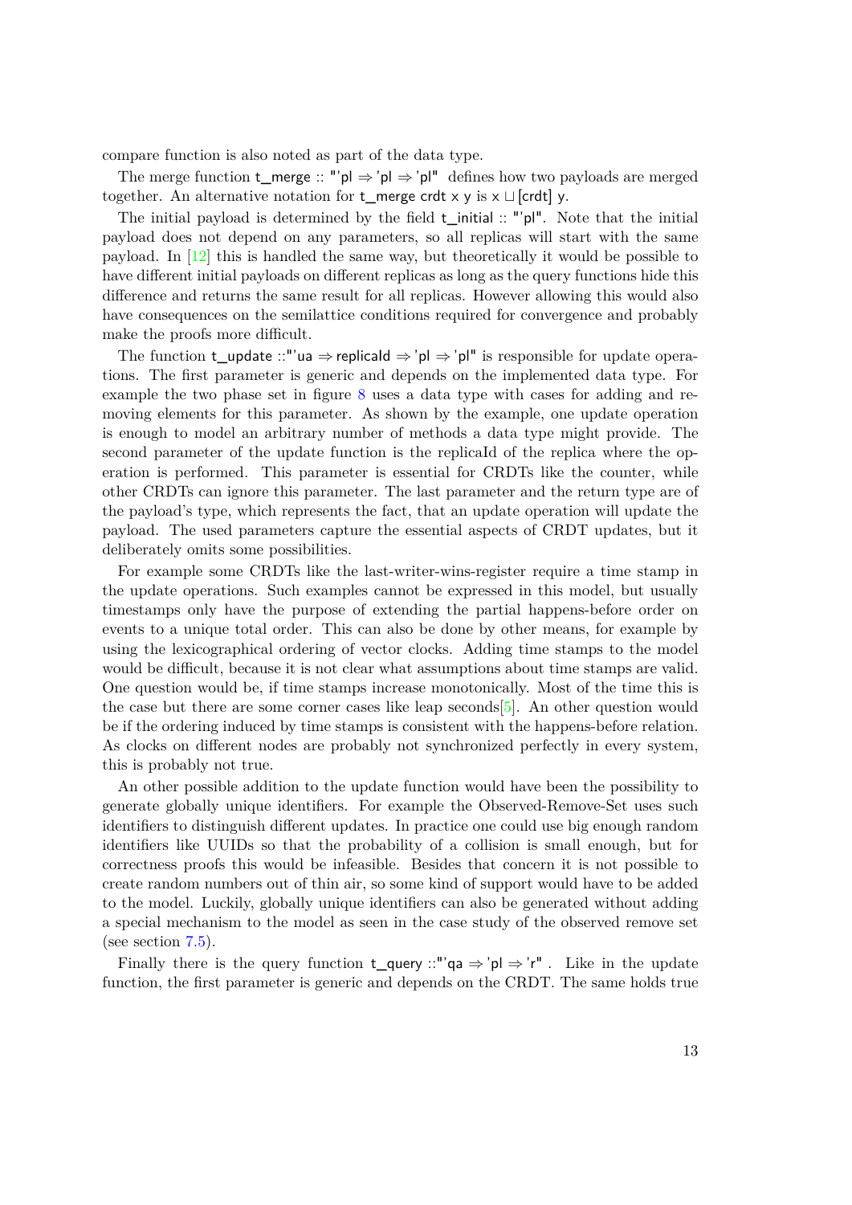compare function is also noted as part of the data type.

The merge function t_merge :: "'pl ⇒ 'pl ⇒ 'pl" defines how two payloads are merged together. An alternative notation for t_merge crdt x y is x ⊔[crdt] y.

The initial payload is determined by the field t_initial :: "'pl". Note that the initial payload does not depend on any parameters, so all replicas will start with the same payload. In [12] this is handled the same way, but theoretically it would be possible to have different initial payloads on different replicas as long as the query functions hide this difference and returns the same result for all replicas. However allowing this would also have consequences on the semilattice conditions required for convergence and probably make the proofs more difficult.

The function t_update ::"'ua ⇒ replicaId ⇒ 'pl ⇒ 'pl" is responsible for update operations. The first parameter is generic and depends on the implemented data type. For example the two phase set in figure 8 uses a data type with cases for adding and removing elements for this parameter. As shown by the example, one update operation is enough to model an arbitrary number of methods a data type might provide. The second parameter of the update function is the replicaId of the replica where the operation is performed. This parameter is essential for CRDTs like the counter, while other CRDTs can ignore this parameter. The last parameter and the return type are of the payload's type, which represents the fact, that an update operation will update the payload. The used parameters capture the essential aspects of CRDT updates, but it deliberately omits some possibilities.

For example some CRDTs like the last-writer-wins-register require a time stamp in the update operations. Such examples cannot be expressed in this model, but usually timestamps only have the purpose of extending the partial happens-before order on events to a unique total order. This can also be done by other means, for example by using the lexicographical ordering of vector clocks. Adding time stamps to the model would be difficult, because it is not clear what assumptions about time stamps are valid. One question would be, if time stamps increase monotonically. Most of the time this is the case but there are some corner cases like leap seconds[5]. An other question would be if the ordering induced by time stamps is consistent with the happens-before relation. As clocks on different nodes are probably not synchronized perfectly in every system, this is probably not true.

An other possible addition to the update function would have been the possibility to generate globally unique identifiers. For example the Observed-Remove-Set uses such identifiers to distinguish different updates. In practice one could use big enough random identifiers like UUIDs so that the probability of a collision is small enough, but for correctness proofs this would be infeasible. Besides that concern it is not possible to create random numbers out of thin air, so some kind of support would have to be added to the model. Luckily, globally unique identifiers can also be generated without adding a special mechanism to the model as seen in the case study of the observed remove set (see section 7.5).

Finally there is the query function t_query ::"'qa ⇒ 'pl ⇒ 'r" . Like in the update function, the first parameter is generic and depends on the CRDT. The same holds true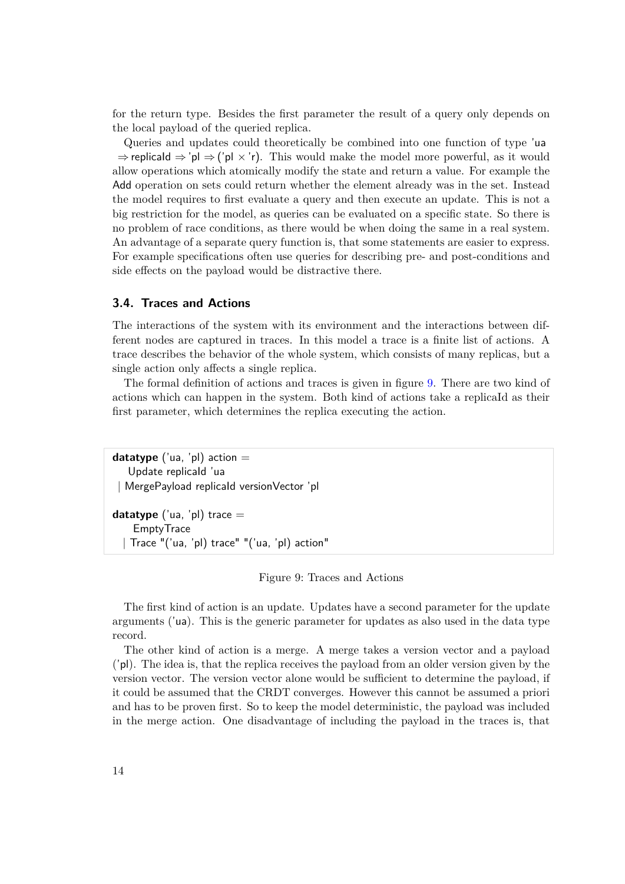for the return type. Besides the first parameter the result of a query only depends on the local payload of the queried replica.

Queries and updates could theoretically be combined into one function of type 'ua ⇒ replicaId ⇒ 'pl ⇒ ('pl × 'r). This would make the model more powerful, as it would allow operations which atomically modify the state and return a value. For example the Add operation on sets could return whether the element already was in the set. Instead the model requires to first evaluate a query and then execute an update. This is not a big restriction for the model, as queries can be evaluated on a specific state. So there is no problem of race conditions, as there would be when doing the same in a real system. An advantage of a separate query function is, that some statements are easier to express. For example specifications often use queries for describing pre- and post-conditions and side effects on the payload would be distractive there.

### 3.4. Traces and Actions

The interactions of the system with its environment and the interactions between different nodes are captured in traces. In this model a trace is a finite list of actions. A trace describes the behavior of the whole system, which consists of many replicas, but a single action only affects a single replica.

The formal definition of actions and traces is given in figure 9. There are two kind of actions which can happen in the system. Both kind of actions take a replicaId as their first parameter, which determines the replica executing the action.

```
datatype ('ua, 'pl) action =
   Update replicaId 'ua
 | MergePayload replicaId versionVector 'pl

datatype ('ua, 'pl) trace =
    EmptyTrace
  | Trace "('ua, 'pl) trace" "('ua, 'pl) action"
```

Figure 9: Traces and Actions

The first kind of action is an update. Updates have a second parameter for the update arguments ('ua). This is the generic parameter for updates as also used in the data type record.

The other kind of action is a merge. A merge takes a version vector and a payload ('pl). The idea is, that the replica receives the payload from an older version given by the version vector. The version vector alone would be sufficient to determine the payload, if it could be assumed that the CRDT converges. However this cannot be assumed a priori and has to be proven first. So to keep the model deterministic, the payload was included in the merge action. One disadvantage of including the payload in the traces is, that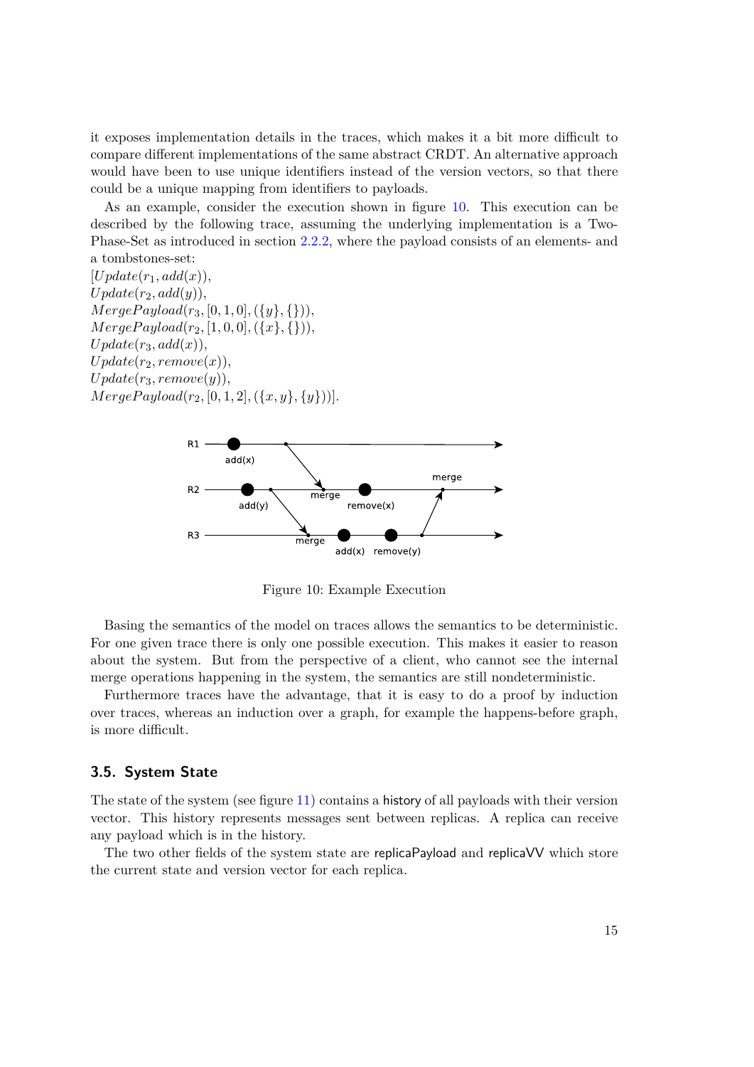it exposes implementation details in the traces, which makes it a bit more difficult to compare different implementations of the same abstract CRDT. An alternative approach would have been to use unique identifiers instead of the version vectors, so that there could be a unique mapping from identifiers to payloads.

As an example, consider the execution shown in figure 10. This execution can be described by the following trace, assuming the underlying implementation is a Two-Phase-Set as introduced in section 2.2.2, where the payload consists of an elements- and a tombstones-set:
$[Update(r_1, add(x)),$
$Update(r_2, add(y)),$
$MergePayload(r_3, [0, 1, 0], (\{y\}, \{\})),$
$MergePayload(r_2, [1, 0, 0], (\{x\}, \{\})),$
$Update(r_3, add(x)),$
$Update(r_2, remove(x)),$
$Update(r_3, remove(y)),$
$MergePayload(r_2, [0, 1, 2], (\{x, y\}, \{y\}))].$

Figure 10: Example Execution

Basing the semantics of the model on traces allows the semantics to be deterministic. For one given trace there is only one possible execution. This makes it easier to reason about the system. But from the perspective of a client, who cannot see the internal merge operations happening in the system, the semantics are still nondeterministic.

Furthermore traces have the advantage, that it is easy to do a proof by induction over traces, whereas an induction over a graph, for example the happens-before graph, is more difficult.

### 3.5. System State

The state of the system (see figure 11) contains a history of all payloads with their version vector. This history represents messages sent between replicas. A replica can receive any payload which is in the history.

The two other fields of the system state are replicaPayload and replicaVV which store the current state and version vector for each replica.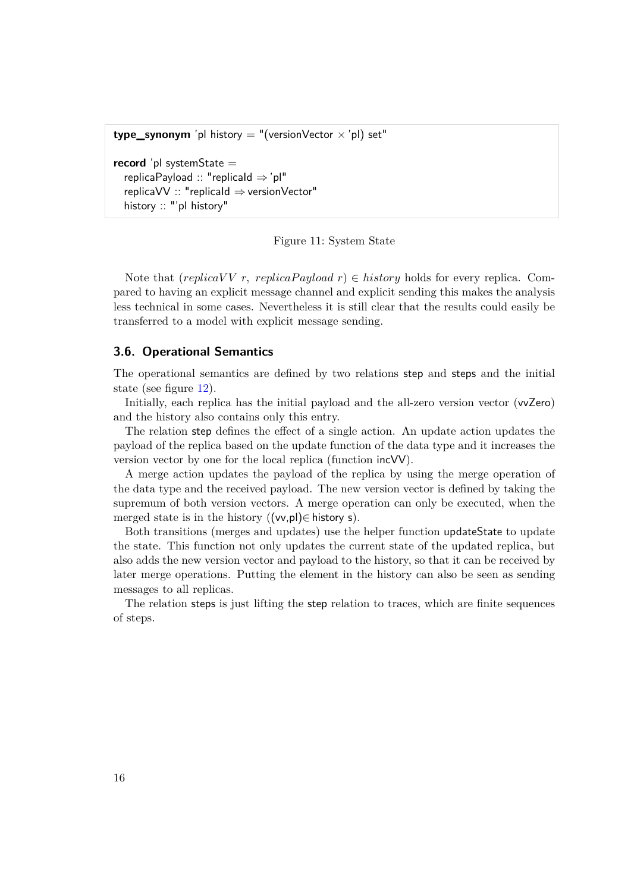```
type_synonym 'pl history = "(versionVector × 'pl) set"

record 'pl systemState =
  replicaPayload :: "replicaId ⇒ 'pl"
  replicaVV :: "replicaId ⇒ versionVector"
  history :: "'pl history"
```

Figure 11: System State

Note that $(replicaVV\ r,\ replicaPayload\ r) \in history$ holds for every replica. Compared to having an explicit message channel and explicit sending this makes the analysis less technical in some cases. Nevertheless it is still clear that the results could easily be transferred to a model with explicit message sending.

### 3.6. Operational Semantics

The operational semantics are defined by two relations step and steps and the initial state (see figure 12).

Initially, each replica has the initial payload and the all-zero version vector (vvZero) and the history also contains only this entry.

The relation step defines the effect of a single action. An update action updates the payload of the replica based on the update function of the data type and it increases the version vector by one for the local replica (function incVV).

A merge action updates the payload of the replica by using the merge operation of the data type and the received payload. The new version vector is defined by taking the supremum of both version vectors. A merge operation can only be executed, when the merged state is in the history ((vv,pl)∈ history s).

Both transitions (merges and updates) use the helper function updateState to update the state. This function not only updates the current state of the updated replica, but also adds the new version vector and payload to the history, so that it can be received by later merge operations. Putting the element in the history can also be seen as sending messages to all replicas.

The relation steps is just lifting the step relation to traces, which are finite sequences of steps.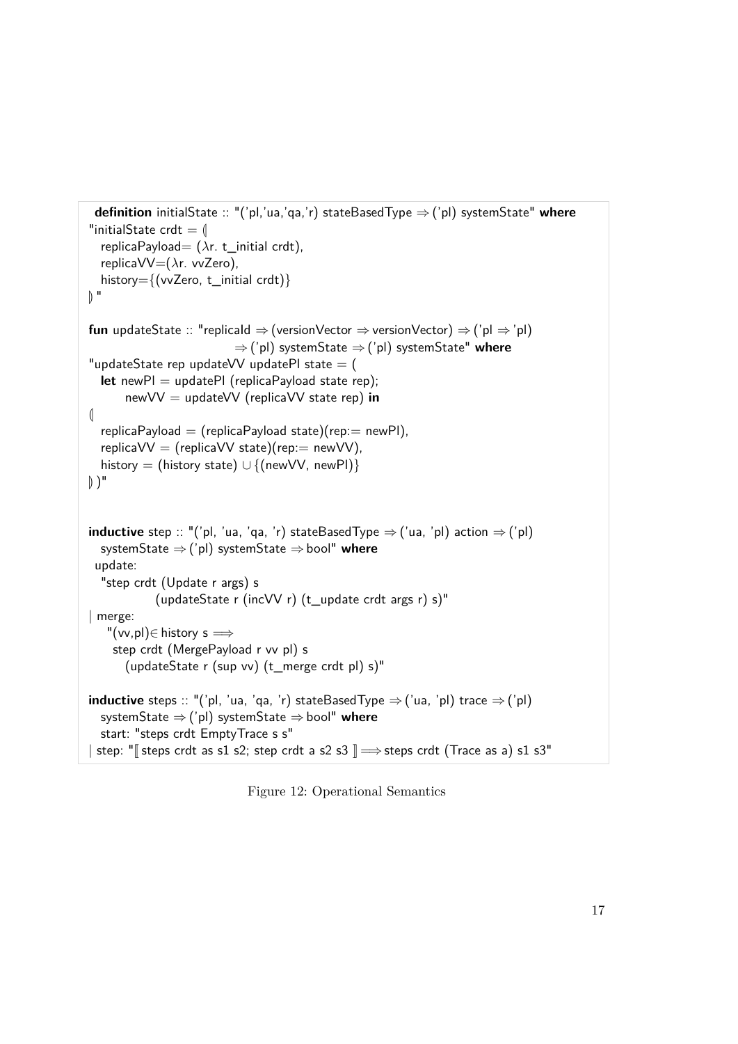```
definition initialState :: "('pl,'ua,'qa,'r) stateBasedType ⇒ ('pl) systemState" where
"initialState crdt = ⦇
  replicaPayload= (λr. t_initial crdt),
  replicaVV=(λr. vvZero),
  history={(vvZero, t_initial crdt)}
⦈"

fun updateState :: "replicaId ⇒ (versionVector ⇒ versionVector) ⇒ ('pl ⇒ 'pl)
                               ⇒ ('pl) systemState ⇒ ('pl) systemState" where
"updateState rep updateVV updatePl state = (
  let newPl = updatePl (replicaPayload state rep);
       newVV = updateVV (replicaVV state rep) in
⦇
  replicaPayload = (replicaPayload state)(rep:= newPl),
  replicaVV = (replicaVV state)(rep:= newVV),
  history = (history state) ∪ {(newVV, newPl)}
⦈ )"


inductive step :: "('pl, 'ua, 'qa, 'r) stateBasedType ⇒ ('ua, 'pl) action ⇒ ('pl)
  systemState ⇒ ('pl) systemState ⇒ bool" where
 update:
  "step crdt (Update r args) s
             (updateState r (incVV r) (t_update crdt args r) s)"
| merge:
    "(vv,pl)∈ history s ⟹
     step crdt (MergePayload r vv pl) s
        (updateState r (sup vv) (t_merge crdt pl) s)"

inductive steps :: "('pl, 'ua, 'qa, 'r) stateBasedType ⇒ ('ua, 'pl) trace ⇒ ('pl)
  systemState ⇒ ('pl) systemState ⇒ bool" where
  start: "steps crdt EmptyTrace s s"
| step: "⟦ steps crdt as s1 s2; step crdt a s2 s3 ⟧ ⟹ steps crdt (Trace as a) s1 s3"
```

Figure 12: Operational Semantics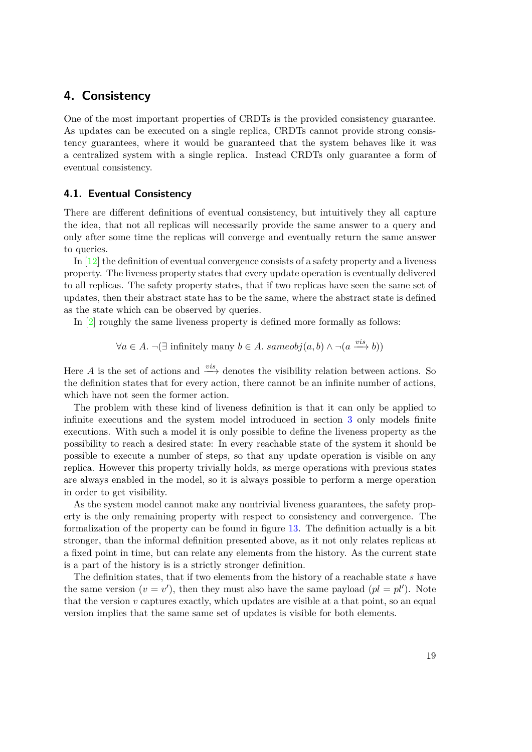# 4. Consistency

One of the most important properties of CRDTs is the provided consistency guarantee. As updates can be executed on a single replica, CRDTs cannot provide strong consistency guarantees, where it would be guaranteed that the system behaves like it was a centralized system with a single replica. Instead CRDTs only guarantee a form of eventual consistency.

## 4.1. Eventual Consistency

There are different definitions of eventual consistency, but intuitively they all capture the idea, that not all replicas will necessarily provide the same answer to a query and only after some time the replicas will converge and eventually return the same answer to queries.

In [12] the definition of eventual convergence consists of a safety property and a liveness property. The liveness property states that every update operation is eventually delivered to all replicas. The safety property states, that if two replicas have seen the same set of updates, then their abstract state has to be the same, where the abstract state is defined as the state which can be observed by queries.

In [2] roughly the same liveness property is defined more formally as follows:

$$\forall a \in A.\ \neg(\exists \text{ infinitely many } b \in A.\ \mathit{sameobj}(a, b) \wedge \neg(a \xrightarrow{vis} b))$$

Here $A$ is the set of actions and $\xrightarrow{vis}$ denotes the visibility relation between actions. So the definition states that for every action, there cannot be an infinite number of actions, which have not seen the former action.

The problem with these kind of liveness definition is that it can only be applied to infinite executions and the system model introduced in section 3 only models finite executions. With such a model it is only possible to define the liveness property as the possibility to reach a desired state: In every reachable state of the system it should be possible to execute a number of steps, so that any update operation is visible on any replica. However this property trivially holds, as merge operations with previous states are always enabled in the model, so it is always possible to perform a merge operation in order to get visibility.

As the system model cannot make any nontrivial liveness guarantees, the safety property is the only remaining property with respect to consistency and convergence. The formalization of the property can be found in figure 13. The definition actually is a bit stronger, than the informal definition presented above, as it not only relates replicas at a fixed point in time, but can relate any elements from the history. As the current state is a part of the history is is a strictly stronger definition.

The definition states, that if two elements from the history of a reachable state $s$ have the same version ($v = v'$), then they must also have the same payload ($pl = pl'$). Note that the version $v$ captures exactly, which updates are visible at a that point, so an equal version implies that the same same set of updates is visible for both elements.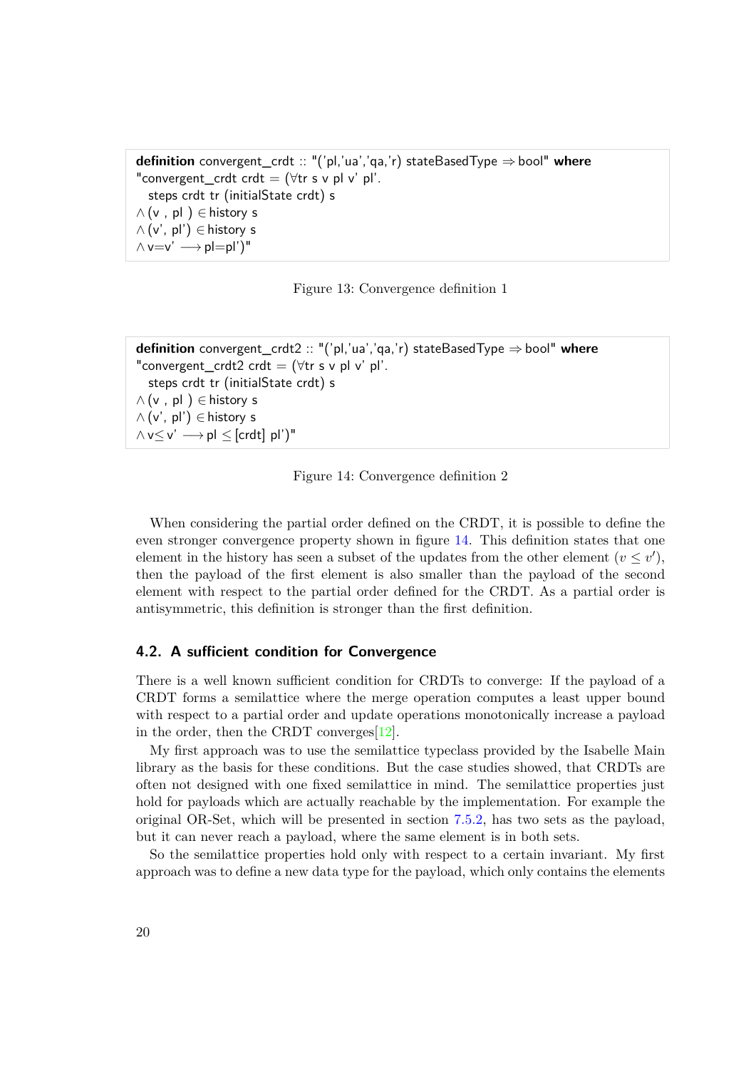```
definition convergent_crdt :: "('pl,'ua','qa,'r) stateBasedType ⇒ bool" where
"convergent_crdt crdt = (∀tr s v pl v' pl'.
  steps crdt tr (initialState crdt) s
∧ (v , pl ) ∈ history s
∧ (v', pl') ∈ history s
∧ v=v' ⟶ pl=pl')"
```

Figure 13: Convergence definition 1

```
definition convergent_crdt2 :: "('pl,'ua','qa,'r) stateBasedType ⇒ bool" where
"convergent_crdt2 crdt = (∀tr s v pl v' pl'.
  steps crdt tr (initialState crdt) s
∧ (v , pl ) ∈ history s
∧ (v', pl') ∈ history s
∧ v≤ v' ⟶ pl ≤ [crdt] pl')"
```

Figure 14: Convergence definition 2

When considering the partial order defined on the CRDT, it is possible to define the even stronger convergence property shown in figure 14. This definition states that one element in the history has seen a subset of the updates from the other element ($v \leq v'$), then the payload of the first element is also smaller than the payload of the second element with respect to the partial order defined for the CRDT. As a partial order is antisymmetric, this definition is stronger than the first definition.

## 4.2. A sufficient condition for Convergence

There is a well known sufficient condition for CRDTs to converge: If the payload of a CRDT forms a semilattice where the merge operation computes a least upper bound with respect to a partial order and update operations monotonically increase a payload in the order, then the CRDT converges[12].

My first approach was to use the semilattice typeclass provided by the Isabelle Main library as the basis for these conditions. But the case studies showed, that CRDTs are often not designed with one fixed semilattice in mind. The semilattice properties just hold for payloads which are actually reachable by the implementation. For example the original OR-Set, which will be presented in section 7.5.2, has two sets as the payload, but it can never reach a payload, where the same element is in both sets.

So the semilattice properties hold only with respect to a certain invariant. My first approach was to define a new data type for the payload, which only contains the elements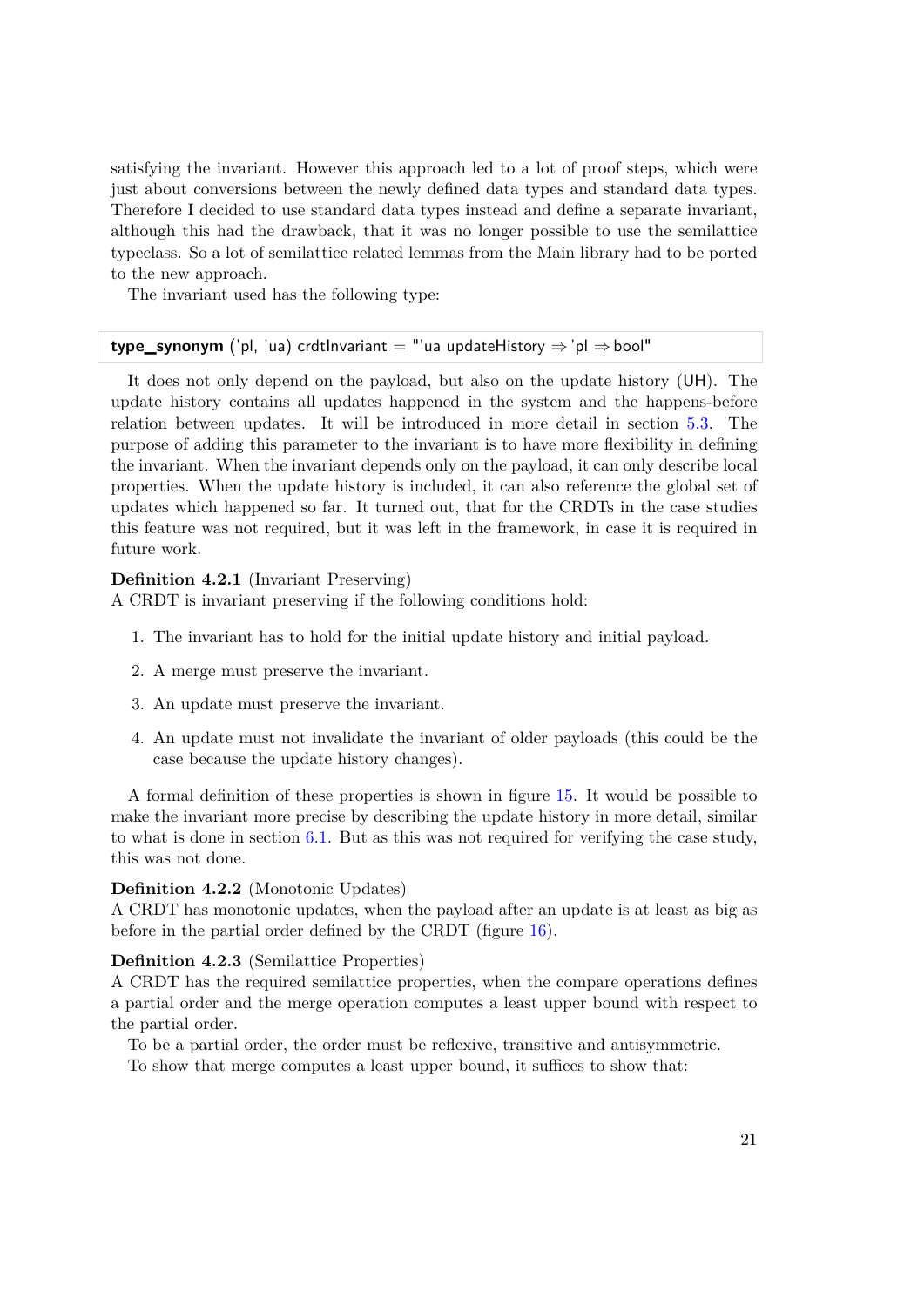satisfying the invariant. However this approach led to a lot of proof steps, which were just about conversions between the newly defined data types and standard data types. Therefore I decided to use standard data types instead and define a separate invariant, although this had the drawback, that it was no longer possible to use the semilattice typeclass. So a lot of semilattice related lemmas from the Main library had to be ported to the new approach.

The invariant used has the following type:

```
type_synonym ('pl, 'ua) crdtInvariant = "'ua updateHistory ⇒ 'pl ⇒ bool"
```

It does not only depend on the payload, but also on the update history (UH). The update history contains all updates happened in the system and the happens-before relation between updates. It will be introduced in more detail in section 5.3. The purpose of adding this parameter to the invariant is to have more flexibility in defining the invariant. When the invariant depends only on the payload, it can only describe local properties. When the update history is included, it can also reference the global set of updates which happened so far. It turned out, that for the CRDTs in the case studies this feature was not required, but it was left in the framework, in case it is required in future work.

**Definition 4.2.1** (Invariant Preserving)
A CRDT is invariant preserving if the following conditions hold:

1. The invariant has to hold for the initial update history and initial payload.
2. A merge must preserve the invariant.
3. An update must preserve the invariant.
4. An update must not invalidate the invariant of older payloads (this could be the case because the update history changes).

A formal definition of these properties is shown in figure 15. It would be possible to make the invariant more precise by describing the update history in more detail, similar to what is done in section 6.1. But as this was not required for verifying the case study, this was not done.

**Definition 4.2.2** (Monotonic Updates)
A CRDT has monotonic updates, when the payload after an update is at least as big as before in the partial order defined by the CRDT (figure 16).

**Definition 4.2.3** (Semilattice Properties)
A CRDT has the required semilattice properties, when the compare operations defines a partial order and the merge operation computes a least upper bound with respect to the partial order.

To be a partial order, the order must be reflexive, transitive and antisymmetric.

To show that merge computes a least upper bound, it suffices to show that: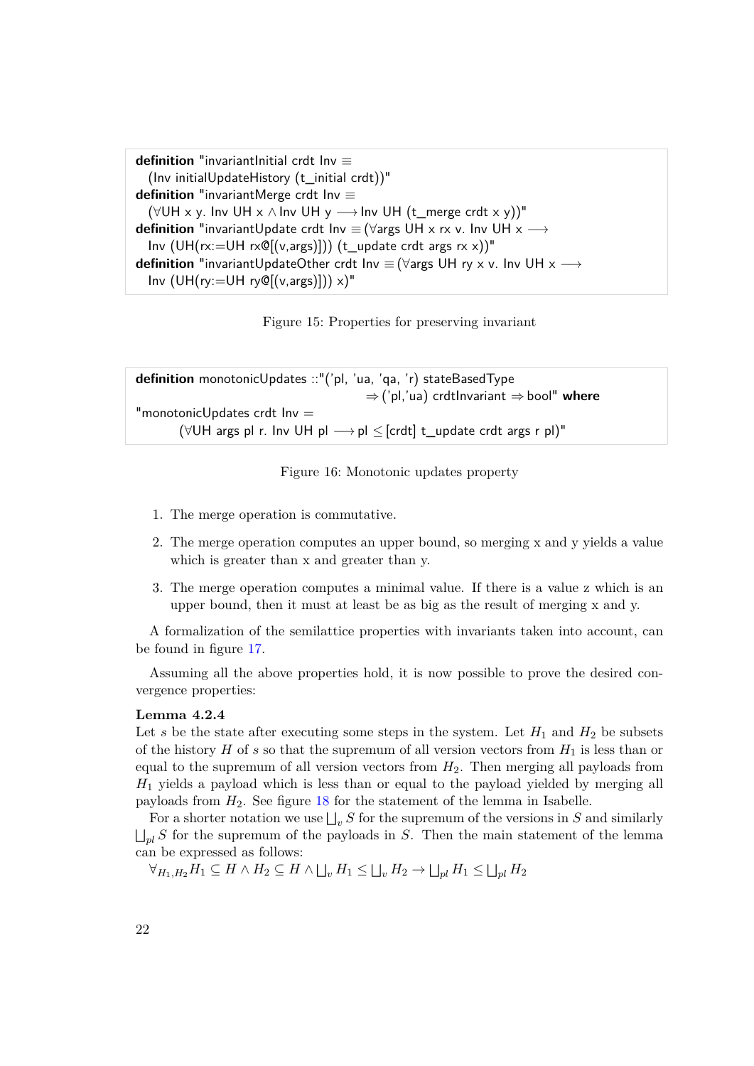```
definition "invariantInitial crdt Inv ≡
  (Inv initialUpdateHistory (t_initial crdt))"
definition "invariantMerge crdt Inv ≡
  (∀UH x y. Inv UH x ∧ Inv UH y ⟶ Inv UH (t_merge crdt x y))"
definition "invariantUpdate crdt Inv ≡ (∀args UH x rx v. Inv UH x ⟶
  Inv (UH(rx:=UH rx@[(v,args)])) (t_update crdt args rx x))"
definition "invariantUpdateOther crdt Inv ≡ (∀args UH ry x v. Inv UH x ⟶
  Inv (UH(ry:=UH ry@[(v,args)])) x)"
```

Figure 15: Properties for preserving invariant

```
definition monotonicUpdates ::"('pl, 'ua, 'qa, 'r) stateBasedType
                                        ⇒ ('pl,'ua) crdtInvariant ⇒ bool" where
"monotonicUpdates crdt Inv =
        (∀UH args pl r. Inv UH pl ⟶ pl ≤[crdt] t_update crdt args r pl)"
```

Figure 16: Monotonic updates property

1. The merge operation is commutative.
2. The merge operation computes an upper bound, so merging x and y yields a value which is greater than x and greater than y.
3. The merge operation computes a minimal value. If there is a value z which is an upper bound, then it must at least be as big as the result of merging x and y.

A formalization of the semilattice properties with invariants taken into account, can be found in figure 17.

Assuming all the above properties hold, it is now possible to prove the desired convergence properties:

**Lemma 4.2.4**
Let $s$ be the state after executing some steps in the system. Let $H_1$ and $H_2$ be subsets of the history $H$ of $s$ so that the supremum of all version vectors from $H_1$ is less than or equal to the supremum of all version vectors from $H_2$. Then merging all payloads from $H_1$ yields a payload which is less than or equal to the payload yielded by merging all payloads from $H_2$. See figure 18 for the statement of the lemma in Isabelle.

For a shorter notation we use $\bigsqcup_v S$ for the supremum of the versions in $S$ and similarly $\bigsqcup_{pl} S$ for the supremum of the payloads in $S$. Then the main statement of the lemma can be expressed as follows:

$\forall_{H_1,H_2} H_1 \subseteq H \wedge H_2 \subseteq H \wedge \bigsqcup_v H_1 \leq \bigsqcup_v H_2 \rightarrow \bigsqcup_{pl} H_1 \leq \bigsqcup_{pl} H_2$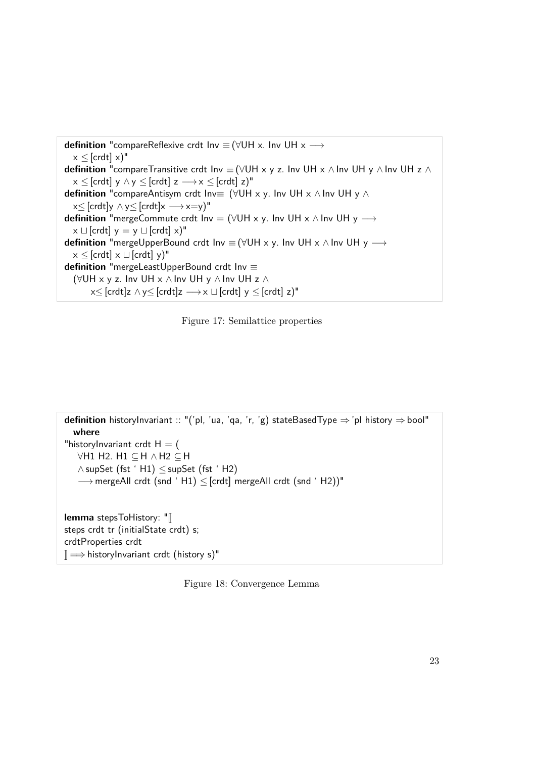```
definition "compareReflexive crdt Inv ≡ (∀UH x. Inv UH x ⟶
  x ≤ [crdt] x)"
definition "compareTransitive crdt Inv ≡ (∀UH x y z. Inv UH x ∧ Inv UH y ∧ Inv UH z ∧
  x ≤ [crdt] y ∧ y ≤ [crdt] z ⟶ x ≤ [crdt] z)"
definition "compareAntisym crdt Inv≡ (∀UH x y. Inv UH x ∧ Inv UH y ∧
  x≤ [crdt]y ∧ y≤ [crdt]x ⟶ x=y)"
definition "mergeCommute crdt Inv = (∀UH x y. Inv UH x ∧ Inv UH y ⟶
  x ⊔ [crdt] y = y ⊔ [crdt] x)"
definition "mergeUpperBound crdt Inv ≡ (∀UH x y. Inv UH x ∧ Inv UH y ⟶
  x ≤ [crdt] x ⊔ [crdt] y)"
definition "mergeLeastUpperBound crdt Inv ≡
  (∀UH x y z. Inv UH x ∧ Inv UH y ∧ Inv UH z ∧
      x≤ [crdt]z ∧ y≤ [crdt]z ⟶ x ⊔ [crdt] y ≤ [crdt] z)"
```

Figure 17: Semilattice properties

```
definition historyInvariant :: "('pl, 'ua, 'qa, 'r, 'g) stateBasedType ⇒ 'pl history ⇒ bool"
  where
"historyInvariant crdt H = (
    ∀H1 H2. H1 ⊆ H ∧ H2 ⊆ H
    ∧ supSet (fst ` H1) ≤ supSet (fst ` H2)
    ⟶ mergeAll crdt (snd ` H1) ≤ [crdt] mergeAll crdt (snd ` H2))"


lemma stepsToHistory: "⟦
steps crdt tr (initialState crdt) s;
crdtProperties crdt
⟧ ⟹ historyInvariant crdt (history s)"
```

Figure 18: Convergence Lemma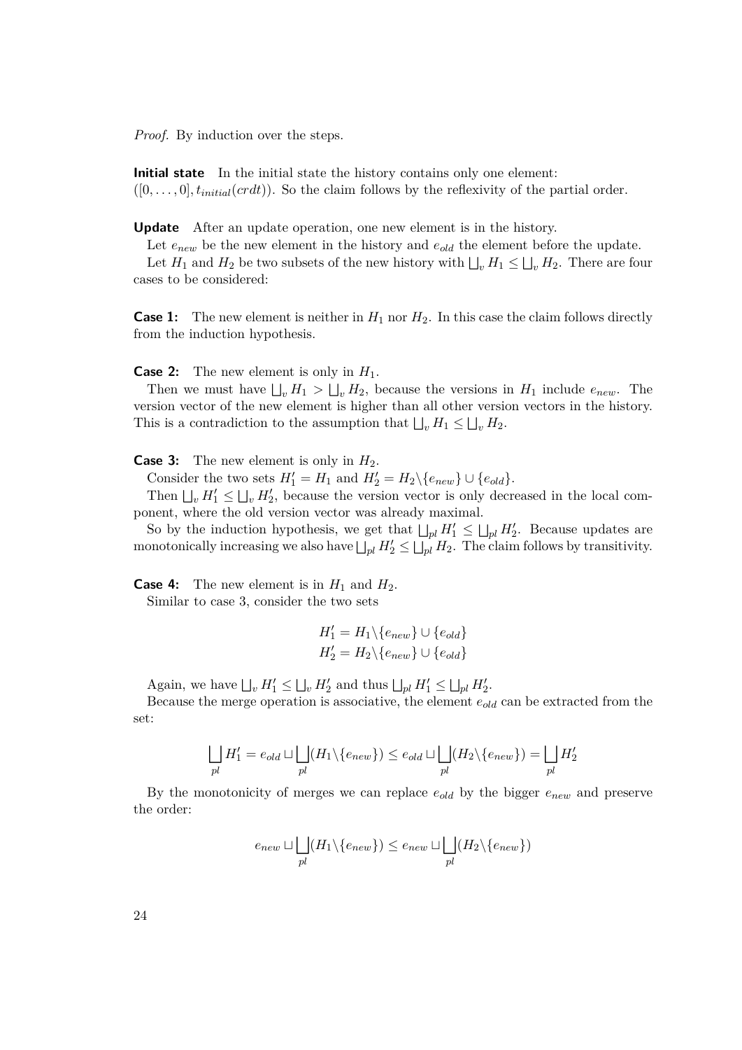*Proof.* By induction over the steps.

**Initial state** In the initial state the history contains only one element: $([0, \ldots, 0], t_{initial}(crdt))$. So the claim follows by the reflexivity of the partial order.

**Update** After an update operation, one new element is in the history.

Let $e_{new}$ be the new element in the history and $e_{old}$ the element before the update.

Let $H_1$ and $H_2$ be two subsets of the new history with $\bigsqcup_v H_1 \leq \bigsqcup_v H_2$. There are four cases to be considered:

**Case 1:** The new element is neither in $H_1$ nor $H_2$. In this case the claim follows directly from the induction hypothesis.

**Case 2:** The new element is only in $H_1$.

Then we must have $\bigsqcup_v H_1 > \bigsqcup_v H_2$, because the versions in $H_1$ include $e_{new}$. The version vector of the new element is higher than all other version vectors in the history. This is a contradiction to the assumption that $\bigsqcup_v H_1 \leq \bigsqcup_v H_2$.

**Case 3:** The new element is only in $H_2$.

Consider the two sets $H_1' = H_1$ and $H_2' = H_2 \backslash \{e_{new}\} \cup \{e_{old}\}$.

Then $\bigsqcup_v H_1' \leq \bigsqcup_v H_2'$, because the version vector is only decreased in the local component, where the old version vector was already maximal.

So by the induction hypothesis, we get that $\bigsqcup_{pl} H_1' \leq \bigsqcup_{pl} H_2'$. Because updates are monotonically increasing we also have $\bigsqcup_{pl} H_2' \leq \bigsqcup_{pl} H_2$. The claim follows by transitivity.

**Case 4:** The new element is in $H_1$ and $H_2$.

Similar to case 3, consider the two sets

$$
\begin{aligned}
H_1' &= H_1 \backslash \{e_{new}\} \cup \{e_{old}\} \\
H_2' &= H_2 \backslash \{e_{new}\} \cup \{e_{old}\}
\end{aligned}
$$

Again, we have $\bigsqcup_v H_1' \leq \bigsqcup_v H_2'$ and thus $\bigsqcup_{pl} H_1' \leq \bigsqcup_{pl} H_2'$.

Because the merge operation is associative, the element $e_{old}$ can be extracted from the set:

$$
\bigsqcup_{pl} H_1' = e_{old} \sqcup \bigsqcup_{pl} (H_1 \backslash \{e_{new}\}) \leq e_{old} \sqcup \bigsqcup_{pl} (H_2 \backslash \{e_{new}\}) = \bigsqcup_{pl} H_2'
$$

By the monotonicity of merges we can replace $e_{old}$ by the bigger $e_{new}$ and preserve the order:

$$
e_{new} \sqcup \bigsqcup_{pl} (H_1 \backslash \{e_{new}\}) \leq e_{new} \sqcup \bigsqcup_{pl} (H_2 \backslash \{e_{new}\})
$$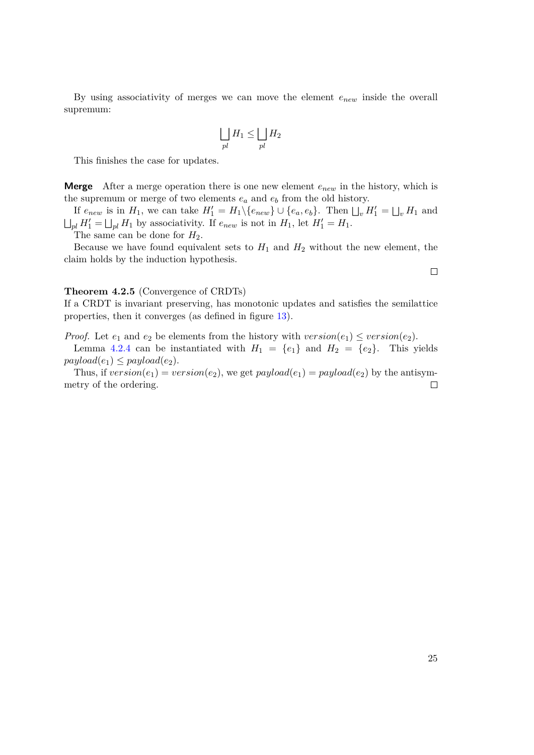By using associativity of merges we can move the element $e_{new}$ inside the overall supremum:

$$\bigsqcup_{pl} H_1 \leq \bigsqcup_{pl} H_2$$

This finishes the case for updates.

**Merge** After a merge operation there is one new element $e_{new}$ in the history, which is the supremum or merge of two elements $e_a$ and $e_b$ from the old history.

If $e_{new}$ is in $H_1$, we can take $H_1' = H_1 \backslash \{e_{new}\} \cup \{e_a, e_b\}$. Then $\bigsqcup_v H_1' = \bigsqcup_v H_1$ and $\bigsqcup_{pl} H_1' = \bigsqcup_{pl} H_1$ by associativity. If $e_{new}$ is not in $H_1$, let $H_1' = H_1$.

The same can be done for $H_2$.

Because we have found equivalent sets to $H_1$ and $H_2$ without the new element, the claim holds by the induction hypothesis.

□

**Theorem 4.2.5** (Convergence of CRDTs)
If a CRDT is invariant preserving, has monotonic updates and satisfies the semilattice properties, then it converges (as defined in figure 13).

*Proof.* Let $e_1$ and $e_2$ be elements from the history with $version(e_1) \leq version(e_2)$.

Lemma 4.2.4 can be instantiated with $H_1 = \{e_1\}$ and $H_2 = \{e_2\}$. This yields $payload(e_1) \leq payload(e_2)$.

Thus, if $version(e_1) = version(e_2)$, we get $payload(e_1) = payload(e_2)$ by the antisymmetry of the ordering. □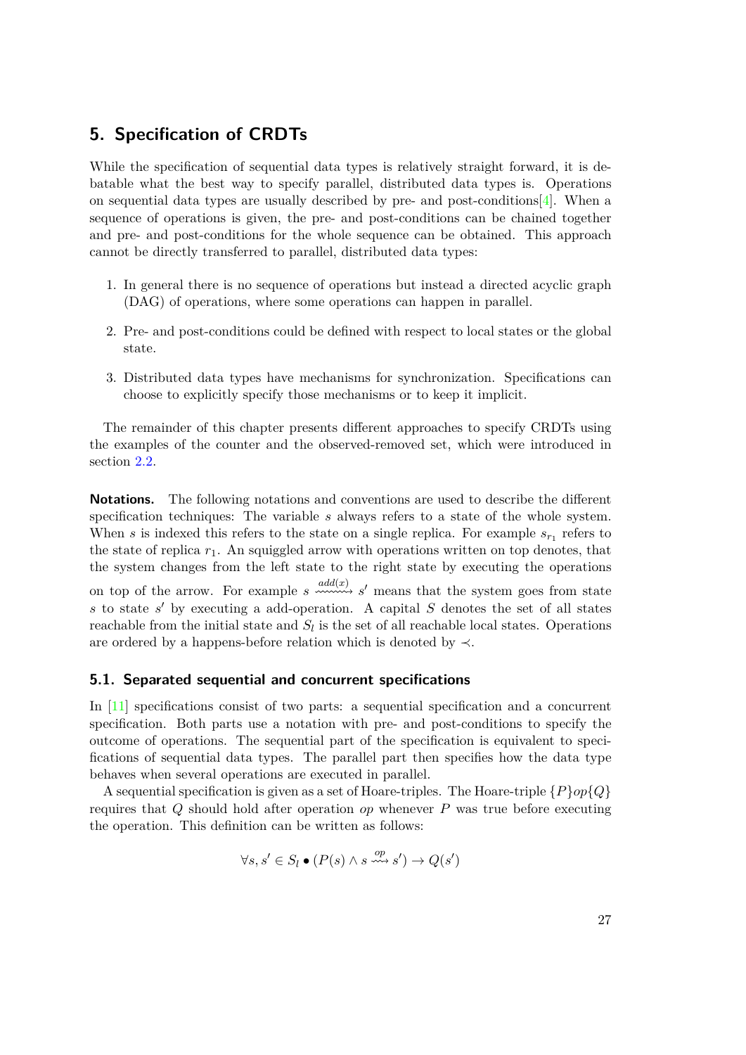# 5. Specification of CRDTs

While the specification of sequential data types is relatively straight forward, it is debatable what the best way to specify parallel, distributed data types is. Operations on sequential data types are usually described by pre- and post-conditions[4]. When a sequence of operations is given, the pre- and post-conditions can be chained together and pre- and post-conditions for the whole sequence can be obtained. This approach cannot be directly transferred to parallel, distributed data types:

1. In general there is no sequence of operations but instead a directed acyclic graph (DAG) of operations, where some operations can happen in parallel.
2. Pre- and post-conditions could be defined with respect to local states or the global state.
3. Distributed data types have mechanisms for synchronization. Specifications can choose to explicitly specify those mechanisms or to keep it implicit.

The remainder of this chapter presents different approaches to specify CRDTs using the examples of the counter and the observed-removed set, which were introduced in section 2.2.

**Notations.** The following notations and conventions are used to describe the different specification techniques: The variable $s$ always refers to a state of the whole system. When $s$ is indexed this refers to the state on a single replica. For example $s_{r_1}$ refers to the state of replica $r_1$. An squiggled arrow with operations written on top denotes, that the system changes from the left state to the right state by executing the operations on top of the arrow. For example $s \overset{add(x)}{\rightsquigarrow} s'$ means that the system goes from state $s$ to state $s'$ by executing a add-operation. A capital $S$ denotes the set of all states reachable from the initial state and $S_l$ is the set of all reachable local states. Operations are ordered by a happens-before relation which is denoted by $\prec$.

## 5.1. Separated sequential and concurrent specifications

In [11] specifications consist of two parts: a sequential specification and a concurrent specification. Both parts use a notation with pre- and post-conditions to specify the outcome of operations. The sequential part of the specification is equivalent to specifications of sequential data types. The parallel part then specifies how the data type behaves when several operations are executed in parallel.

A sequential specification is given as a set of Hoare-triples. The Hoare-triple $\{P\}op\{Q\}$ requires that $Q$ should hold after operation $op$ whenever $P$ was true before executing the operation. This definition can be written as follows:

$$\forall s, s' \in S_l \bullet (P(s) \land s \overset{op}{\rightsquigarrow} s') \rightarrow Q(s')$$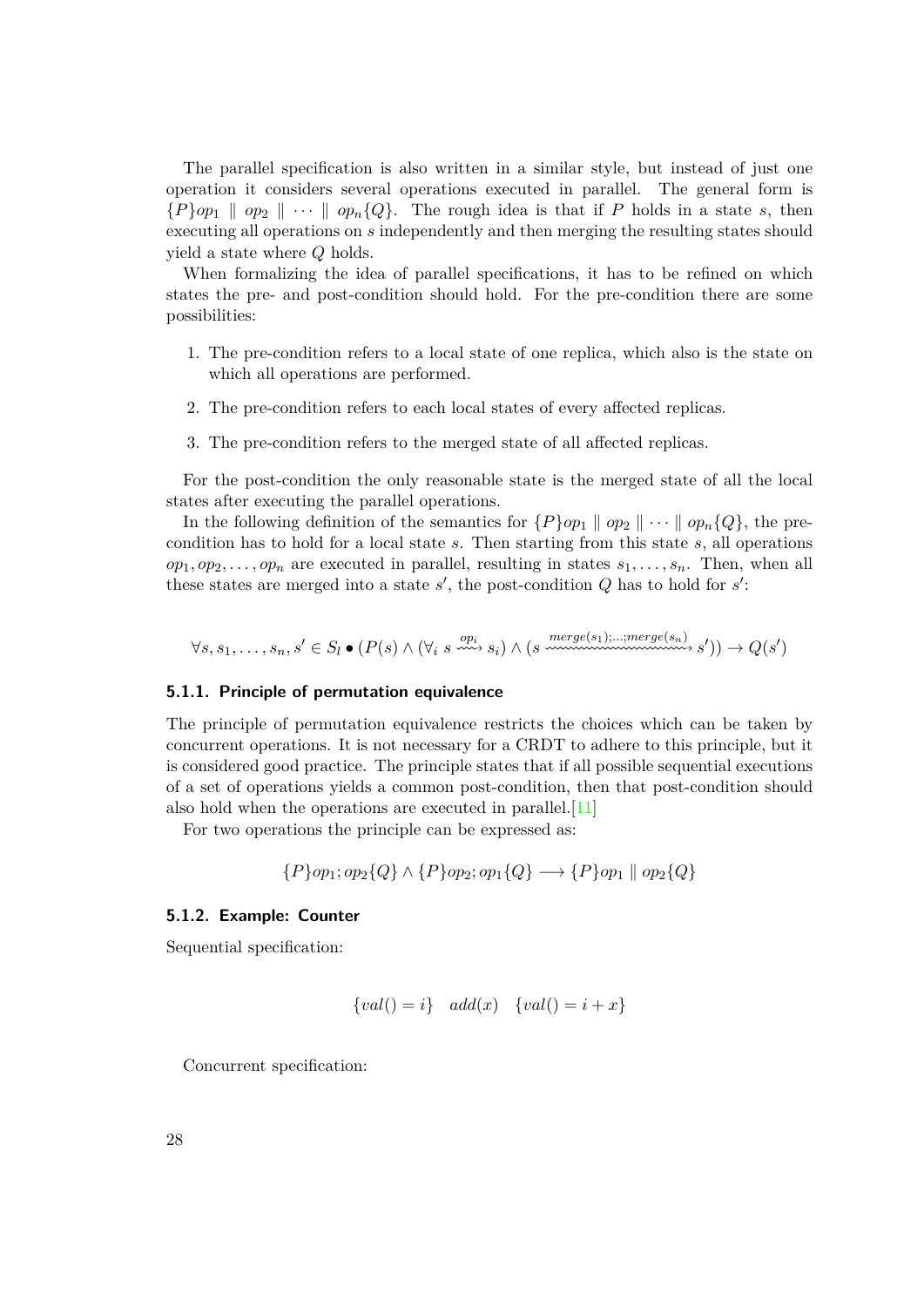The parallel specification is also written in a similar style, but instead of just one operation it considers several operations executed in parallel. The general form is $\{P\}op_1 \parallel op_2 \parallel \cdots \parallel op_n\{Q\}$. The rough idea is that if $P$ holds in a state $s$, then executing all operations on $s$ independently and then merging the resulting states should yield a state where $Q$ holds.

When formalizing the idea of parallel specifications, it has to be refined on which states the pre- and post-condition should hold. For the pre-condition there are some possibilities:

1. The pre-condition refers to a local state of one replica, which also is the state on which all operations are performed.
2. The pre-condition refers to each local states of every affected replicas.
3. The pre-condition refers to the merged state of all affected replicas.

For the post-condition the only reasonable state is the merged state of all the local states after executing the parallel operations.

In the following definition of the semantics for $\{P\}op_1 \parallel op_2 \parallel \cdots \parallel op_n\{Q\}$, the pre-condition has to hold for a local state $s$. Then starting from this state $s$, all operations $op_1, op_2, \ldots, op_n$ are executed in parallel, resulting in states $s_1, \ldots, s_n$. Then, when all these states are merged into a state $s'$, the post-condition $Q$ has to hold for $s'$:

$$\forall s, s_1, \ldots, s_n, s' \in S_l \bullet (P(s) \land (\forall_i\ s \xrightarrow{op_i} s_i) \land (s \xrightarrow{merge(s_1);\ldots;merge(s_n)} s')) \rightarrow Q(s')$$

### 5.1.1. Principle of permutation equivalence

The principle of permutation equivalence restricts the choices which can be taken by concurrent operations. It is not necessary for a CRDT to adhere to this principle, but it is considered good practice. The principle states that if all possible sequential executions of a set of operations yields a common post-condition, then that post-condition should also hold when the operations are executed in parallel.[11]

For two operations the principle can be expressed as:

$$\{P\}op_1; op_2\{Q\} \land \{P\}op_2; op_1\{Q\} \longrightarrow \{P\}op_1 \parallel op_2\{Q\}$$

### 5.1.2. Example: Counter

Sequential specification:

$$\{val() = i\} \quad add(x) \quad \{val() = i + x\}$$

Concurrent specification: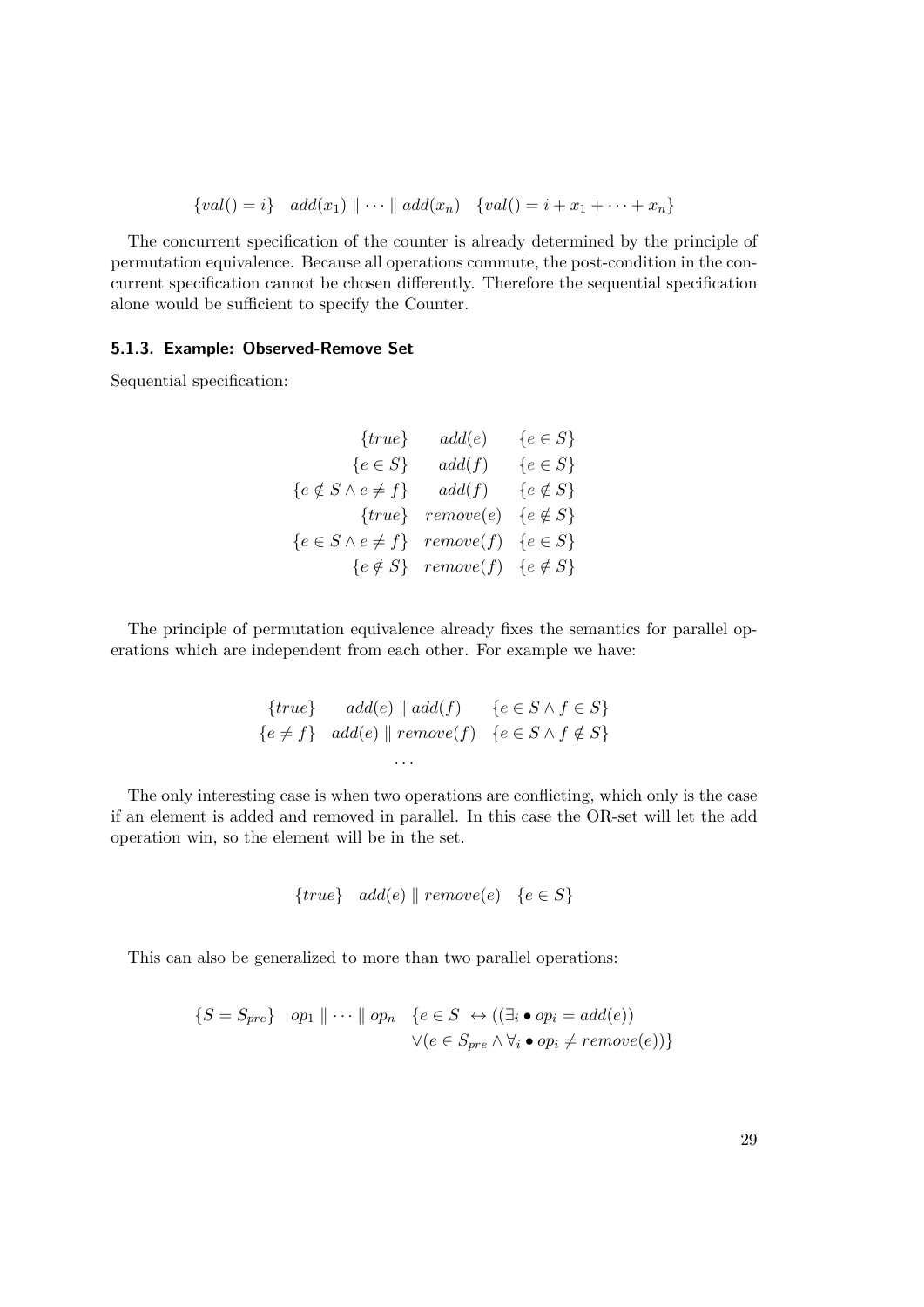$$\{val() = i\} \quad add(x_1) \parallel \cdots \parallel add(x_n) \quad \{val() = i + x_1 + \cdots + x_n\}$$

The concurrent specification of the counter is already determined by the principle of permutation equivalence. Because all operations commute, the post-condition in the concurrent specification cannot be chosen differently. Therefore the sequential specification alone would be sufficient to specify the Counter.

### 5.1.3. Example: Observed-Remove Set

Sequential specification:

$$\begin{array}{rcl}
\{true\} & add(e) & \{e \in S\} \\
\{e \in S\} & add(f) & \{e \in S\} \\
\{e \notin S \land e \neq f\} & add(f) & \{e \notin S\} \\
\{true\} & remove(e) & \{e \notin S\} \\
\{e \in S \land e \neq f\} & remove(f) & \{e \in S\} \\
\{e \notin S\} & remove(f) & \{e \notin S\}
\end{array}$$

The principle of permutation equivalence already fixes the semantics for parallel operations which are independent from each other. For example we have:

$$\begin{array}{rcl}
\{true\} & add(e) \parallel add(f) & \{e \in S \land f \in S\} \\
\{e \neq f\} & add(e) \parallel remove(f) & \{e \in S \land f \notin S\} \\
 & \cdots &
\end{array}$$

The only interesting case is when two operations are conflicting, which only is the case if an element is added and removed in parallel. In this case the OR-set will let the add operation win, so the element will be in the set.

$$\{true\} \quad add(e) \parallel remove(e) \quad \{e \in S\}$$

This can also be generalized to more than two parallel operations:

$$\begin{array}{rl}
\{S = S_{pre}\} \quad op_1 \parallel \cdots \parallel op_n & \{e \in S \leftrightarrow ((\exists_i \bullet op_i = add(e)) \\
 & \lor (e \in S_{pre} \land \forall_i \bullet op_i \neq remove(e))\}
\end{array}$$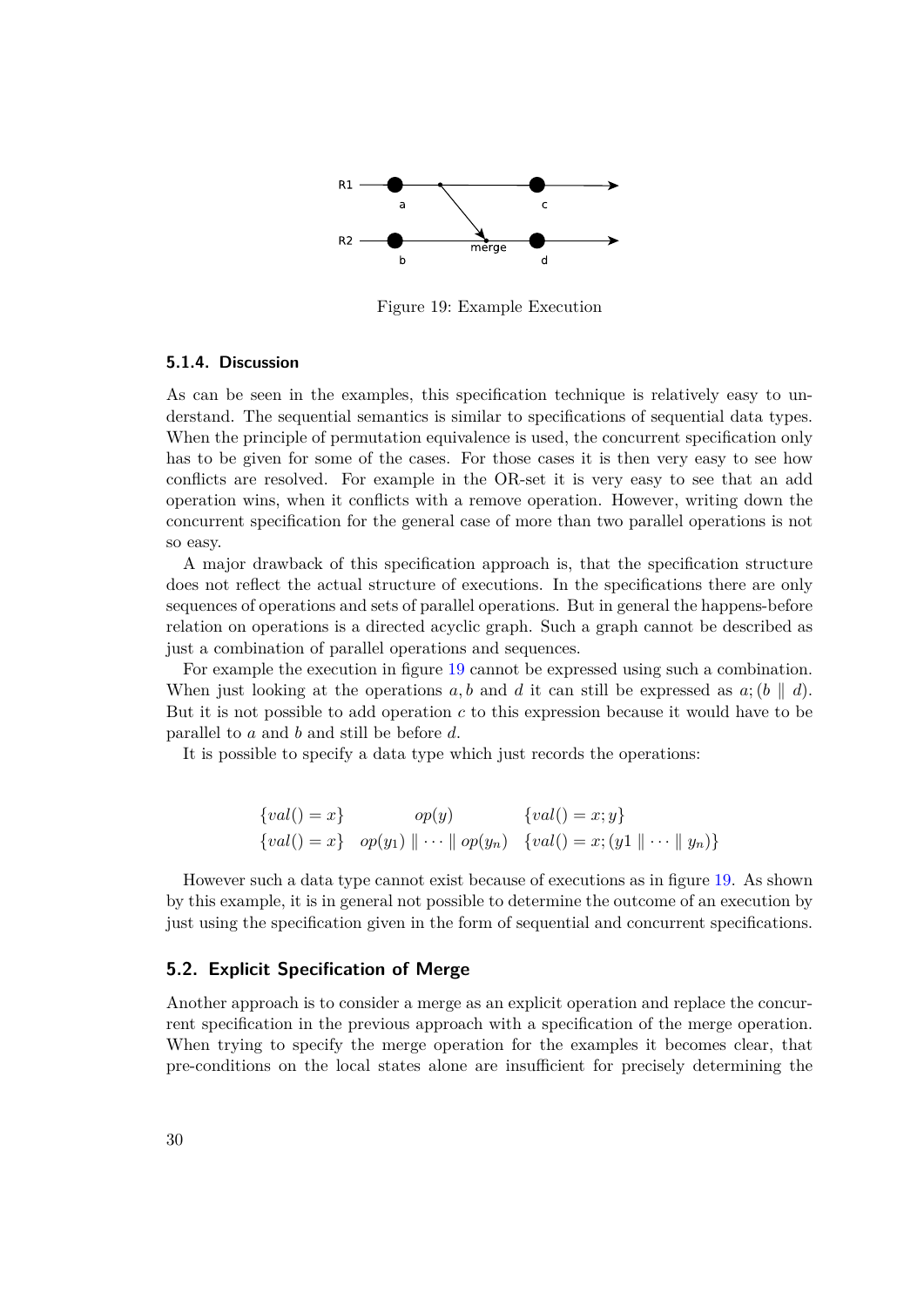Figure 19: Example Execution

### 5.1.4. Discussion

As can be seen in the examples, this specification technique is relatively easy to understand. The sequential semantics is similar to specifications of sequential data types. When the principle of permutation equivalence is used, the concurrent specification only has to be given for some of the cases. For those cases it is then very easy to see how conflicts are resolved. For example in the OR-set it is very easy to see that an add operation wins, when it conflicts with a remove operation. However, writing down the concurrent specification for the general case of more than two parallel operations is not so easy.

A major drawback of this specification approach is, that the specification structure does not reflect the actual structure of executions. In the specifications there are only sequences of operations and sets of parallel operations. But in general the happens-before relation on operations is a directed acyclic graph. Such a graph cannot be described as just a combination of parallel operations and sequences.

For example the execution in figure 19 cannot be expressed using such a combination. When just looking at the operations $a, b$ and $d$ it can still be expressed as $a; (b \parallel d)$. But it is not possible to add operation $c$ to this expression because it would have to be parallel to $a$ and $b$ and still be before $d$.

It is possible to specify a data type which just records the operations:

$$\{val() = x\} \qquad op(y) \qquad \{val() = x; y\}$$

$$\{val() = x\} \quad op(y_1) \parallel \cdots \parallel op(y_n) \quad \{val() = x; (y1 \parallel \cdots \parallel y_n)\}$$

However such a data type cannot exist because of executions as in figure 19. As shown by this example, it is in general not possible to determine the outcome of an execution by just using the specification given in the form of sequential and concurrent specifications.

## 5.2. Explicit Specification of Merge

Another approach is to consider a merge as an explicit operation and replace the concurrent specification in the previous approach with a specification of the merge operation. When trying to specify the merge operation for the examples it becomes clear, that pre-conditions on the local states alone are insufficient for precisely determining the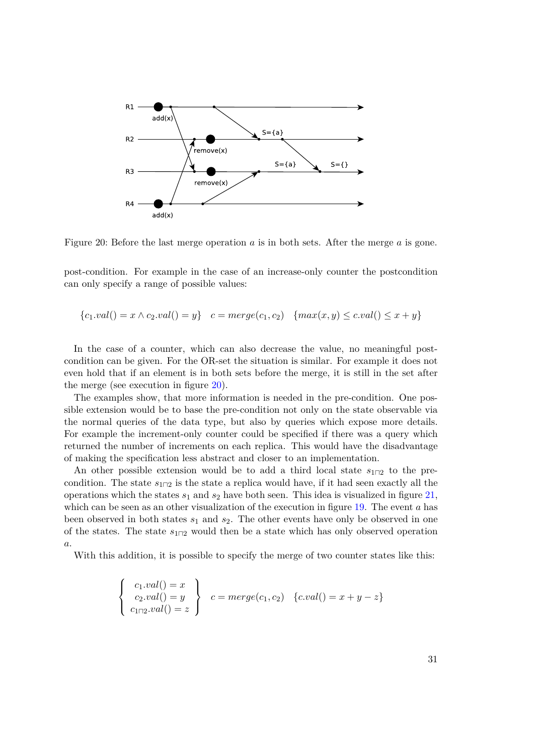Figure 20: Before the last merge operation $a$ is in both sets. After the merge $a$ is gone.

post-condition. For example in the case of an increase-only counter the postcondition can only specify a range of possible values:

$$\{c_1.val() = x \wedge c_2.val() = y\} \quad c = merge(c_1, c_2) \quad \{max(x, y) \leq c.val() \leq x + y\}$$

In the case of a counter, which can also decrease the value, no meaningful post-condition can be given. For the OR-set the situation is similar. For example it does not even hold that if an element is in both sets before the merge, it is still in the set after the merge (see execution in figure 20).

The examples show, that more information is needed in the pre-condition. One possible extension would be to base the pre-condition not only on the state observable via the normal queries of the data type, but also by queries which expose more details. For example the increment-only counter could be specified if there was a query which returned the number of increments on each replica. This would have the disadvantage of making the specification less abstract and closer to an implementation.

An other possible extension would be to add a third local state $s_{1\sqcap 2}$ to the pre-condition. The state $s_{1\sqcap 2}$ is the state a replica would have, if it had seen exactly all the operations which the states $s_1$ and $s_2$ have both seen. This idea is visualized in figure 21, which can be seen as an other visualization of the execution in figure 19. The event $a$ has been observed in both states $s_1$ and $s_2$. The other events have only be observed in one of the states. The state $s_{1\sqcap 2}$ would then be a state which has only observed operation $a$.

With this addition, it is possible to specify the merge of two counter states like this:

$$\left\{ \begin{array}{c} c_1.val() = x \\ c_2.val() = y \\ c_{1\sqcap 2}.val() = z \end{array} \right\} \quad c = merge(c_1, c_2) \quad \{c.val() = x + y - z\}$$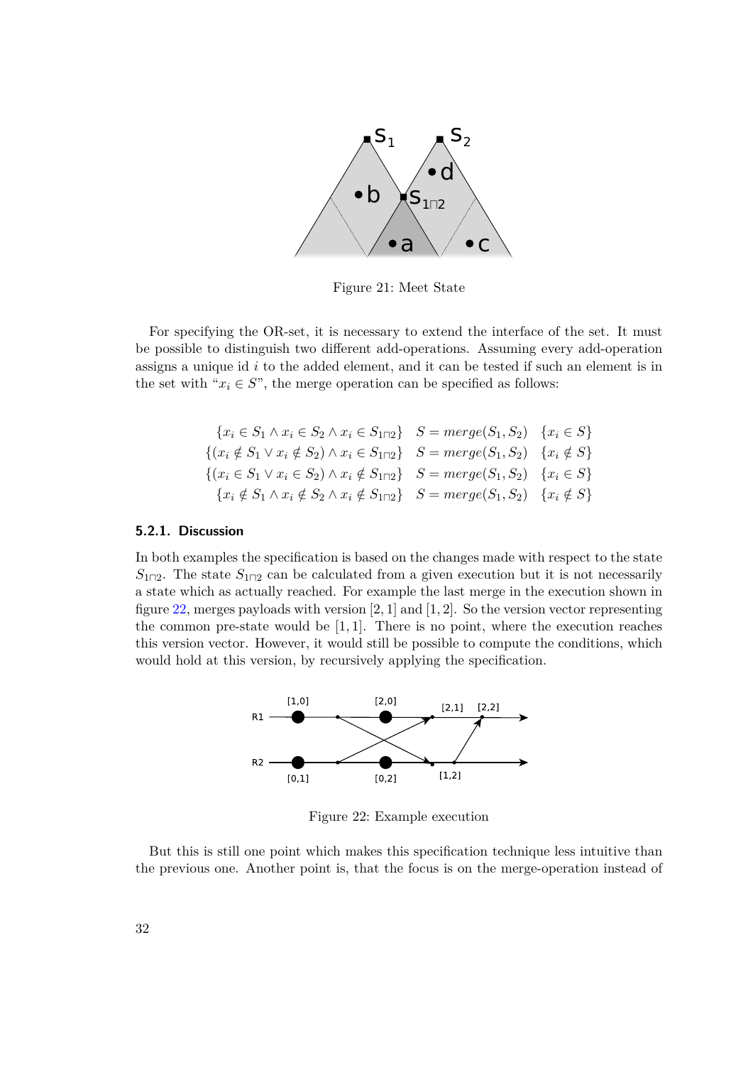Figure 21: Meet State

For specifying the OR-set, it is necessary to extend the interface of the set. It must be possible to distinguish two different add-operations. Assuming every add-operation assigns a unique id $i$ to the added element, and it can be tested if such an element is in the set with "$x_i \in S$", the merge operation can be specified as follows:

$$
\begin{aligned}
&\{x_i \in S_1 \wedge x_i \in S_2 \wedge x_i \in S_{1\sqcap 2}\} \quad S = merge(S_1, S_2) \quad \{x_i \in S\} \\
&\{(x_i \notin S_1 \vee x_i \notin S_2) \wedge x_i \in S_{1\sqcap 2}\} \quad S = merge(S_1, S_2) \quad \{x_i \notin S\} \\
&\{(x_i \in S_1 \vee x_i \in S_2) \wedge x_i \notin S_{1\sqcap 2}\} \quad S = merge(S_1, S_2) \quad \{x_i \in S\} \\
&\{x_i \notin S_1 \wedge x_i \notin S_2 \wedge x_i \notin S_{1\sqcap 2}\} \quad S = merge(S_1, S_2) \quad \{x_i \notin S\}
\end{aligned}
$$

### 5.2.1. Discussion

In both examples the specification is based on the changes made with respect to the state $S_{1\sqcap 2}$. The state $S_{1\sqcap 2}$ can be calculated from a given execution but it is not necessarily a state which as actually reached. For example the last merge in the execution shown in figure 22, merges payloads with version $[2, 1]$ and $[1, 2]$. So the version vector representing the common pre-state would be $[1, 1]$. There is no point, where the execution reaches this version vector. However, it would still be possible to compute the conditions, which would hold at this version, by recursively applying the specification.

Figure 22: Example execution

But this is still one point which makes this specification technique less intuitive than the previous one. Another point is, that the focus is on the merge-operation instead of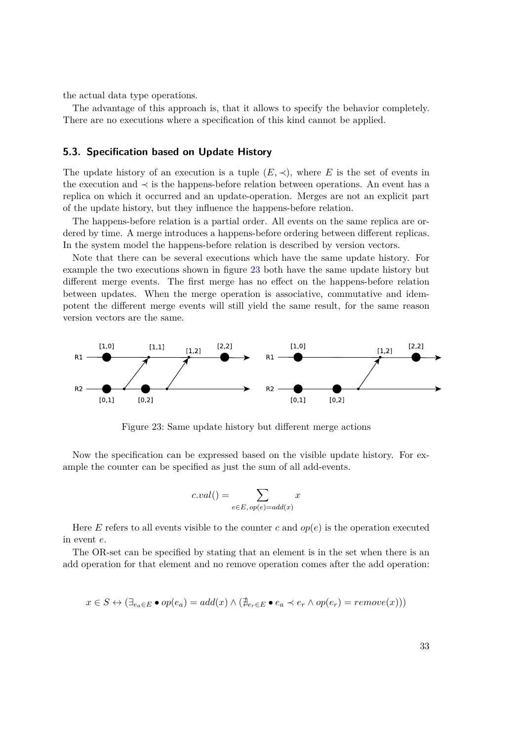the actual data type operations.

The advantage of this approach is, that it allows to specify the behavior completely. There are no executions where a specification of this kind cannot be applied.

### 5.3. Specification based on Update History

The update history of an execution is a tuple $(E, \prec)$, where $E$ is the set of events in the execution and $\prec$ is the happens-before relation between operations. An event has a replica on which it occurred and an update-operation. Merges are not an explicit part of the update history, but they influence the happens-before relation.

The happens-before relation is a partial order. All events on the same replica are ordered by time. A merge introduces a happens-before ordering between different replicas. In the system model the happens-before relation is described by version vectors.

Note that there can be several executions which have the same update history. For example the two executions shown in figure 23 both have the same update history but different merge events. The first merge has no effect on the happens-before relation between updates. When the merge operation is associative, commutative and idempotent the different merge events will still yield the same result, for the same reason version vectors are the same.

Figure 23: Same update history but different merge actions

Now the specification can be expressed based on the visible update history. For example the counter can be specified as just the sum of all add-events.

$$c.val() = \sum_{e \in E,\, op(e) = add(x)} x$$

Here $E$ refers to all events visible to the counter $c$ and $op(e)$ is the operation executed in event $e$.

The OR-set can be specified by stating that an element is in the set when there is an add operation for that element and no remove operation comes after the add operation:

$$x \in S \leftrightarrow (\exists_{e_a \in E} \bullet op(e_a) = add(x) \wedge (\nexists_{e_r \in E} \bullet e_a \prec e_r \wedge op(e_r) = remove(x)))$$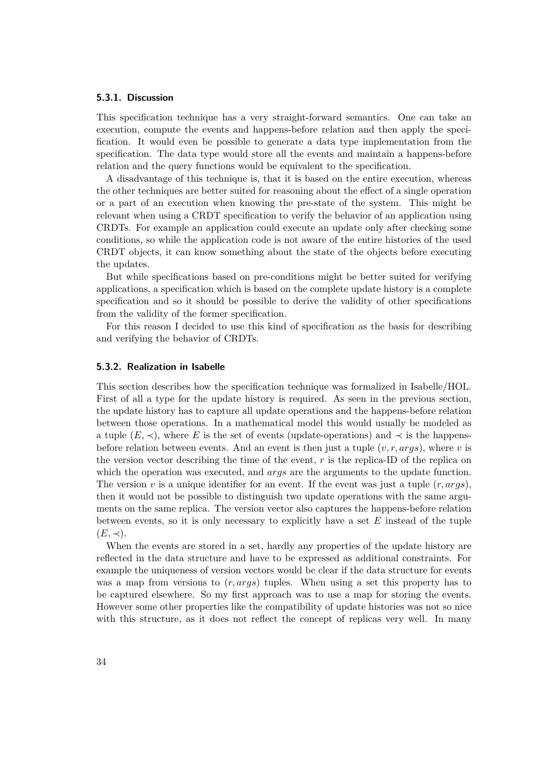### 5.3.1. Discussion

This specification technique has a very straight-forward semantics. One can take an execution, compute the events and happens-before relation and then apply the specification. It would even be possible to generate a data type implementation from the specification. The data type would store all the events and maintain a happens-before relation and the query functions would be equivalent to the specification.

A disadvantage of this technique is, that it is based on the entire execution, whereas the other techniques are better suited for reasoning about the effect of a single operation or a part of an execution when knowing the pre-state of the system. This might be relevant when using a CRDT specification to verify the behavior of an application using CRDTs. For example an application could execute an update only after checking some conditions, so while the application code is not aware of the entire histories of the used CRDT objects, it can know something about the state of the objects before executing the updates.

But while specifications based on pre-conditions might be better suited for verifying applications, a specification which is based on the complete update history is a complete specification and so it should be possible to derive the validity of other specifications from the validity of the former specification.

For this reason I decided to use this kind of specification as the basis for describing and verifying the behavior of CRDTs.

### 5.3.2. Realization in Isabelle

This section describes how the specification technique was formalized in Isabelle/HOL. First of all a type for the update history is required. As seen in the previous section, the update history has to capture all update operations and the happens-before relation between those operations. In a mathematical model this would usually be modeled as a tuple $(E, \prec)$, where $E$ is the set of events (update-operations) and $\prec$ is the happens-before relation between events. And an event is then just a tuple $(v, r, args)$, where $v$ is the version vector describing the time of the event, $r$ is the replica-ID of the replica on which the operation was executed, and $args$ are the arguments to the update function. The version $v$ is a unique identifier for an event. If the event was just a tuple $(r, args)$, then it would not be possible to distinguish two update operations with the same arguments on the same replica. The version vector also captures the happens-before relation between events, so it is only necessary to explicitly have a set $E$ instead of the tuple $(E, \prec)$.

When the events are stored in a set, hardly any properties of the update history are reflected in the data structure and have to be expressed as additional constraints. For example the uniqueness of version vectors would be clear if the data structure for events was a map from versions to $(r, args)$ tuples. When using a set this property has to be captured elsewhere. So my first approach was to use a map for storing the events. However some other properties like the compatibility of update histories was not so nice with this structure, as it does not reflect the concept of replicas very well. In many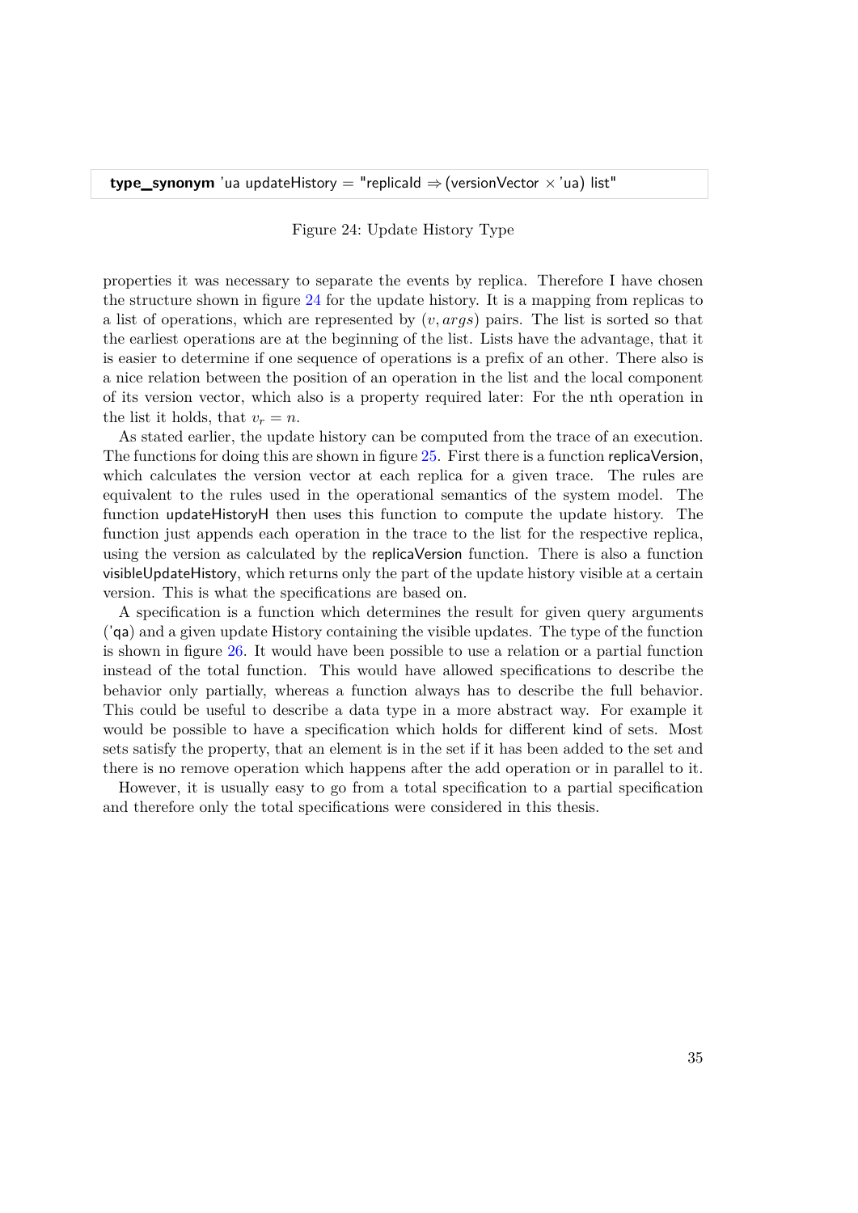```
type_synonym 'ua updateHistory = "replicaId ⇒ (versionVector × 'ua) list"
```

Figure 24: Update History Type

properties it was necessary to separate the events by replica. Therefore I have chosen the structure shown in figure 24 for the update history. It is a mapping from replicas to a list of operations, which are represented by $(v, args)$ pairs. The list is sorted so that the earliest operations are at the beginning of the list. Lists have the advantage, that it is easier to determine if one sequence of operations is a prefix of an other. There also is a nice relation between the position of an operation in the list and the local component of its version vector, which also is a property required later: For the nth operation in the list it holds, that $v_r = n$.

As stated earlier, the update history can be computed from the trace of an execution. The functions for doing this are shown in figure 25. First there is a function replicaVersion, which calculates the version vector at each replica for a given trace. The rules are equivalent to the rules used in the operational semantics of the system model. The function updateHistoryH then uses this function to compute the update history. The function just appends each operation in the trace to the list for the respective replica, using the version as calculated by the replicaVersion function. There is also a function visibleUpdateHistory, which returns only the part of the update history visible at a certain version. This is what the specifications are based on.

A specification is a function which determines the result for given query arguments ('qa) and a given update History containing the visible updates. The type of the function is shown in figure 26. It would have been possible to use a relation or a partial function instead of the total function. This would have allowed specifications to describe the behavior only partially, whereas a function always has to describe the full behavior. This could be useful to describe a data type in a more abstract way. For example it would be possible to have a specification which holds for different kind of sets. Most sets satisfy the property, that an element is in the set if it has been added to the set and there is no remove operation which happens after the add operation or in parallel to it.

However, it is usually easy to go from a total specification to a partial specification and therefore only the total specifications were considered in this thesis.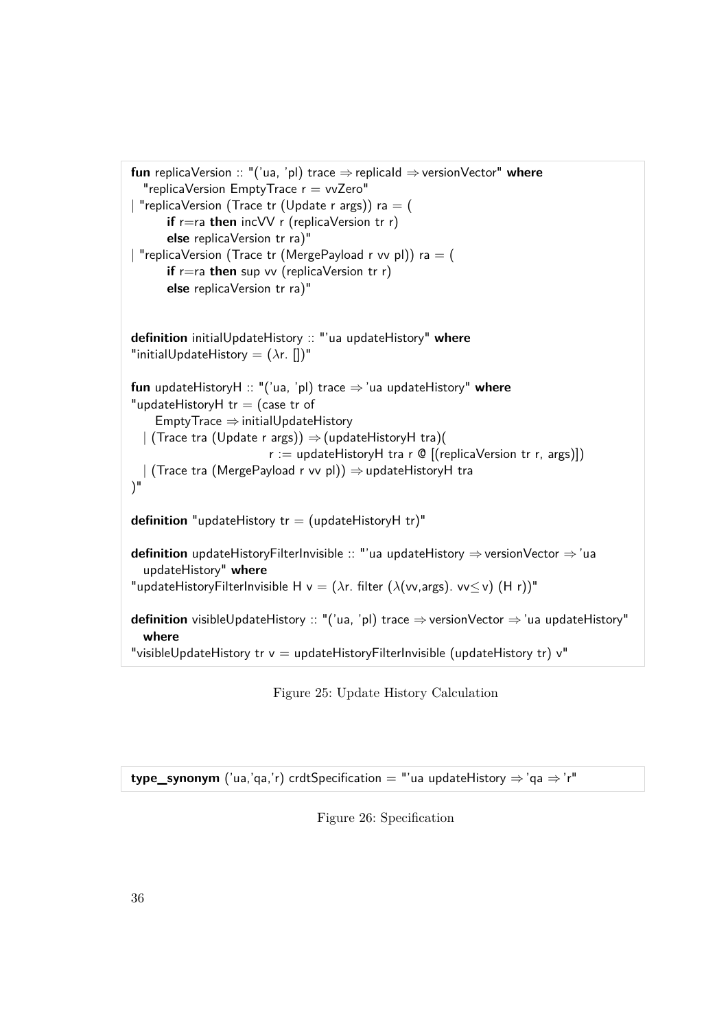```
fun replicaVersion :: "('ua, 'pl) trace ⇒ replicaId ⇒ versionVector" where
  "replicaVersion EmptyTrace r = vvZero"
| "replicaVersion (Trace tr (Update r args)) ra = (
      if r=ra then incVV r (replicaVersion tr r)
      else replicaVersion tr ra)"
| "replicaVersion (Trace tr (MergePayload r vv pl)) ra = (
      if r=ra then sup vv (replicaVersion tr r)
      else replicaVersion tr ra)"


definition initialUpdateHistory :: "'ua updateHistory" where
"initialUpdateHistory = (λr. [])"

fun updateHistoryH :: "('ua, 'pl) trace ⇒ 'ua updateHistory" where
"updateHistoryH tr = (case tr of
    EmptyTrace ⇒ initialUpdateHistory
  | (Trace tra (Update r args)) ⇒ (updateHistoryH tra)(
                         r := updateHistoryH tra r @ [(replicaVersion tr r, args)])
  | (Trace tra (MergePayload r vv pl)) ⇒ updateHistoryH tra
)"

definition "updateHistory tr = (updateHistoryH tr)"

definition updateHistoryFilterInvisible :: "'ua updateHistory ⇒ versionVector ⇒ 'ua
  updateHistory" where
"updateHistoryFilterInvisible H v = (λr. filter (λ(vv,args). vv≤ v) (H r))"

definition visibleUpdateHistory :: "('ua, 'pl) trace ⇒ versionVector ⇒ 'ua updateHistory"
  where
"visibleUpdateHistory tr v = updateHistoryFilterInvisible (updateHistory tr) v"
```

Figure 25: Update History Calculation

```
type_synonym ('ua,'qa,'r) crdtSpecification = "'ua updateHistory ⇒ 'qa ⇒ 'r"
```

Figure 26: Specification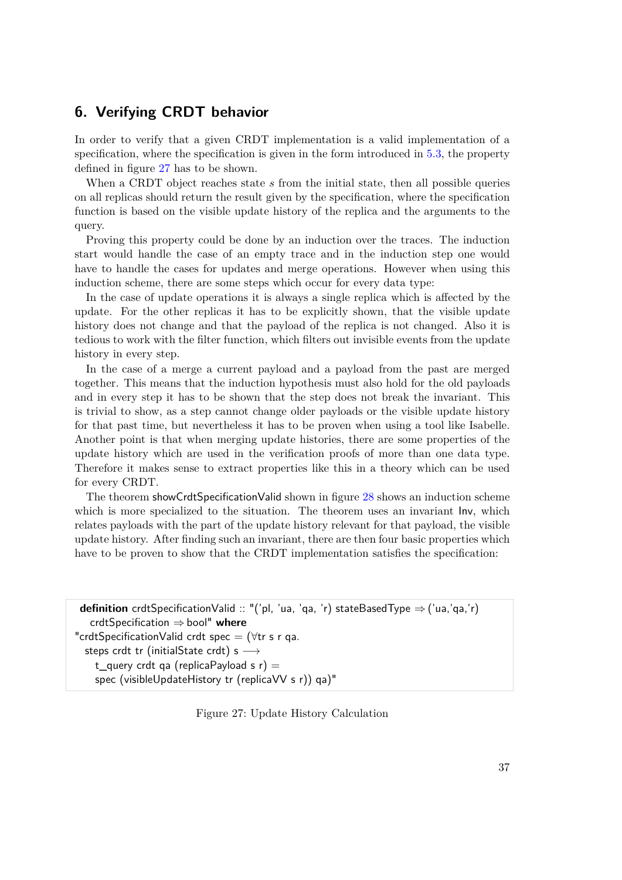# 6. Verifying CRDT behavior

In order to verify that a given CRDT implementation is a valid implementation of a specification, where the specification is given in the form introduced in 5.3, the property defined in figure 27 has to be shown.

When a CRDT object reaches state $s$ from the initial state, then all possible queries on all replicas should return the result given by the specification, where the specification function is based on the visible update history of the replica and the arguments to the query.

Proving this property could be done by an induction over the traces. The induction start would handle the case of an empty trace and in the induction step one would have to handle the cases for updates and merge operations. However when using this induction scheme, there are some steps which occur for every data type:

In the case of update operations it is always a single replica which is affected by the update. For the other replicas it has to be explicitly shown, that the visible update history does not change and that the payload of the replica is not changed. Also it is tedious to work with the filter function, which filters out invisible events from the update history in every step.

In the case of a merge a current payload and a payload from the past are merged together. This means that the induction hypothesis must also hold for the old payloads and in every step it has to be shown that the step does not break the invariant. This is trivial to show, as a step cannot change older payloads or the visible update history for that past time, but nevertheless it has to be proven when using a tool like Isabelle. Another point is that when merging update histories, there are some properties of the update history which are used in the verification proofs of more than one data type. Therefore it makes sense to extract properties like this in a theory which can be used for every CRDT.

The theorem showCrdtSpecificationValid shown in figure 28 shows an induction scheme which is more specialized to the situation. The theorem uses an invariant Inv, which relates payloads with the part of the update history relevant for that payload, the visible update history. After finding such an invariant, there are then four basic properties which have to be proven to show that the CRDT implementation satisfies the specification:

```
definition crdtSpecificationValid :: "('pl, 'ua, 'qa, 'r) stateBasedType ⇒ ('ua,'qa,'r)
   crdtSpecification ⇒ bool" where
"crdtSpecificationValid crdt spec = (∀tr s r qa.
  steps crdt tr (initialState crdt) s ⟶
     t_query crdt qa (replicaPayload s r) =
     spec (visibleUpdateHistory tr (replicaVV s r)) qa)"
```

Figure 27: Update History Calculation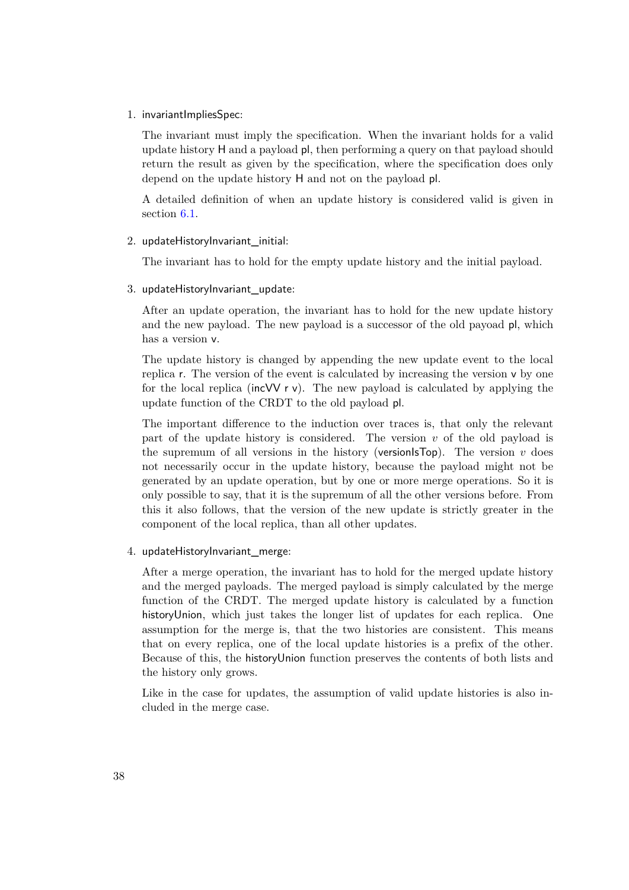1. invariantImpliesSpec:

   The invariant must imply the specification. When the invariant holds for a valid update history H and a payload pl, then performing a query on that payload should return the result as given by the specification, where the specification does only depend on the update history H and not on the payload pl.

   A detailed definition of when an update history is considered valid is given in section 6.1.

2. updateHistoryInvariant_initial:

   The invariant has to hold for the empty update history and the initial payload.

3. updateHistoryInvariant_update:

   After an update operation, the invariant has to hold for the new update history and the new payload. The new payload is a successor of the old payoad pl, which has a version v.

   The update history is changed by appending the new update event to the local replica r. The version of the event is calculated by increasing the version v by one for the local replica (incVV r v). The new payload is calculated by applying the update function of the CRDT to the old payload pl.

   The important difference to the induction over traces is, that only the relevant part of the update history is considered. The version $v$ of the old payload is the supremum of all versions in the history (versionIsTop). The version $v$ does not necessarily occur in the update history, because the payload might not be generated by an update operation, but by one or more merge operations. So it is only possible to say, that it is the supremum of all the other versions before. From this it also follows, that the version of the new update is strictly greater in the component of the local replica, than all other updates.

4. updateHistoryInvariant_merge:

   After a merge operation, the invariant has to hold for the merged update history and the merged payloads. The merged payload is simply calculated by the merge function of the CRDT. The merged update history is calculated by a function historyUnion, which just takes the longer list of updates for each replica. One assumption for the merge is, that the two histories are consistent. This means that on every replica, one of the local update histories is a prefix of the other. Because of this, the historyUnion function preserves the contents of both lists and the history only grows.

   Like in the case for updates, the assumption of valid update histories is also included in the merge case.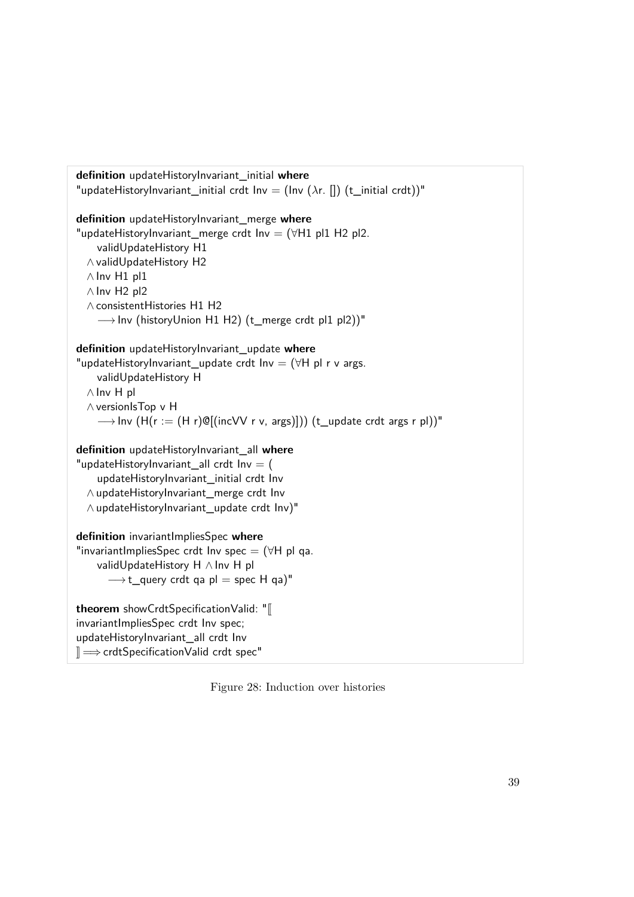```
definition updateHistoryInvariant_initial where
"updateHistoryInvariant_initial crdt Inv = (Inv (λr. []) (t_initial crdt))"

definition updateHistoryInvariant_merge where
"updateHistoryInvariant_merge crdt Inv = (∀H1 pl1 H2 pl2.
    validUpdateHistory H1
  ∧ validUpdateHistory H2
  ∧ Inv H1 pl1
  ∧ Inv H2 pl2
  ∧ consistentHistories H1 H2
    ⟶ Inv (historyUnion H1 H2) (t_merge crdt pl1 pl2))"

definition updateHistoryInvariant_update where
"updateHistoryInvariant_update crdt Inv = (∀H pl r v args.
    validUpdateHistory H
  ∧ Inv H pl
  ∧ versionIsTop v H
    ⟶ Inv (H(r := (H r)@[(incVV r v, args)])) (t_update crdt args r pl))"

definition updateHistoryInvariant_all where
"updateHistoryInvariant_all crdt Inv = (
    updateHistoryInvariant_initial crdt Inv
  ∧ updateHistoryInvariant_merge crdt Inv
  ∧ updateHistoryInvariant_update crdt Inv)"

definition invariantImpliesSpec where
"invariantImpliesSpec crdt Inv spec = (∀H pl qa.
    validUpdateHistory H ∧ Inv H pl
      ⟶ t_query crdt qa pl = spec H qa)"

theorem showCrdtSpecificationValid: "⟦
invariantImpliesSpec crdt Inv spec;
updateHistoryInvariant_all crdt Inv
⟧ ⟹ crdtSpecificationValid crdt spec"
```

Figure 28: Induction over histories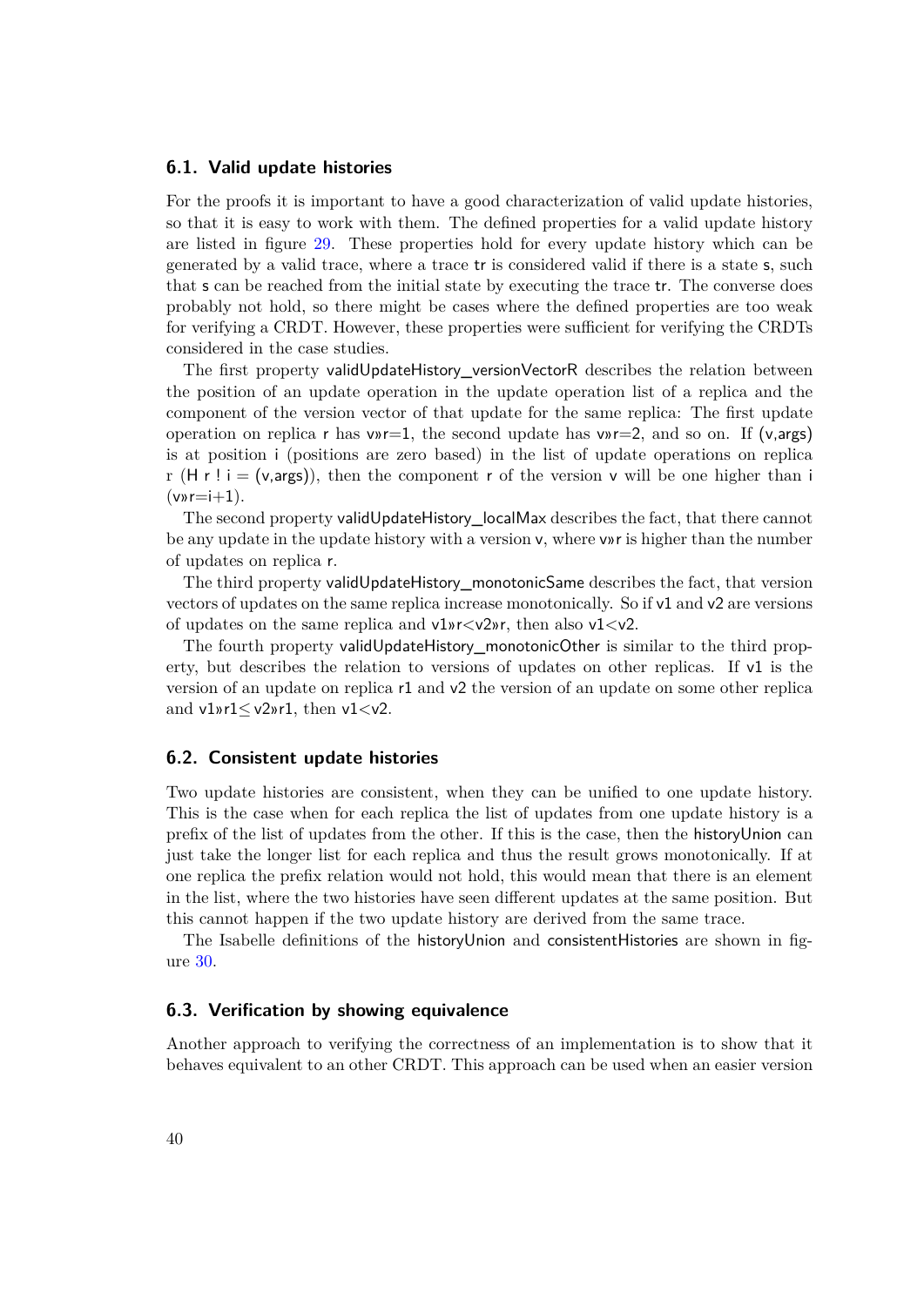## 6.1. Valid update histories

For the proofs it is important to have a good characterization of valid update histories, so that it is easy to work with them. The defined properties for a valid update history are listed in figure 29. These properties hold for every update history which can be generated by a valid trace, where a trace tr is considered valid if there is a state s, such that s can be reached from the initial state by executing the trace tr. The converse does probably not hold, so there might be cases where the defined properties are too weak for verifying a CRDT. However, these properties were sufficient for verifying the CRDTs considered in the case studies.

The first property validUpdateHistory_versionVectorR describes the relation between the position of an update operation in the update operation list of a replica and the component of the version vector of that update for the same replica: The first update operation on replica r has v»r=1, the second update has v»r=2, and so on. If (v,args) is at position i (positions are zero based) in the list of update operations on replica r (H r ! i = (v,args)), then the component r of the version v will be one higher than i (v»r=i+1).

The second property validUpdateHistory_localMax describes the fact, that there cannot be any update in the update history with a version v, where v»r is higher than the number of updates on replica r.

The third property validUpdateHistory_monotonicSame describes the fact, that version vectors of updates on the same replica increase monotonically. So if v1 and v2 are versions of updates on the same replica and v1»r<v2»r, then also v1<v2.

The fourth property validUpdateHistory_monotonicOther is similar to the third property, but describes the relation to versions of updates on other replicas. If v1 is the version of an update on replica r1 and v2 the version of an update on some other replica and v1»r1≤ v2»r1, then v1<v2.

## 6.2. Consistent update histories

Two update histories are consistent, when they can be unified to one update history. This is the case when for each replica the list of updates from one update history is a prefix of the list of updates from the other. If this is the case, then the historyUnion can just take the longer list for each replica and thus the result grows monotonically. If at one replica the prefix relation would not hold, this would mean that there is an element in the list, where the two histories have seen different updates at the same position. But this cannot happen if the two update history are derived from the same trace.

The Isabelle definitions of the historyUnion and consistentHistories are shown in figure 30.

## 6.3. Verification by showing equivalence

Another approach to verifying the correctness of an implementation is to show that it behaves equivalent to an other CRDT. This approach can be used when an easier version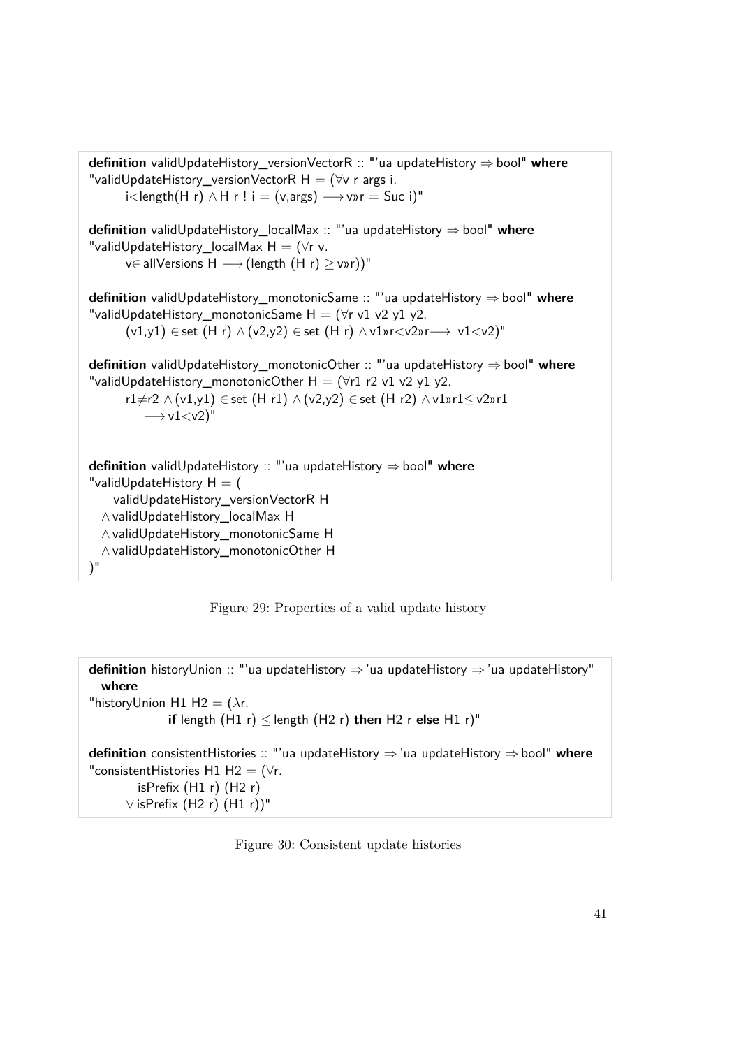```
definition validUpdateHistory_versionVectorR :: "'ua updateHistory ⇒ bool" where
"validUpdateHistory_versionVectorR H = (∀v r args i.
      i<length(H r) ∧ H r ! i = (v,args) ⟶ v»r = Suc i)"

definition validUpdateHistory_localMax :: "'ua updateHistory ⇒ bool" where
"validUpdateHistory_localMax H = (∀r v.
      v∈ allVersions H ⟶ (length (H r) ≥ v»r))"

definition validUpdateHistory_monotonicSame :: "'ua updateHistory ⇒ bool" where
"validUpdateHistory_monotonicSame H = (∀r v1 v2 y1 y2.
      (v1,y1) ∈ set (H r) ∧ (v2,y2) ∈ set (H r) ∧ v1»r<v2»r⟶ v1<v2)"

definition validUpdateHistory_monotonicOther :: "'ua updateHistory ⇒ bool" where
"validUpdateHistory_monotonicOther H = (∀r1 r2 v1 v2 y1 y2.
      r1≠r2 ∧ (v1,y1) ∈ set (H r1) ∧ (v2,y2) ∈ set (H r2) ∧ v1»r1≤ v2»r1
         ⟶ v1<v2)"


definition validUpdateHistory :: "'ua updateHistory ⇒ bool" where
"validUpdateHistory H = (
    validUpdateHistory_versionVectorR H
  ∧ validUpdateHistory_localMax H
  ∧ validUpdateHistory_monotonicSame H
  ∧ validUpdateHistory_monotonicOther H
)"
```

Figure 29: Properties of a valid update history

```
definition historyUnion :: "'ua updateHistory ⇒ 'ua updateHistory ⇒ 'ua updateHistory"
  where
"historyUnion H1 H2 = (λr.
              if length (H1 r) ≤ length (H2 r) then H2 r else H1 r)"

definition consistentHistories :: "'ua updateHistory ⇒ 'ua updateHistory ⇒ bool" where
"consistentHistories H1 H2 = (∀r.
         isPrefix (H1 r) (H2 r)
      ∨ isPrefix (H2 r) (H1 r))"
```

Figure 30: Consistent update histories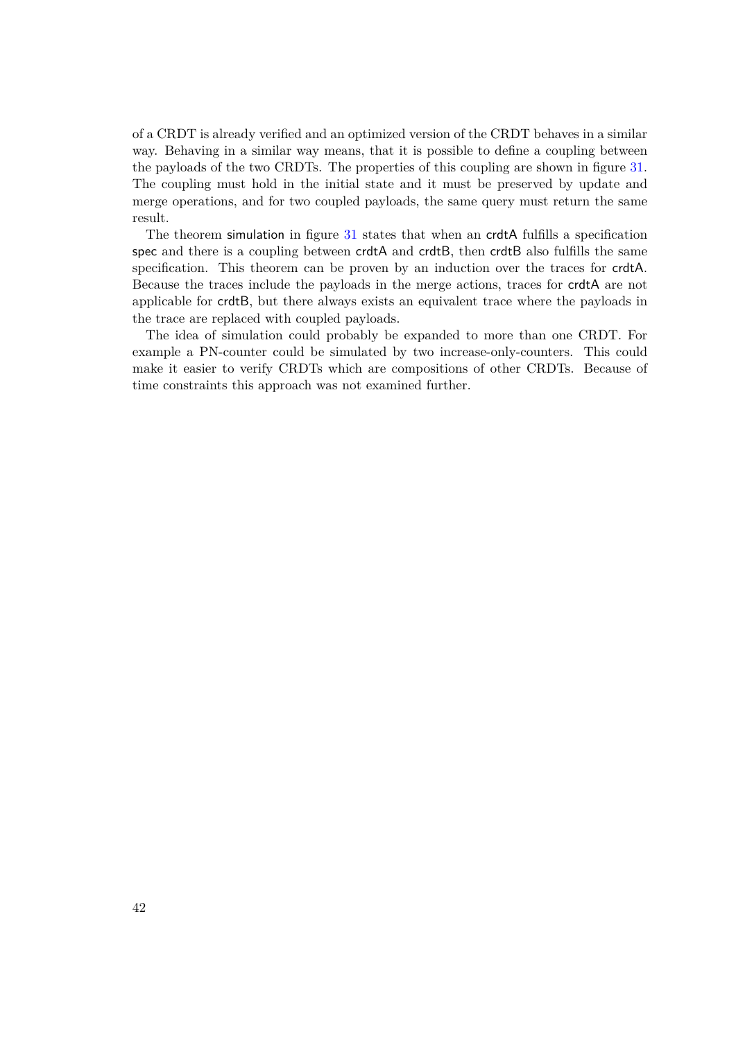of a CRDT is already verified and an optimized version of the CRDT behaves in a similar way. Behaving in a similar way means, that it is possible to define a coupling between the payloads of the two CRDTs. The properties of this coupling are shown in figure 31. The coupling must hold in the initial state and it must be preserved by update and merge operations, and for two coupled payloads, the same query must return the same result.

The theorem simulation in figure 31 states that when an crdtA fulfills a specification spec and there is a coupling between crdtA and crdtB, then crdtB also fulfills the same specification. This theorem can be proven by an induction over the traces for crdtA. Because the traces include the payloads in the merge actions, traces for crdtA are not applicable for crdtB, but there always exists an equivalent trace where the payloads in the trace are replaced with coupled payloads.

The idea of simulation could probably be expanded to more than one CRDT. For example a PN-counter could be simulated by two increase-only-counters. This could make it easier to verify CRDTs which are compositions of other CRDTs. Because of time constraints this approach was not examined further.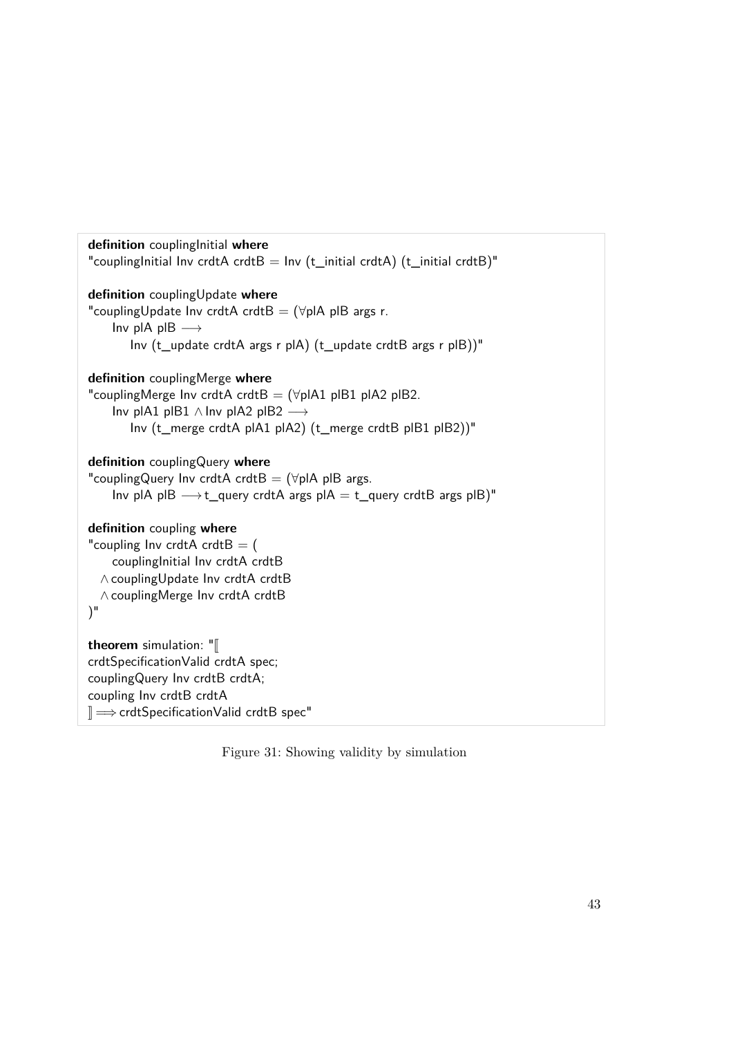```
definition couplingInitial where
"couplingInitial Inv crdtA crdtB = Inv (t_initial crdtA) (t_initial crdtB)"

definition couplingUpdate where
"couplingUpdate Inv crdtA crdtB = (∀plA plB args r.
    Inv plA plB ⟶
        Inv (t_update crdtA args r plA) (t_update crdtB args r plB))"

definition couplingMerge where
"couplingMerge Inv crdtA crdtB = (∀plA1 plB1 plA2 plB2.
    Inv plA1 plB1 ∧ Inv plA2 plB2 ⟶
        Inv (t_merge crdtA plA1 plA2) (t_merge crdtB plB1 plB2))"

definition couplingQuery where
"couplingQuery Inv crdtA crdtB = (∀plA plB args.
    Inv plA plB ⟶ t_query crdtA args plA = t_query crdtB args plB)"

definition coupling where
"coupling Inv crdtA crdtB = (
    couplingInitial Inv crdtA crdtB
  ∧ couplingUpdate Inv crdtA crdtB
  ∧ couplingMerge Inv crdtA crdtB
)"

theorem simulation: "⟦
crdtSpecificationValid crdtA spec;
couplingQuery Inv crdtB crdtA;
coupling Inv crdtB crdtA
⟧ ⟹ crdtSpecificationValid crdtB spec"
```

Figure 31: Showing validity by simulation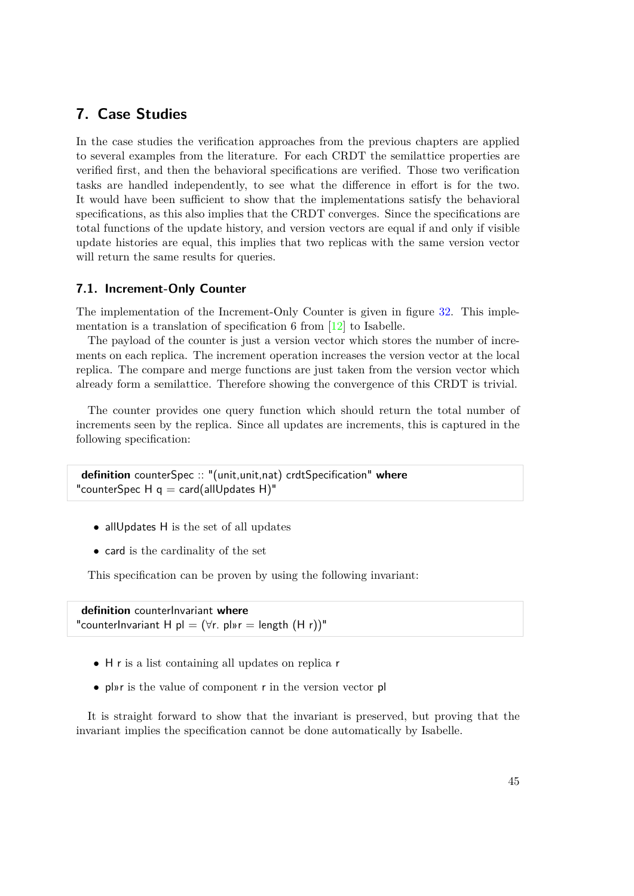# 7. Case Studies

In the case studies the verification approaches from the previous chapters are applied to several examples from the literature. For each CRDT the semilattice properties are verified first, and then the behavioral specifications are verified. Those two verification tasks are handled independently, to see what the difference in effort is for the two. It would have been sufficient to show that the implementations satisfy the behavioral specifications, as this also implies that the CRDT converges. Since the specifications are total functions of the update history, and version vectors are equal if and only if visible update histories are equal, this implies that two replicas with the same version vector will return the same results for queries.

## 7.1. Increment-Only Counter

The implementation of the Increment-Only Counter is given in figure 32. This implementation is a translation of specification 6 from [12] to Isabelle.

The payload of the counter is just a version vector which stores the number of increments on each replica. The increment operation increases the version vector at the local replica. The compare and merge functions are just taken from the version vector which already form a semilattice. Therefore showing the convergence of this CRDT is trivial.

The counter provides one query function which should return the total number of increments seen by the replica. Since all updates are increments, this is captured in the following specification:

```
definition counterSpec :: "(unit,unit,nat) crdtSpecification" where
"counterSpec H q = card(allUpdates H)"
```

- allUpdates H is the set of all updates
- card is the cardinality of the set

This specification can be proven by using the following invariant:

```
definition counterInvariant where
"counterInvariant H pl = (∀r. pl»r = length (H r))"
```

- H r is a list containing all updates on replica r
- pl»r is the value of component r in the version vector pl

It is straight forward to show that the invariant is preserved, but proving that the invariant implies the specification cannot be done automatically by Isabelle.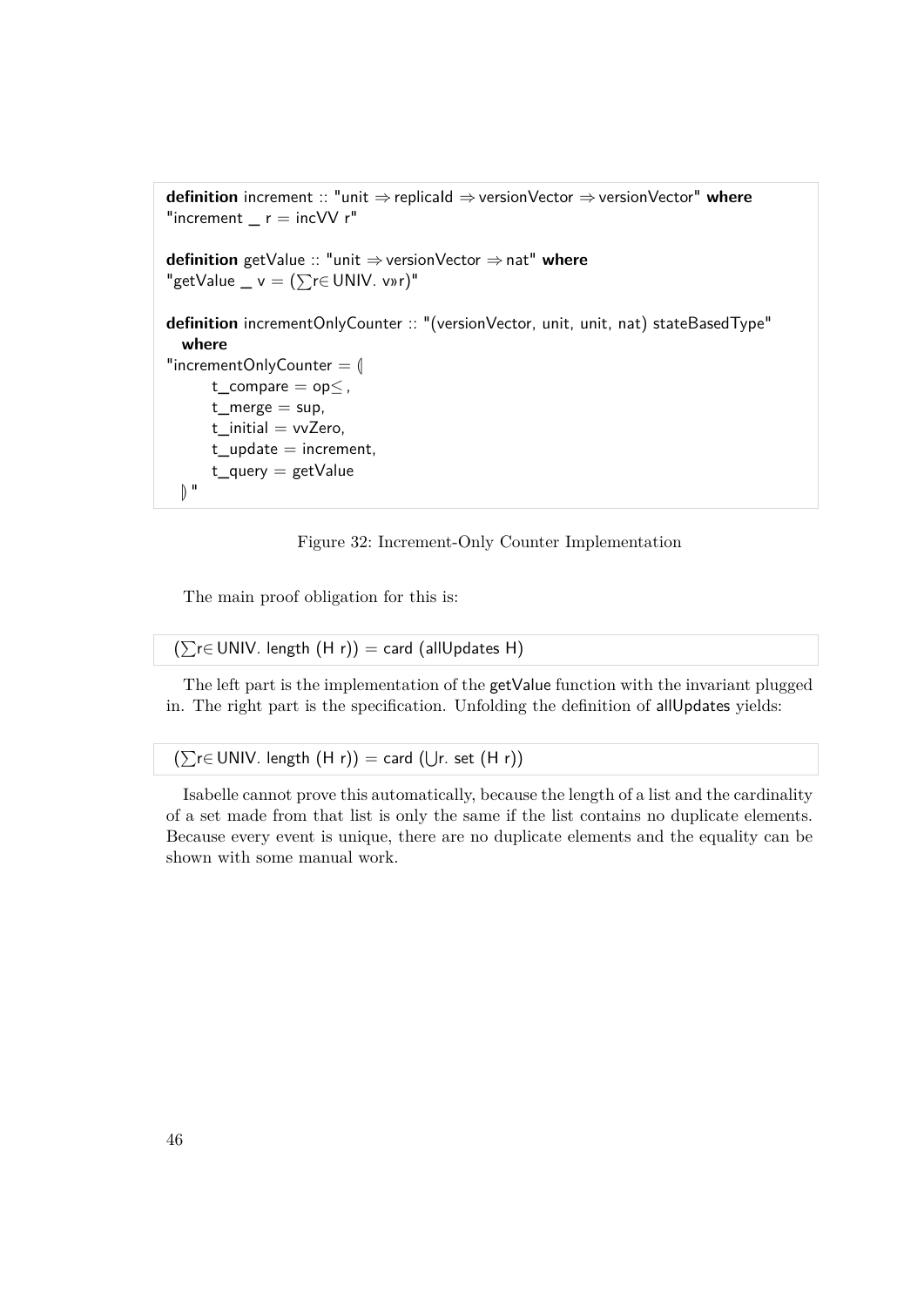```
definition increment :: "unit ⇒ replicaId ⇒ versionVector ⇒ versionVector" where
"increment _ r = incVV r"

definition getValue :: "unit ⇒ versionVector ⇒ nat" where
"getValue _ v = (∑r∈ UNIV. v»r)"

definition incrementOnlyCounter :: "(versionVector, unit, unit, nat) stateBasedType"
  where
"incrementOnlyCounter = ⦇
      t_compare = op≤ ,
      t_merge = sup,
      t_initial = vvZero,
      t_update = increment,
      t_query = getValue
  ⦈"
```

Figure 32: Increment-Only Counter Implementation

The main proof obligation for this is:

```
(∑r∈ UNIV. length (H r)) = card (allUpdates H)
```

The left part is the implementation of the getValue function with the invariant plugged in. The right part is the specification. Unfolding the definition of allUpdates yields:

```
(∑r∈ UNIV. length (H r)) = card (⋃r. set (H r))
```

Isabelle cannot prove this automatically, because the length of a list and the cardinality of a set made from that list is only the same if the list contains no duplicate elements. Because every event is unique, there are no duplicate elements and the equality can be shown with some manual work.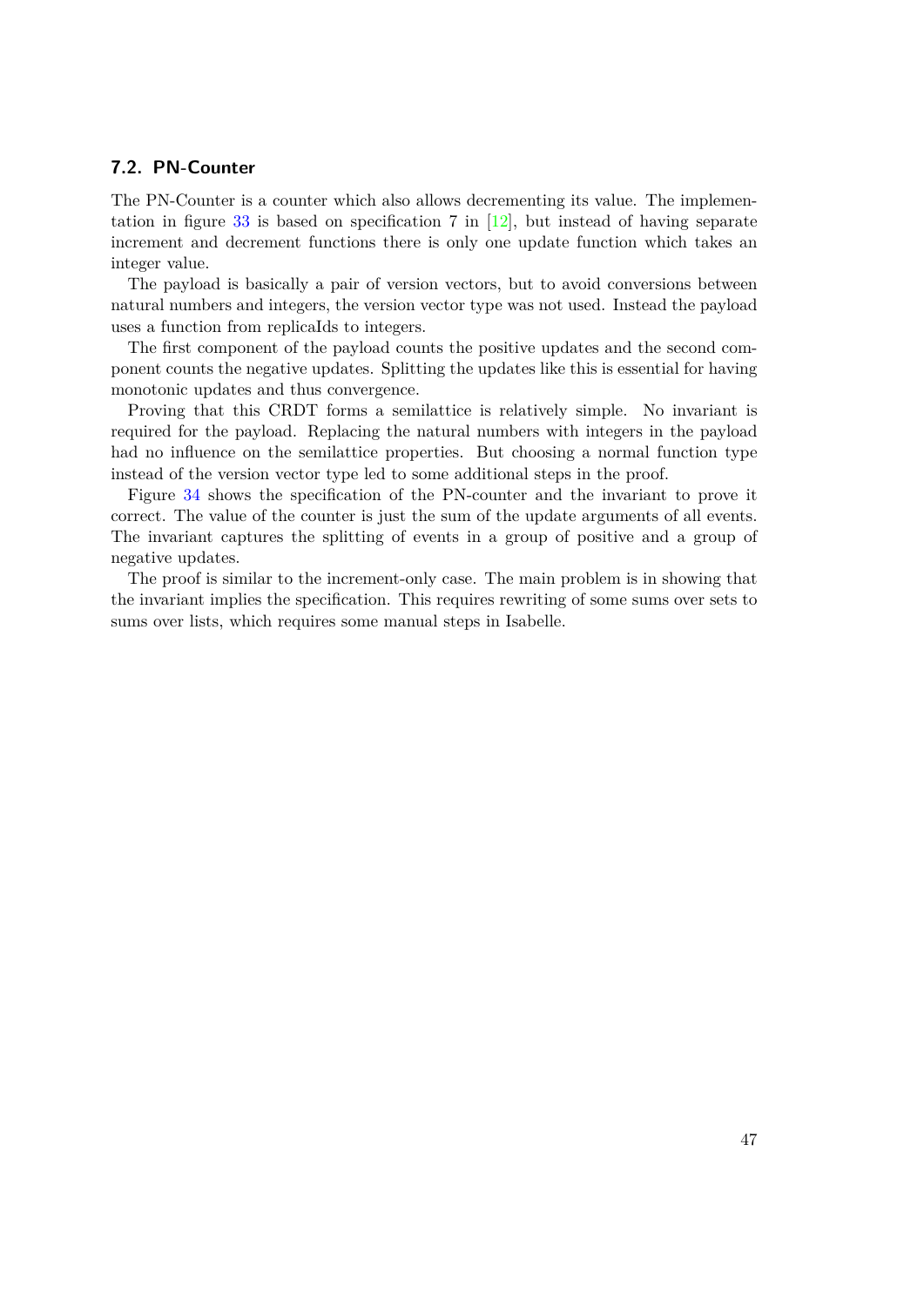### 7.2. PN-Counter

The PN-Counter is a counter which also allows decrementing its value. The implementation in figure 33 is based on specification 7 in [12], but instead of having separate increment and decrement functions there is only one update function which takes an integer value.

The payload is basically a pair of version vectors, but to avoid conversions between natural numbers and integers, the version vector type was not used. Instead the payload uses a function from replicaIds to integers.

The first component of the payload counts the positive updates and the second component counts the negative updates. Splitting the updates like this is essential for having monotonic updates and thus convergence.

Proving that this CRDT forms a semilattice is relatively simple. No invariant is required for the payload. Replacing the natural numbers with integers in the payload had no influence on the semilattice properties. But choosing a normal function type instead of the version vector type led to some additional steps in the proof.

Figure 34 shows the specification of the PN-counter and the invariant to prove it correct. The value of the counter is just the sum of the update arguments of all events. The invariant captures the splitting of events in a group of positive and a group of negative updates.

The proof is similar to the increment-only case. The main problem is in showing that the invariant implies the specification. This requires rewriting of some sums over sets to sums over lists, which requires some manual steps in Isabelle.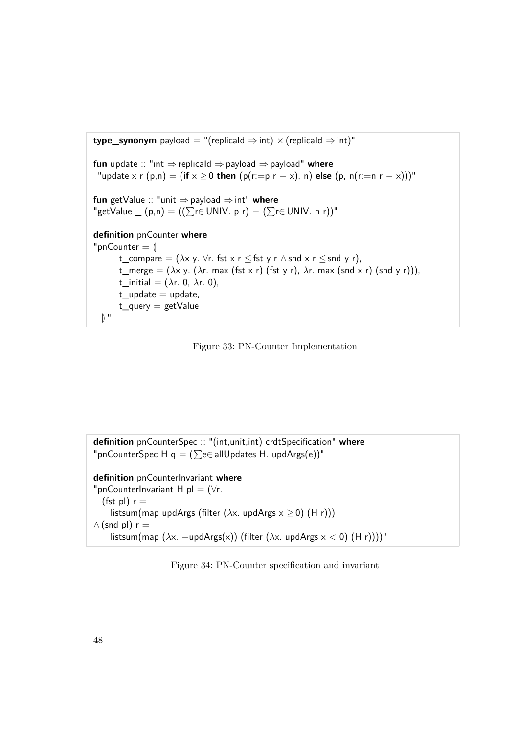```
type_synonym payload = "(replicaId ⇒ int) × (replicaId ⇒ int)"

fun update :: "int ⇒ replicaId ⇒ payload ⇒ payload" where
 "update x r (p,n) = (if x ≥ 0 then (p(r:=p r + x), n) else (p, n(r:=n r − x)))"

fun getValue :: "unit ⇒ payload ⇒ int" where
"getValue _ (p,n) = ((∑r∈UNIV. p r) − (∑r∈UNIV. n r))"

definition pnCounter where
"pnCounter = (|
       t_compare = (λx y. ∀r. fst x r ≤ fst y r ∧ snd x r ≤ snd y r),
       t_merge = (λx y. (λr. max (fst x r) (fst y r), λr. max (snd x r) (snd y r))),
       t_initial = (λr. 0, λr. 0),
       t_update = update,
       t_query = getValue
  |)"
```

Figure 33: PN-Counter Implementation

```
definition pnCounterSpec :: "(int,unit,int) crdtSpecification" where
"pnCounterSpec H q = (∑e∈ allUpdates H. updArgs(e))"

definition pnCounterInvariant where
"pnCounterInvariant H pl = (∀r.
  (fst pl) r =
     listsum(map updArgs (filter (λx. updArgs x ≥ 0) (H r)))
∧ (snd pl) r =
     listsum(map (λx. −updArgs(x)) (filter (λx. updArgs x < 0) (H r))))"
```

Figure 34: PN-Counter specification and invariant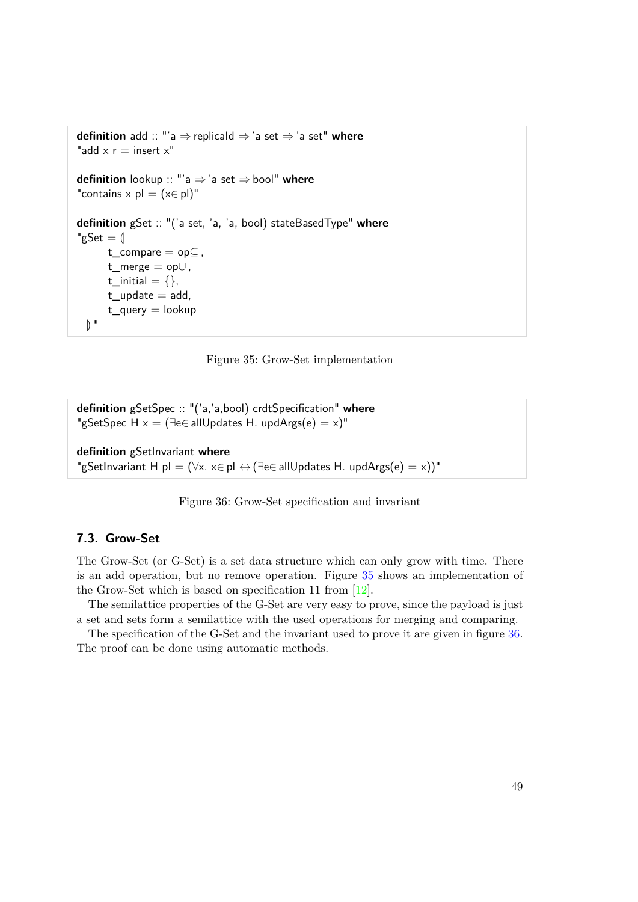```
definition add :: "'a ⇒ replicaId ⇒ 'a set ⇒ 'a set" where
"add x r = insert x"

definition lookup :: "'a ⇒ 'a set ⇒ bool" where
"contains x pl = (x∈ pl)"

definition gSet :: "('a set, 'a, 'a, bool) stateBasedType" where
"gSet = ⦇
      t_compare = op⊆ ,
      t_merge = op∪ ,
      t_initial = {},
      t_update = add,
      t_query = lookup
  ⦈ "
```

Figure 35: Grow-Set implementation

```
definition gSetSpec :: "('a,'a,bool) crdtSpecification" where
"gSetSpec H x = (∃e∈ allUpdates H. updArgs(e) = x)"

definition gSetInvariant where
"gSetInvariant H pl = (∀x. x∈ pl ↔ (∃e∈ allUpdates H. updArgs(e) = x))"
```

Figure 36: Grow-Set specification and invariant

## 7.3. Grow-Set

The Grow-Set (or G-Set) is a set data structure which can only grow with time. There is an add operation, but no remove operation. Figure 35 shows an implementation of the Grow-Set which is based on specification 11 from [12].

The semilattice properties of the G-Set are very easy to prove, since the payload is just a set and sets form a semilattice with the used operations for merging and comparing.

The specification of the G-Set and the invariant used to prove it are given in figure 36. The proof can be done using automatic methods.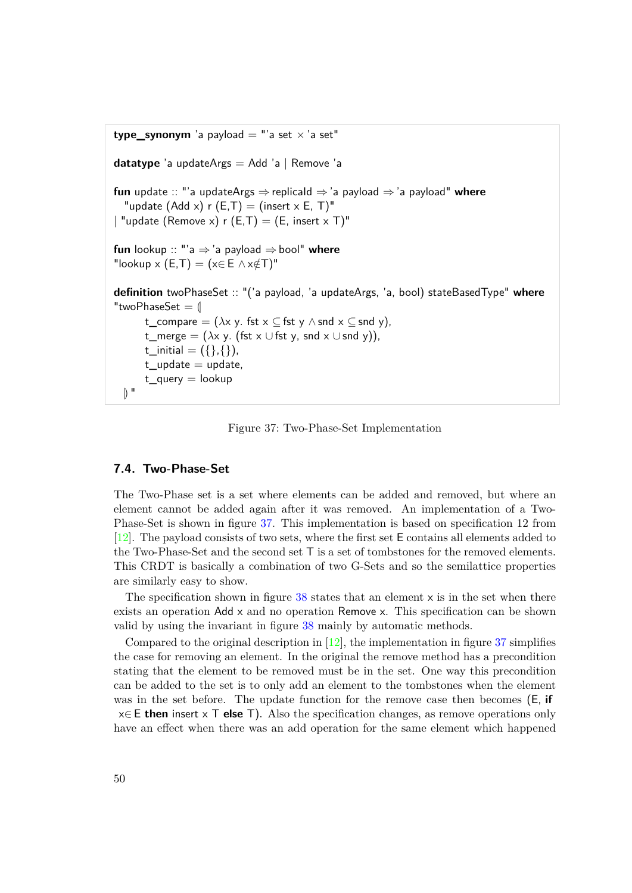```
type_synonym 'a payload = "'a set × 'a set"

datatype 'a updateArgs = Add 'a | Remove 'a

fun update :: "'a updateArgs ⇒ replicaId ⇒ 'a payload ⇒ 'a payload" where
  "update (Add x) r (E,T) = (insert x E, T)"
| "update (Remove x) r (E,T) = (E, insert x T)"

fun lookup :: "'a ⇒ 'a payload ⇒ bool" where
"lookup x (E,T) = (x∈ E ∧ x∉T)"

definition twoPhaseSet :: "('a payload, 'a updateArgs, 'a, bool) stateBasedType" where
"twoPhaseSet = ⦇
      t_compare = (λx y. fst x ⊆ fst y ∧ snd x ⊆ snd y),
      t_merge = (λx y. (fst x ∪ fst y, snd x ∪ snd y)),
      t_initial = ({},{}),
      t_update = update,
      t_query = lookup
  ⦈"
```

Figure 37: Two-Phase-Set Implementation

### 7.4. Two-Phase-Set

The Two-Phase set is a set where elements can be added and removed, but where an element cannot be added again after it was removed. An implementation of a Two-Phase-Set is shown in figure 37. This implementation is based on specification 12 from [12]. The payload consists of two sets, where the first set E contains all elements added to the Two-Phase-Set and the second set T is a set of tombstones for the removed elements. This CRDT is basically a combination of two G-Sets and so the semilattice properties are similarly easy to show.

The specification shown in figure 38 states that an element x is in the set when there exists an operation Add x and no operation Remove x. This specification can be shown valid by using the invariant in figure 38 mainly by automatic methods.

Compared to the original description in [12], the implementation in figure 37 simplifies the case for removing an element. In the original the remove method has a precondition stating that the element to be removed must be in the set. One way this precondition can be added to the set is to only add an element to the tombstones when the element was in the set before. The update function for the remove case then becomes (E, **if** x∈ E **then** insert x T **else** T). Also the specification changes, as remove operations only have an effect when there was an add operation for the same element which happened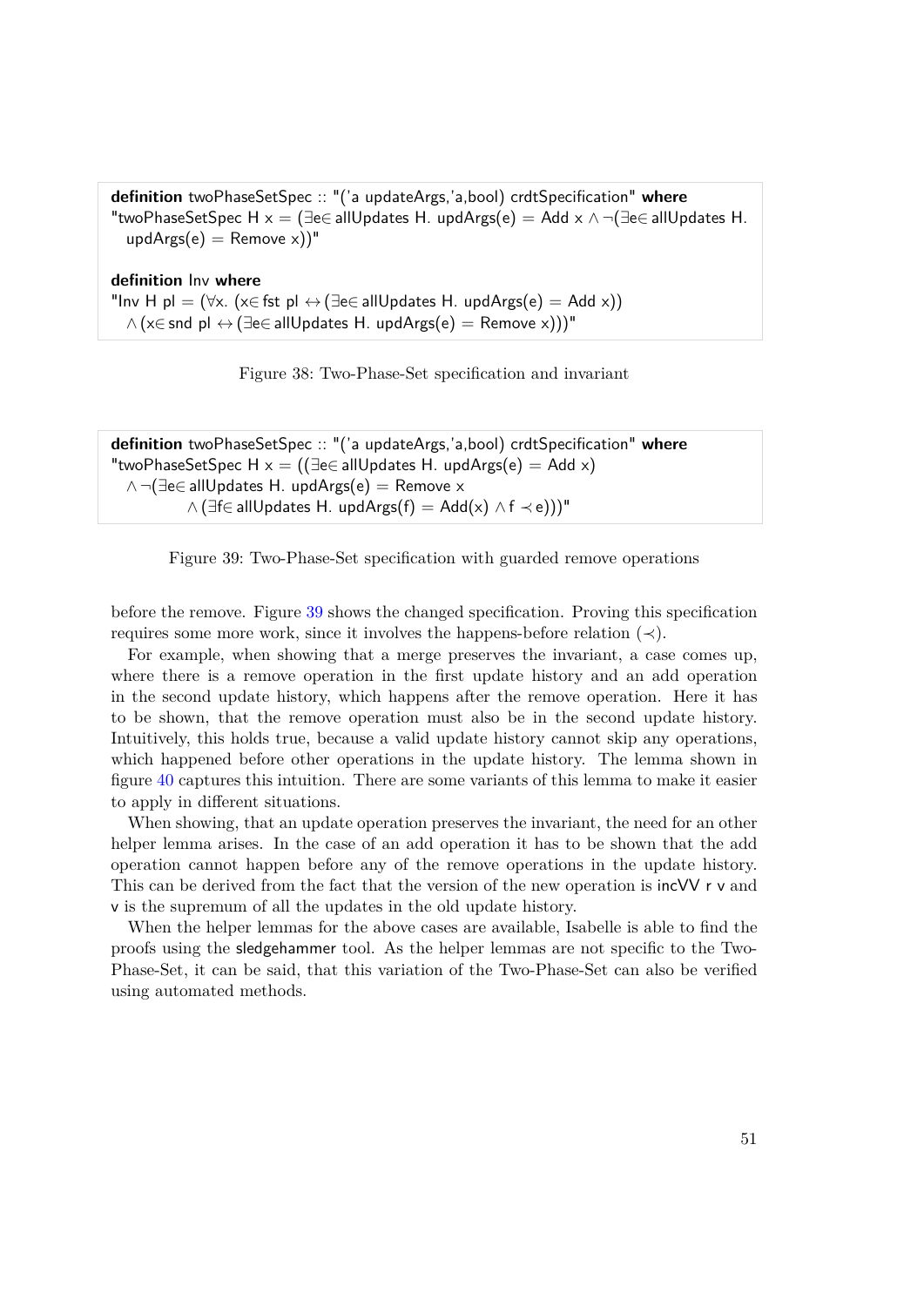```
definition twoPhaseSetSpec :: "('a updateArgs,'a,bool) crdtSpecification" where
"twoPhaseSetSpec H x = (∃e∈ allUpdates H. updArgs(e) = Add x ∧ ¬(∃e∈ allUpdates H.
  updArgs(e) = Remove x))"

definition Inv where
"Inv H pl = (∀x. (x∈ fst pl ↔ (∃e∈ allUpdates H. updArgs(e) = Add x))
  ∧ (x∈ snd pl ↔ (∃e∈ allUpdates H. updArgs(e) = Remove x)))"
```

Figure 38: Two-Phase-Set specification and invariant

```
definition twoPhaseSetSpec :: "('a updateArgs,'a,bool) crdtSpecification" where
"twoPhaseSetSpec H x = ((∃e∈ allUpdates H. updArgs(e) = Add x)
  ∧ ¬(∃e∈ allUpdates H. updArgs(e) = Remove x
          ∧ (∃f∈ allUpdates H. updArgs(f) = Add(x) ∧ f ≺ e)))"
```

Figure 39: Two-Phase-Set specification with guarded remove operations

before the remove. Figure 39 shows the changed specification. Proving this specification requires some more work, since it involves the happens-before relation ($\prec$).

For example, when showing that a merge preserves the invariant, a case comes up, where there is a remove operation in the first update history and an add operation in the second update history, which happens after the remove operation. Here it has to be shown, that the remove operation must also be in the second update history. Intuitively, this holds true, because a valid update history cannot skip any operations, which happened before other operations in the update history. The lemma shown in figure 40 captures this intuition. There are some variants of this lemma to make it easier to apply in different situations.

When showing, that an update operation preserves the invariant, the need for an other helper lemma arises. In the case of an add operation it has to be shown that the add operation cannot happen before any of the remove operations in the update history. This can be derived from the fact that the version of the new operation is incVV r v and v is the supremum of all the updates in the old update history.

When the helper lemmas for the above cases are available, Isabelle is able to find the proofs using the sledgehammer tool. As the helper lemmas are not specific to the Two-Phase-Set, it can be said, that this variation of the Two-Phase-Set can also be verified using automated methods.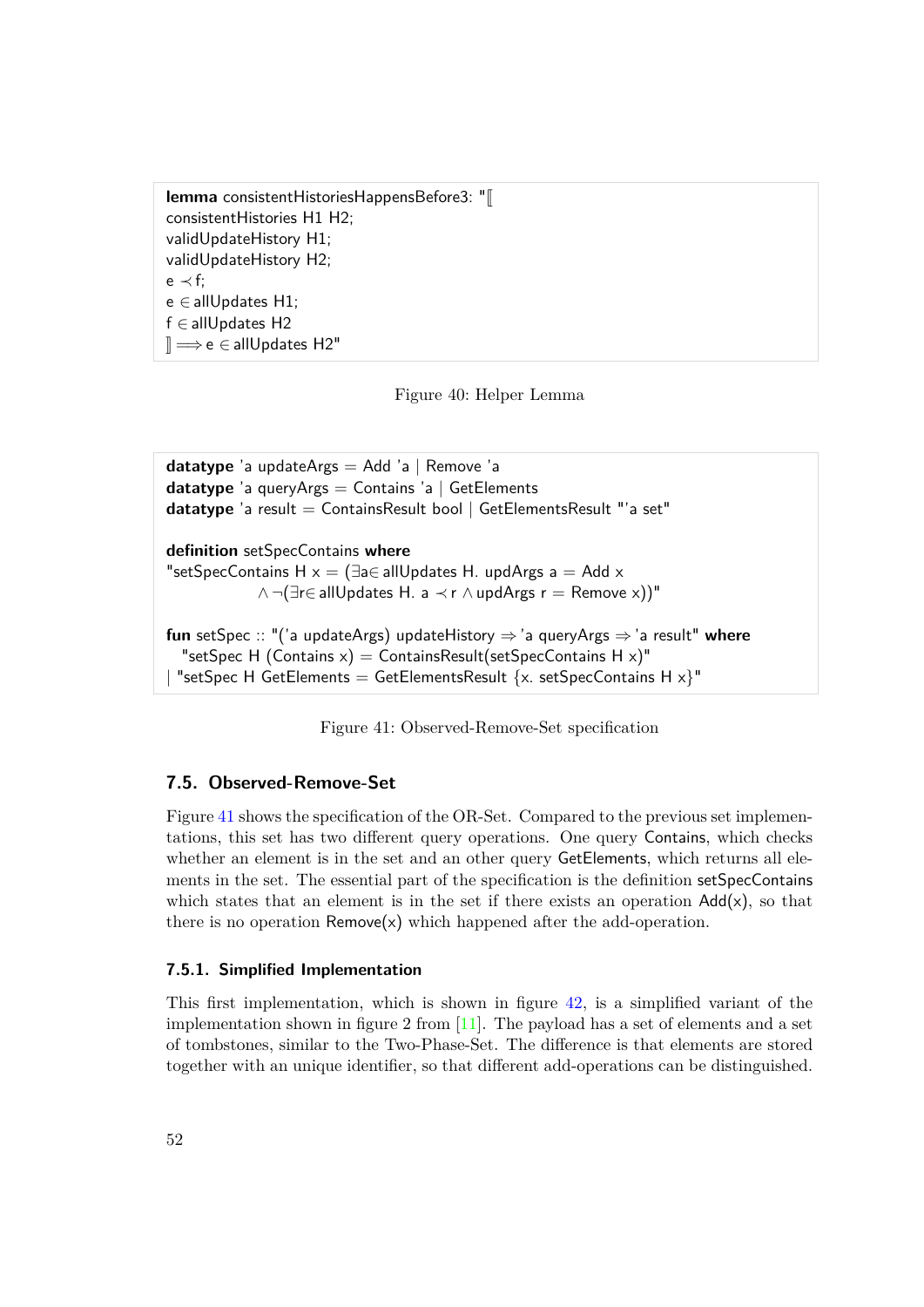```
lemma consistentHistoriesHappensBefore3: "⟦
consistentHistories H1 H2;
validUpdateHistory H1;
validUpdateHistory H2;
e ≺ f;
e ∈ allUpdates H1;
f ∈ allUpdates H2
⟧ ⟹ e ∈ allUpdates H2"
```

Figure 40: Helper Lemma

```
datatype 'a updateArgs = Add 'a | Remove 'a
datatype 'a queryArgs = Contains 'a | GetElements
datatype 'a result = ContainsResult bool | GetElementsResult "'a set"

definition setSpecContains where
"setSpecContains H x = (∃a∈ allUpdates H. updArgs a = Add x
             ∧ ¬(∃r∈ allUpdates H. a ≺ r ∧ updArgs r = Remove x))"

fun setSpec :: "('a updateArgs) updateHistory ⇒ 'a queryArgs ⇒ 'a result" where
  "setSpec H (Contains x) = ContainsResult(setSpecContains H x)"
| "setSpec H GetElements = GetElementsResult {x. setSpecContains H x}"
```

Figure 41: Observed-Remove-Set specification

### 7.5. Observed-Remove-Set

Figure 41 shows the specification of the OR-Set. Compared to the previous set implementations, this set has two different query operations. One query Contains, which checks whether an element is in the set and an other query GetElements, which returns all elements in the set. The essential part of the specification is the definition setSpecContains which states that an element is in the set if there exists an operation Add(x), so that there is no operation Remove(x) which happened after the add-operation.

#### 7.5.1. Simplified Implementation

This first implementation, which is shown in figure 42, is a simplified variant of the implementation shown in figure 2 from [11]. The payload has a set of elements and a set of tombstones, similar to the Two-Phase-Set. The difference is that elements are stored together with an unique identifier, so that different add-operations can be distinguished.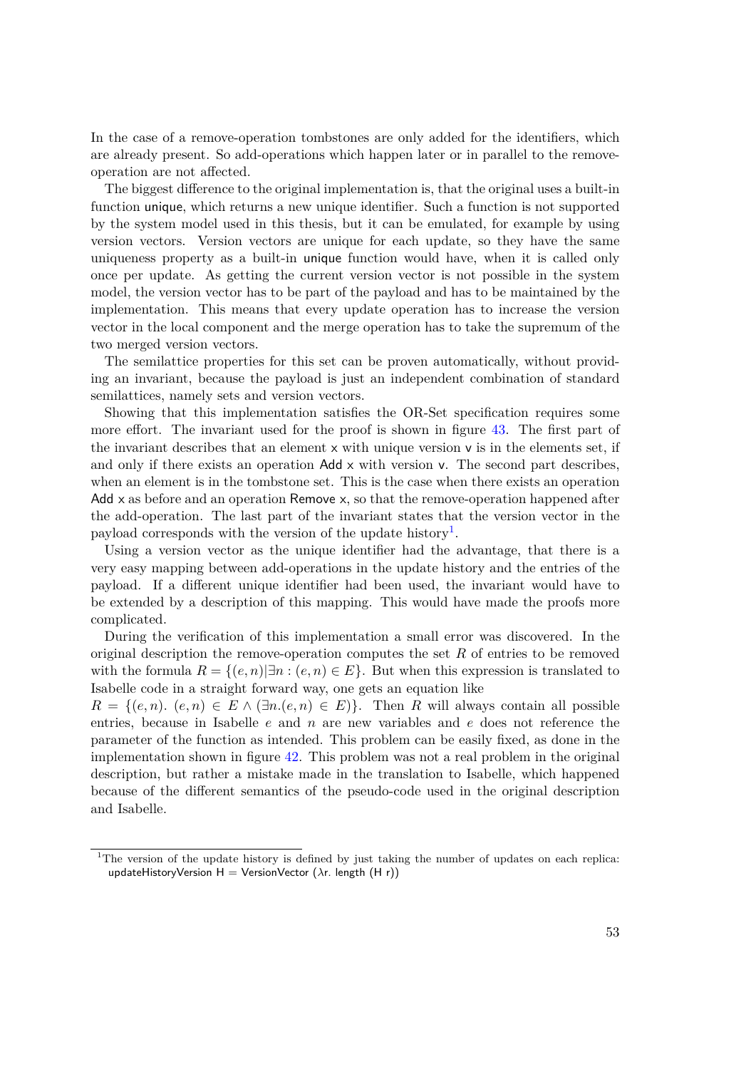In the case of a remove-operation tombstones are only added for the identifiers, which are already present. So add-operations which happen later or in parallel to the remove-operation are not affected.

The biggest difference to the original implementation is, that the original uses a built-in function unique, which returns a new unique identifier. Such a function is not supported by the system model used in this thesis, but it can be emulated, for example by using version vectors. Version vectors are unique for each update, so they have the same uniqueness property as a built-in unique function would have, when it is called only once per update. As getting the current version vector is not possible in the system model, the version vector has to be part of the payload and has to be maintained by the implementation. This means that every update operation has to increase the version vector in the local component and the merge operation has to take the supremum of the two merged version vectors.

The semilattice properties for this set can be proven automatically, without providing an invariant, because the payload is just an independent combination of standard semilattices, namely sets and version vectors.

Showing that this implementation satisfies the OR-Set specification requires some more effort. The invariant used for the proof is shown in figure 43. The first part of the invariant describes that an element x with unique version v is in the elements set, if and only if there exists an operation Add x with version v. The second part describes, when an element is in the tombstone set. This is the case when there exists an operation Add x as before and an operation Remove x, so that the remove-operation happened after the add-operation. The last part of the invariant states that the version vector in the payload corresponds with the version of the update history[1].

Using a version vector as the unique identifier had the advantage, that there is a very easy mapping between add-operations in the update history and the entries of the payload. If a different unique identifier had been used, the invariant would have to be extended by a description of this mapping. This would have made the proofs more complicated.

During the verification of this implementation a small error was discovered. In the original description the remove-operation computes the set $R$ of entries to be removed with the formula $R = \{(e, n) | \exists n : (e, n) \in E\}$. But when this expression is translated to Isabelle code in a straight forward way, one gets an equation like $R = \{(e, n).\ (e, n) \in E \wedge (\exists n.(e, n) \in E)\}$. Then $R$ will always contain all possible entries, because in Isabelle $e$ and $n$ are new variables and $e$ does not reference the parameter of the function as intended. This problem can be easily fixed, as done in the implementation shown in figure 42. This problem was not a real problem in the original description, but rather a mistake made in the translation to Isabelle, which happened because of the different semantics of the pseudo-code used in the original description and Isabelle.

[1] The version of the update history is defined by just taking the number of updates on each replica: updateHistoryVersion H = VersionVector ($\lambda$r. length (H r))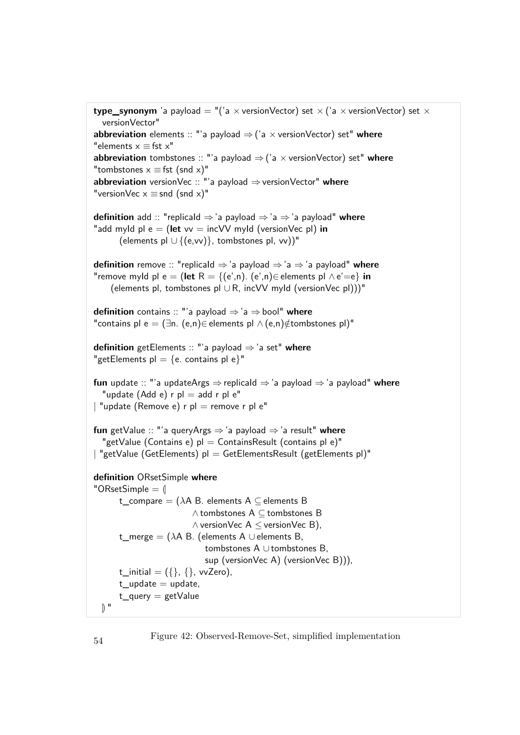```
type_synonym 'a payload = "('a × versionVector) set × ('a × versionVector) set ×
  versionVector"
abbreviation elements :: "'a payload ⇒ ('a × versionVector) set" where
"elements x ≡ fst x"
abbreviation tombstones :: "'a payload ⇒ ('a × versionVector) set" where
"tombstones x ≡ fst (snd x)"
abbreviation versionVec :: "'a payload ⇒ versionVector" where
"versionVec x ≡ snd (snd x)"

definition add :: "replicaId ⇒ 'a payload ⇒ 'a ⇒ 'a payload" where
"add myId pl e = (let vv = incVV myId (versionVec pl) in
       (elements pl ∪ {(e,vv)}, tombstones pl, vv))"

definition remove :: "replicaId ⇒ 'a payload ⇒ 'a ⇒ 'a payload" where
"remove myId pl e = (let R = {(e',n). (e',n)∈ elements pl ∧ e'=e} in
     (elements pl, tombstones pl ∪ R, incVV myId (versionVec pl)))"

definition contains :: "'a payload ⇒ 'a ⇒ bool" where
"contains pl e = (∃n. (e,n)∈ elements pl ∧ (e,n)∉tombstones pl)"

definition getElements :: "'a payload ⇒ 'a set" where
"getElements pl = {e. contains pl e}"

fun update :: "'a updateArgs ⇒ replicaId ⇒ 'a payload ⇒ 'a payload" where
  "update (Add e) r pl = add r pl e"
| "update (Remove e) r pl = remove r pl e"

fun getValue :: "'a queryArgs ⇒ 'a payload ⇒ 'a result" where
  "getValue (Contains e) pl = ContainsResult (contains pl e)"
| "getValue (GetElements) pl = GetElementsResult (getElements pl)"

definition ORsetSimple where
"ORsetSimple = ⦇
       t_compare = (λA B. elements A ⊆ elements B
                          ∧ tombstones A ⊆ tombstones B
                          ∧ versionVec A ≤ versionVec B),
       t_merge = (λA B. (elements A ∪ elements B,
                            tombstones A ∪ tombstones B,
                            sup (versionVec A) (versionVec B))),
       t_initial = ({}, {}, vvZero),
       t_update = update,
       t_query = getValue
  ⦈"
```

Figure 42: Observed-Remove-Set, simplified implementation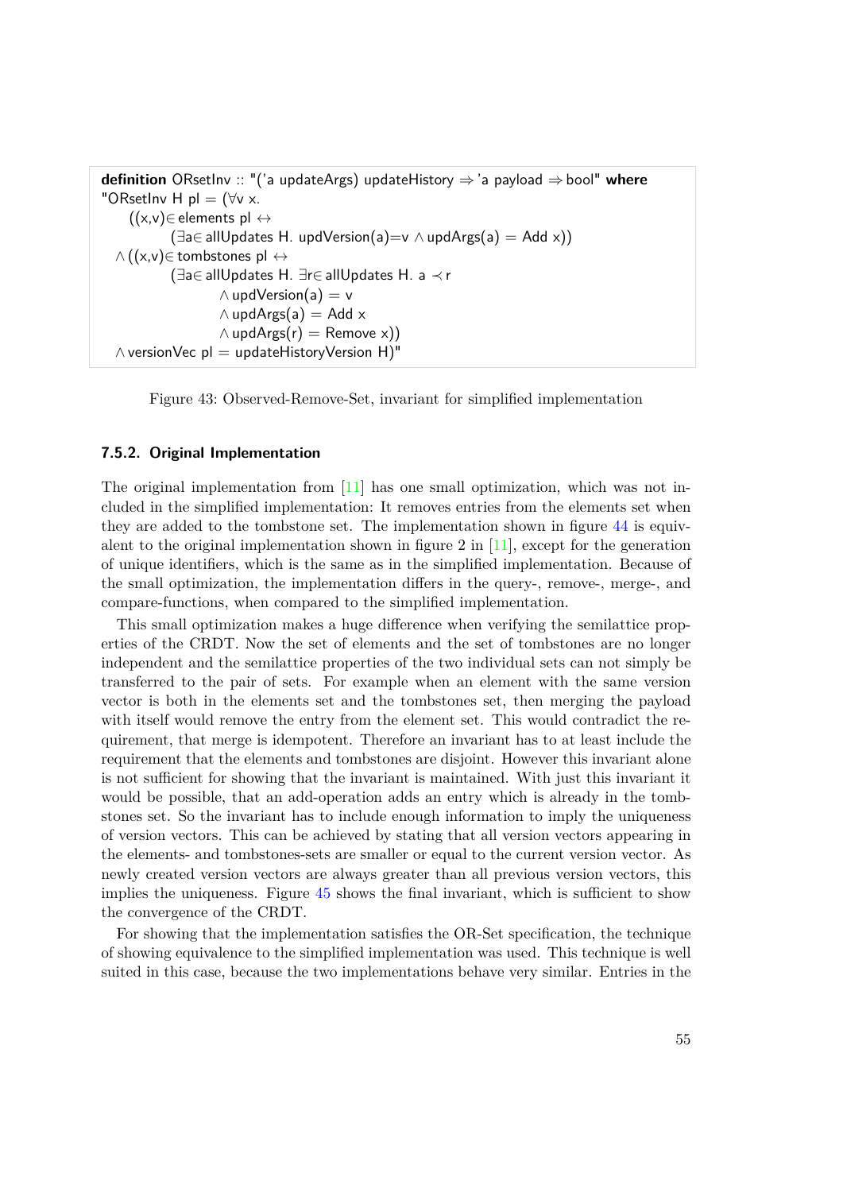```
definition ORsetInv :: "('a updateArgs) updateHistory ⇒ 'a payload ⇒ bool" where
"ORsetInv H pl = (∀v x.
    ((x,v)∈ elements pl ↔
          (∃a∈ allUpdates H. updVersion(a)=v ∧ updArgs(a) = Add x))
  ∧ ((x,v)∈ tombstones pl ↔
          (∃a∈ allUpdates H. ∃r∈ allUpdates H. a ≺ r
                  ∧ updVersion(a) = v
                  ∧ updArgs(a) = Add x
                  ∧ updArgs(r) = Remove x))
  ∧ versionVec pl = updateHistoryVersion H)"
```

Figure 43: Observed-Remove-Set, invariant for simplified implementation

### 7.5.2. Original Implementation

The original implementation from [11] has one small optimization, which was not included in the simplified implementation: It removes entries from the elements set when they are added to the tombstone set. The implementation shown in figure 44 is equivalent to the original implementation shown in figure 2 in [11], except for the generation of unique identifiers, which is the same as in the simplified implementation. Because of the small optimization, the implementation differs in the query-, remove-, merge-, and compare-functions, when compared to the simplified implementation.

This small optimization makes a huge difference when verifying the semilattice properties of the CRDT. Now the set of elements and the set of tombstones are no longer independent and the semilattice properties of the two individual sets can not simply be transferred to the pair of sets. For example when an element with the same version vector is both in the elements set and the tombstones set, then merging the payload with itself would remove the entry from the element set. This would contradict the requirement, that merge is idempotent. Therefore an invariant has to at least include the requirement that the elements and tombstones are disjoint. However this invariant alone is not sufficient for showing that the invariant is maintained. With just this invariant it would be possible, that an add-operation adds an entry which is already in the tombstones set. So the invariant has to include enough information to imply the uniqueness of version vectors. This can be achieved by stating that all version vectors appearing in the elements- and tombstones-sets are smaller or equal to the current version vector. As newly created version vectors are always greater than all previous version vectors, this implies the uniqueness. Figure 45 shows the final invariant, which is sufficient to show the convergence of the CRDT.

For showing that the implementation satisfies the OR-Set specification, the technique of showing equivalence to the simplified implementation was used. This technique is well suited in this case, because the two implementations behave very similar. Entries in the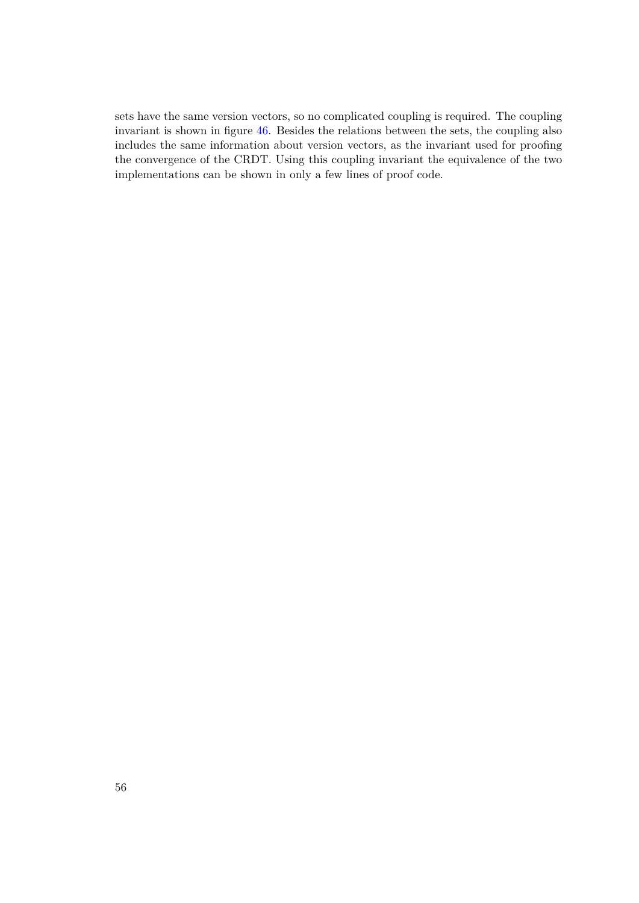sets have the same version vectors, so no complicated coupling is required. The coupling invariant is shown in figure 46. Besides the relations between the sets, the coupling also includes the same information about version vectors, as the invariant used for proofing the convergence of the CRDT. Using this coupling invariant the equivalence of the two implementations can be shown in only a few lines of proof code.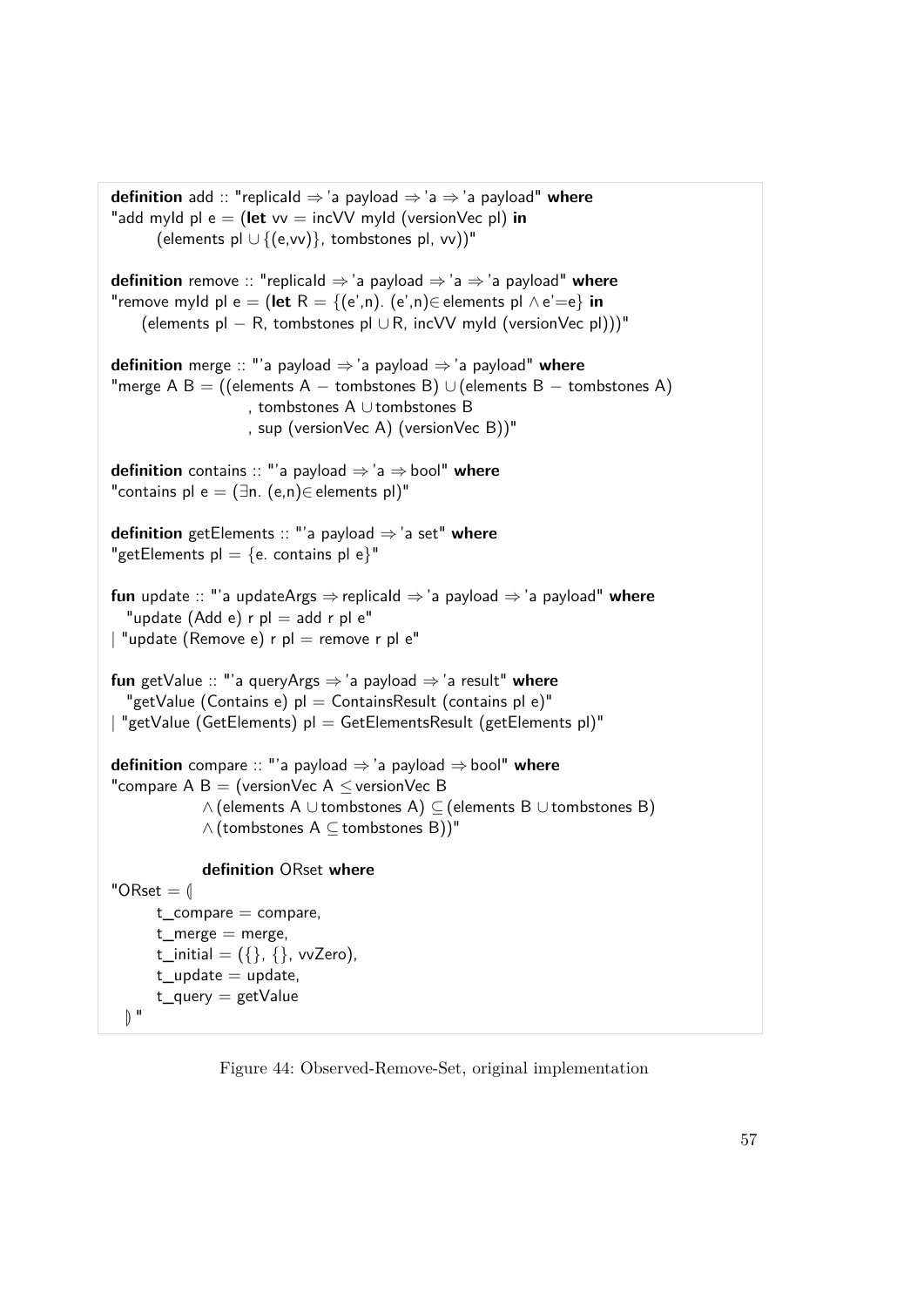```
definition add :: "replicaId ⇒ 'a payload ⇒ 'a ⇒ 'a payload" where
"add myId pl e = (let vv = incVV myId (versionVec pl) in
       (elements pl ∪ {(e,vv)}, tombstones pl, vv))"

definition remove :: "replicaId ⇒ 'a payload ⇒ 'a ⇒ 'a payload" where
"remove myId pl e = (let R = {(e',n). (e',n)∈ elements pl ∧ e'=e} in
     (elements pl − R, tombstones pl ∪ R, incVV myId (versionVec pl)))"

definition merge :: "'a payload ⇒ 'a payload ⇒ 'a payload" where
"merge A B = ((elements A − tombstones B) ∪ (elements B − tombstones A)
                    , tombstones A ∪ tombstones B
                    , sup (versionVec A) (versionVec B))"

definition contains :: "'a payload ⇒ 'a ⇒ bool" where
"contains pl e = (∃n. (e,n)∈ elements pl)"

definition getElements :: "'a payload ⇒ 'a set" where
"getElements pl = {e. contains pl e}"

fun update :: "'a updateArgs ⇒ replicaId ⇒ 'a payload ⇒ 'a payload" where
  "update (Add e) r pl = add r pl e"
| "update (Remove e) r pl = remove r pl e"

fun getValue :: "'a queryArgs ⇒ 'a payload ⇒ 'a result" where
  "getValue (Contains e) pl = ContainsResult (contains pl e)"
| "getValue (GetElements) pl = GetElementsResult (getElements pl)"

definition compare :: "'a payload ⇒ 'a payload ⇒ bool" where
"compare A B = (versionVec A ≤ versionVec B
             ∧ (elements A ∪ tombstones A) ⊆ (elements B ∪ tombstones B)
             ∧ (tombstones A ⊆ tombstones B))"

             definition ORset where
"ORset = (|
       t_compare = compare,
       t_merge = merge,
       t_initial = ({}, {}, vvZero),
       t_update = update,
       t_query = getValue
  |)"
```

Figure 44: Observed-Remove-Set, original implementation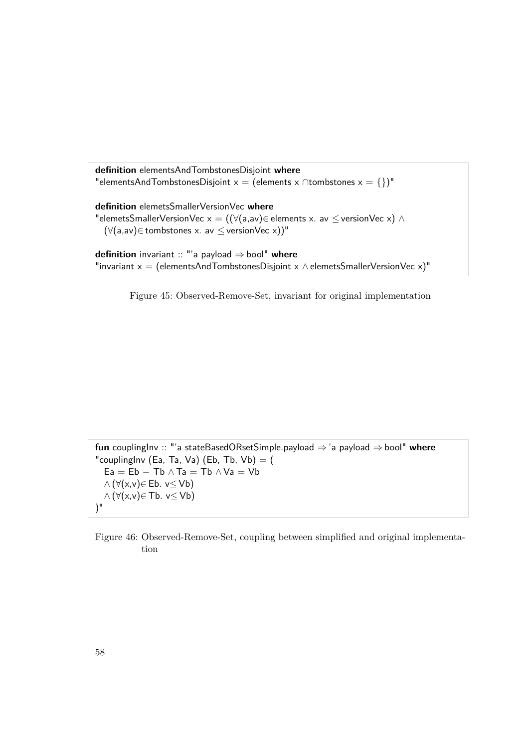```
definition elementsAndTombstonesDisjoint where
"elementsAndTombstonesDisjoint x = (elements x ∩tombstones x = {})"

definition elemetsSmallerVersionVec where
"elemetsSmallerVersionVec x = ((∀(a,av)∈elements x. av ≤ versionVec x) ∧
  (∀(a,av)∈tombstones x. av ≤ versionVec x))"

definition invariant :: "'a payload ⇒ bool" where
"invariant x = (elementsAndTombstonesDisjoint x ∧ elemetsSmallerVersionVec x)"
```

Figure 45: Observed-Remove-Set, invariant for original implementation

```
fun couplingInv :: "'a stateBasedORsetSimple.payload ⇒ 'a payload ⇒ bool" where
"couplingInv (Ea, Ta, Va) (Eb, Tb, Vb) = (
  Ea = Eb − Tb ∧ Ta = Tb ∧ Va = Vb
  ∧ (∀(x,v)∈ Eb. v≤ Vb)
  ∧ (∀(x,v)∈ Tb. v≤ Vb)
)"
```

Figure 46: Observed-Remove-Set, coupling between simplified and original implementation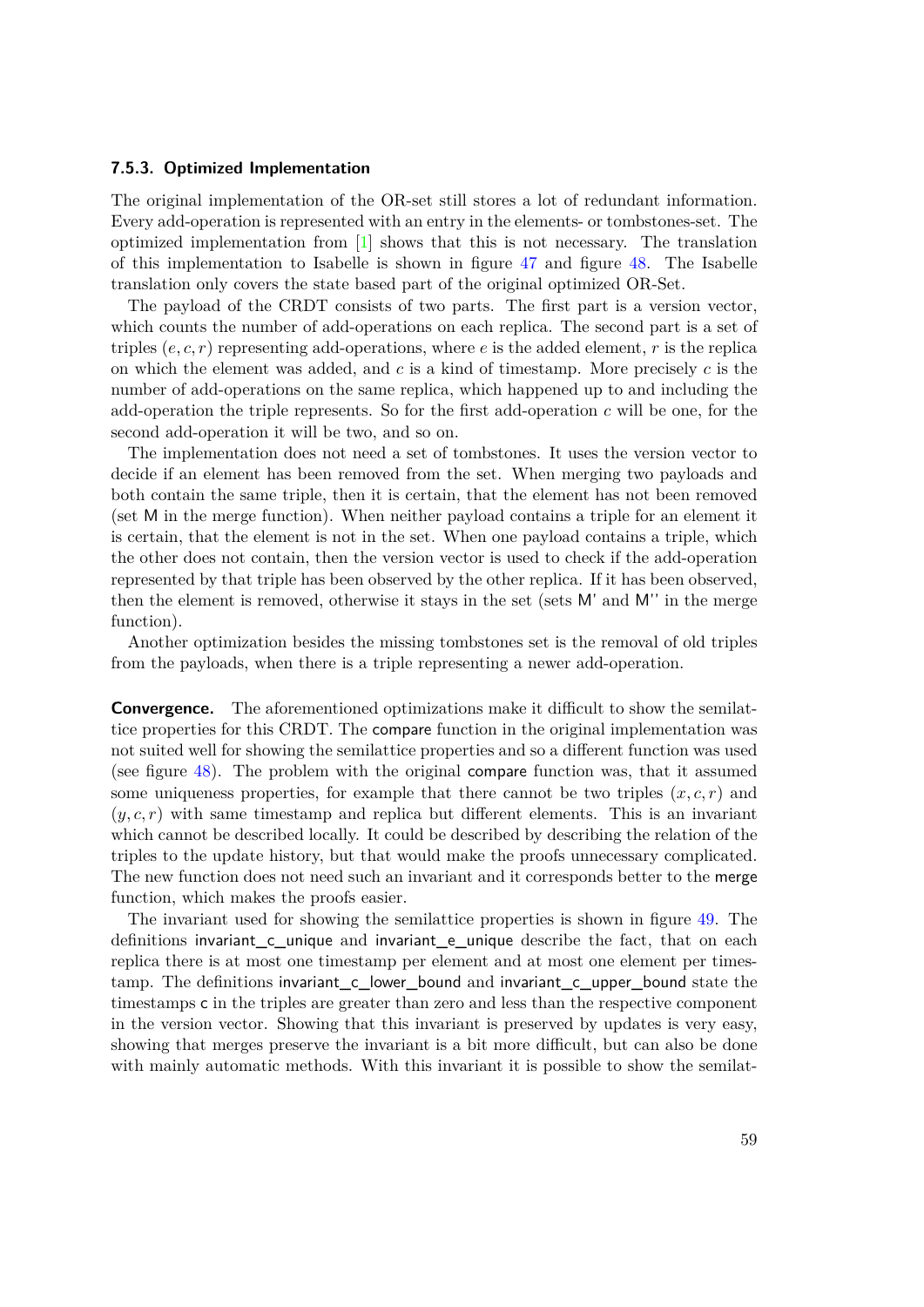### 7.5.3. Optimized Implementation

The original implementation of the OR-set still stores a lot of redundant information. Every add-operation is represented with an entry in the elements- or tombstones-set. The optimized implementation from [1] shows that this is not necessary. The translation of this implementation to Isabelle is shown in figure 47 and figure 48. The Isabelle translation only covers the state based part of the original optimized OR-Set.

The payload of the CRDT consists of two parts. The first part is a version vector, which counts the number of add-operations on each replica. The second part is a set of triples $(e, c, r)$ representing add-operations, where $e$ is the added element, $r$ is the replica on which the element was added, and $c$ is a kind of timestamp. More precisely $c$ is the number of add-operations on the same replica, which happened up to and including the add-operation the triple represents. So for the first add-operation $c$ will be one, for the second add-operation it will be two, and so on.

The implementation does not need a set of tombstones. It uses the version vector to decide if an element has been removed from the set. When merging two payloads and both contain the same triple, then it is certain, that the element has not been removed (set M in the merge function). When neither payload contains a triple for an element it is certain, that the element is not in the set. When one payload contains a triple, which the other does not contain, then the version vector is used to check if the add-operation represented by that triple has been observed by the other replica. If it has been observed, then the element is removed, otherwise it stays in the set (sets M' and M'' in the merge function).

Another optimization besides the missing tombstones set is the removal of old triples from the payloads, when there is a triple representing a newer add-operation.

**Convergence.** The aforementioned optimizations make it difficult to show the semilattice properties for this CRDT. The compare function in the original implementation was not suited well for showing the semilattice properties and so a different function was used (see figure 48). The problem with the original compare function was, that it assumed some uniqueness properties, for example that there cannot be two triples $(x, c, r)$ and $(y, c, r)$ with same timestamp and replica but different elements. This is an invariant which cannot be described locally. It could be described by describing the relation of the triples to the update history, but that would make the proofs unnecessary complicated. The new function does not need such an invariant and it corresponds better to the merge function, which makes the proofs easier.

The invariant used for showing the semilattice properties is shown in figure 49. The definitions invariant_c_unique and invariant_e_unique describe the fact, that on each replica there is at most one timestamp per element and at most one element per timestamp. The definitions invariant_c_lower_bound and invariant_c_upper_bound state the timestamps c in the triples are greater than zero and less than the respective component in the version vector. Showing that this invariant is preserved by updates is very easy, showing that merges preserve the invariant is a bit more difficult, but can also be done with mainly automatic methods. With this invariant it is possible to show the semilat-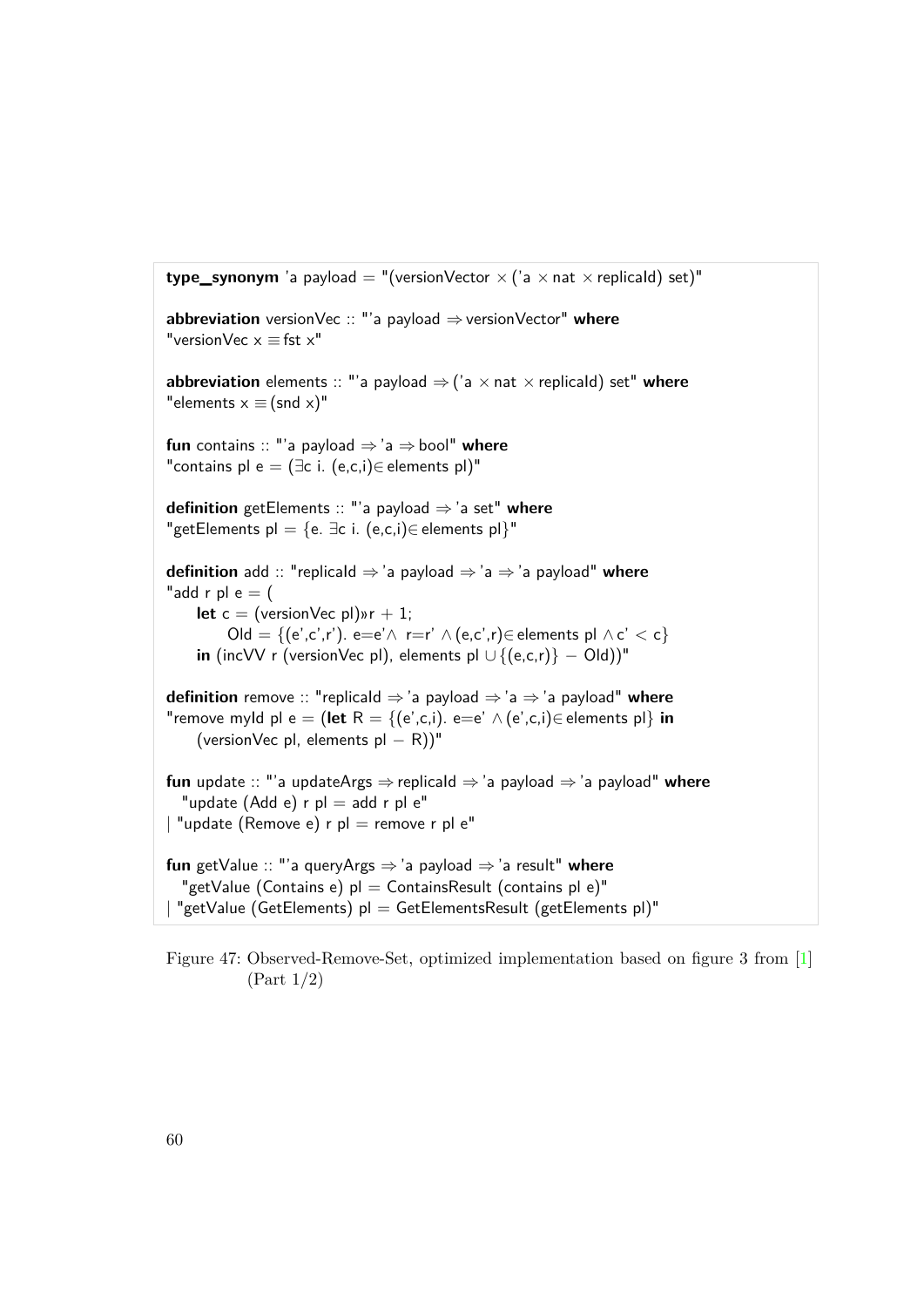```
type_synonym 'a payload = "(versionVector × ('a × nat × replicaId) set)"

abbreviation versionVec :: "'a payload ⇒ versionVector" where
"versionVec x ≡ fst x"

abbreviation elements :: "'a payload ⇒ ('a × nat × replicaId) set" where
"elements x ≡ (snd x)"

fun contains :: "'a payload ⇒ 'a ⇒ bool" where
"contains pl e = (∃c i. (e,c,i)∈ elements pl)"

definition getElements :: "'a payload ⇒ 'a set" where
"getElements pl = {e. ∃c i. (e,c,i)∈ elements pl}"

definition add :: "replicaId ⇒ 'a payload ⇒ 'a ⇒ 'a payload" where
"add r pl e = (
    let c = (versionVec pl)»r + 1;
        Old = {(e',c',r'). e=e'∧ r=r' ∧ (e,c',r)∈ elements pl ∧ c' < c}
    in (incVV r (versionVec pl), elements pl ∪ {(e,c,r)} − Old))"

definition remove :: "replicaId ⇒ 'a payload ⇒ 'a ⇒ 'a payload" where
"remove myId pl e = (let R = {(e',c,i). e=e' ∧ (e',c,i)∈ elements pl} in
    (versionVec pl, elements pl − R))"

fun update :: "'a updateArgs ⇒ replicaId ⇒ 'a payload ⇒ 'a payload" where
  "update (Add e) r pl = add r pl e"
| "update (Remove e) r pl = remove r pl e"

fun getValue :: "'a queryArgs ⇒ 'a payload ⇒ 'a result" where
  "getValue (Contains e) pl = ContainsResult (contains pl e)"
| "getValue (GetElements) pl = GetElementsResult (getElements pl)"
```

Figure 47: Observed-Remove-Set, optimized implementation based on figure 3 from [1] (Part 1/2)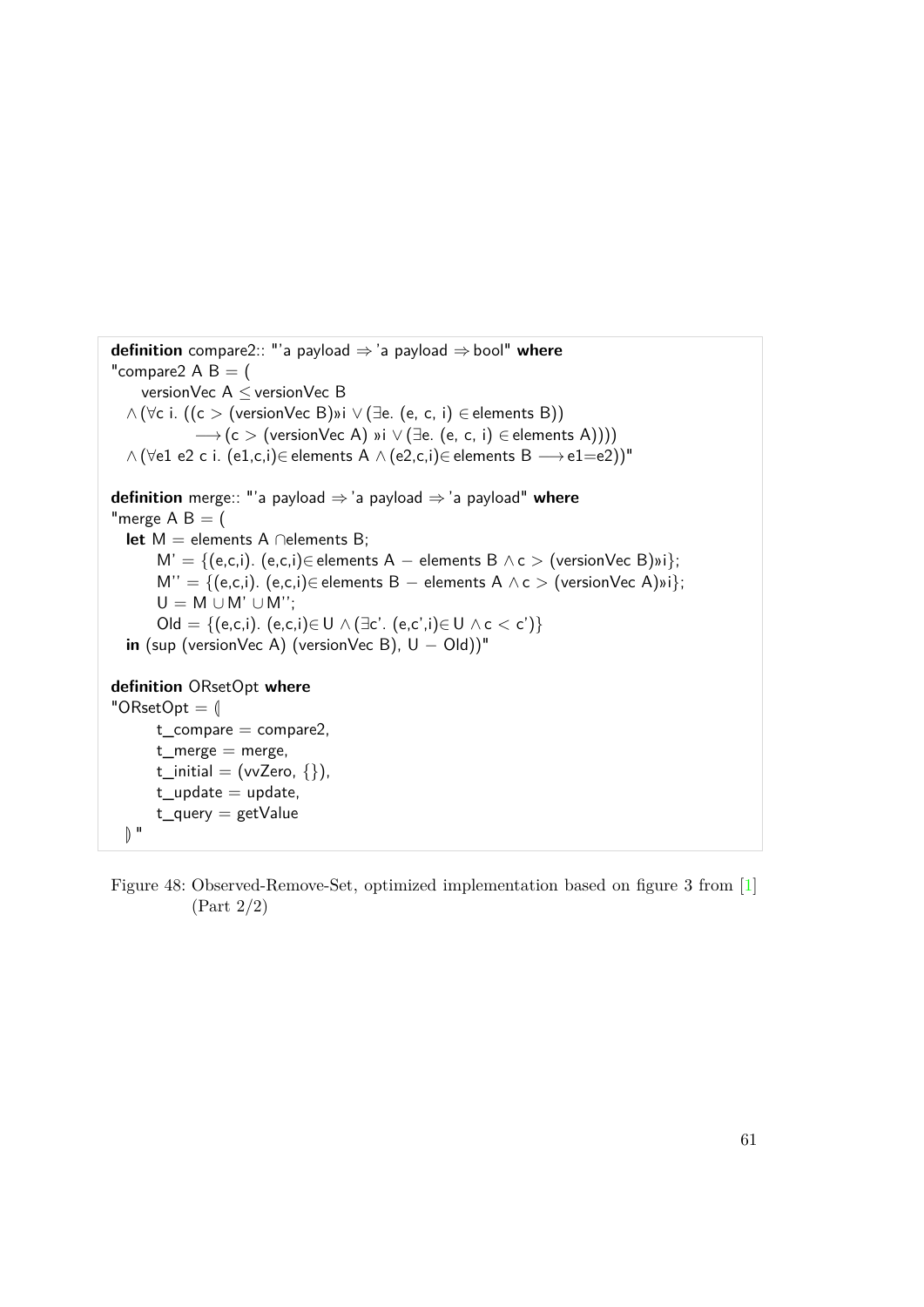```
definition compare2:: "'a payload ⇒ 'a payload ⇒ bool" where
"compare2 A B = (
    versionVec A ≤ versionVec B
  ∧ (∀c i. ((c > (versionVec B)»i ∨ (∃e. (e, c, i) ∈ elements B))
            ⟶ (c > (versionVec A) »i ∨ (∃e. (e, c, i) ∈ elements A))))
  ∧ (∀e1 e2 c i. (e1,c,i)∈ elements A ∧ (e2,c,i)∈ elements B ⟶ e1=e2))"

definition merge:: "'a payload ⇒ 'a payload ⇒ 'a payload" where
"merge A B = (
  let M = elements A ∩elements B;
      M' = {(e,c,i). (e,c,i)∈ elements A − elements B ∧ c > (versionVec B)»i};
      M'' = {(e,c,i). (e,c,i)∈ elements B − elements A ∧ c > (versionVec A)»i};
      U = M ∪ M' ∪ M'';
      Old = {(e,c,i). (e,c,i)∈ U ∧ (∃c'. (e,c',i)∈ U ∧ c < c')}
  in (sup (versionVec A) (versionVec B), U − Old))"

definition ORsetOpt where
"ORsetOpt = ⦇
      t_compare = compare2,
      t_merge = merge,
      t_initial = (vvZero, {}),
      t_update = update,
      t_query = getValue
  ⦈"
```

Figure 48: Observed-Remove-Set, optimized implementation based on figure 3 from [1] (Part 2/2)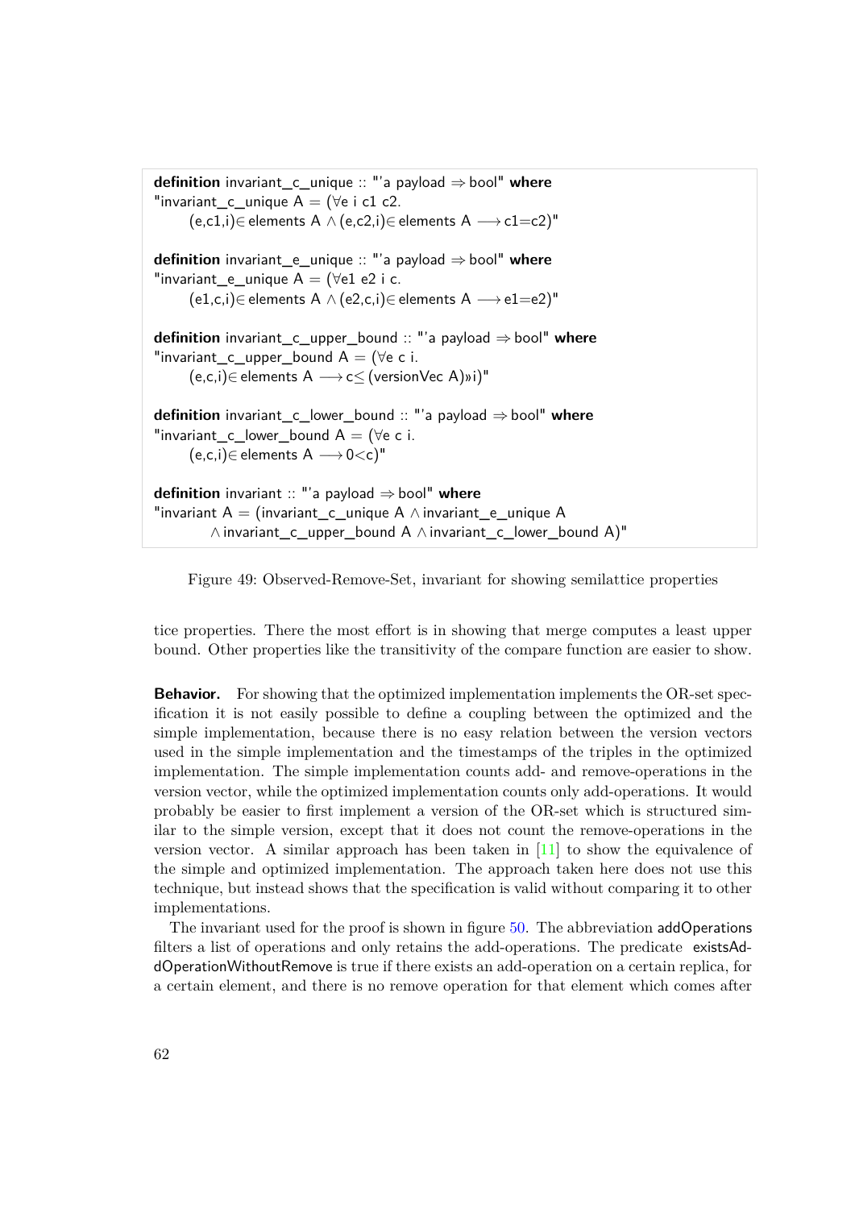```
definition invariant_c_unique :: "'a payload ⇒ bool" where
"invariant_c_unique A = (∀e i c1 c2.
      (e,c1,i)∈ elements A ∧ (e,c2,i)∈ elements A ⟶ c1=c2)"

definition invariant_e_unique :: "'a payload ⇒ bool" where
"invariant_e_unique A = (∀e1 e2 i c.
      (e1,c,i)∈ elements A ∧ (e2,c,i)∈ elements A ⟶ e1=e2)"

definition invariant_c_upper_bound :: "'a payload ⇒ bool" where
"invariant_c_upper_bound A = (∀e c i.
      (e,c,i)∈ elements A ⟶ c≤ (versionVec A)»i)"

definition invariant_c_lower_bound :: "'a payload ⇒ bool" where
"invariant_c_lower_bound A = (∀e c i.
      (e,c,i)∈ elements A ⟶ 0<c)"

definition invariant :: "'a payload ⇒ bool" where
"invariant A = (invariant_c_unique A ∧ invariant_e_unique A
         ∧ invariant_c_upper_bound A ∧ invariant_c_lower_bound A)"
```

Figure 49: Observed-Remove-Set, invariant for showing semilattice properties

tice properties. There the most effort is in showing that merge computes a least upper bound. Other properties like the transitivity of the compare function are easier to show.

**Behavior.** For showing that the optimized implementation implements the OR-set specification it is not easily possible to define a coupling between the optimized and the simple implementation, because there is no easy relation between the version vectors used in the simple implementation and the timestamps of the triples in the optimized implementation. The simple implementation counts add- and remove-operations in the version vector, while the optimized implementation counts only add-operations. It would probably be easier to first implement a version of the OR-set which is structured similar to the simple version, except that it does not count the remove-operations in the version vector. A similar approach has been taken in [11] to show the equivalence of the simple and optimized implementation. The approach taken here does not use this technique, but instead shows that the specification is valid without comparing it to other implementations.

The invariant used for the proof is shown in figure 50. The abbreviation addOperations filters a list of operations and only retains the add-operations. The predicate existsAddOperationWithoutRemove is true if there exists an add-operation on a certain replica, for a certain element, and there is no remove operation for that element which comes after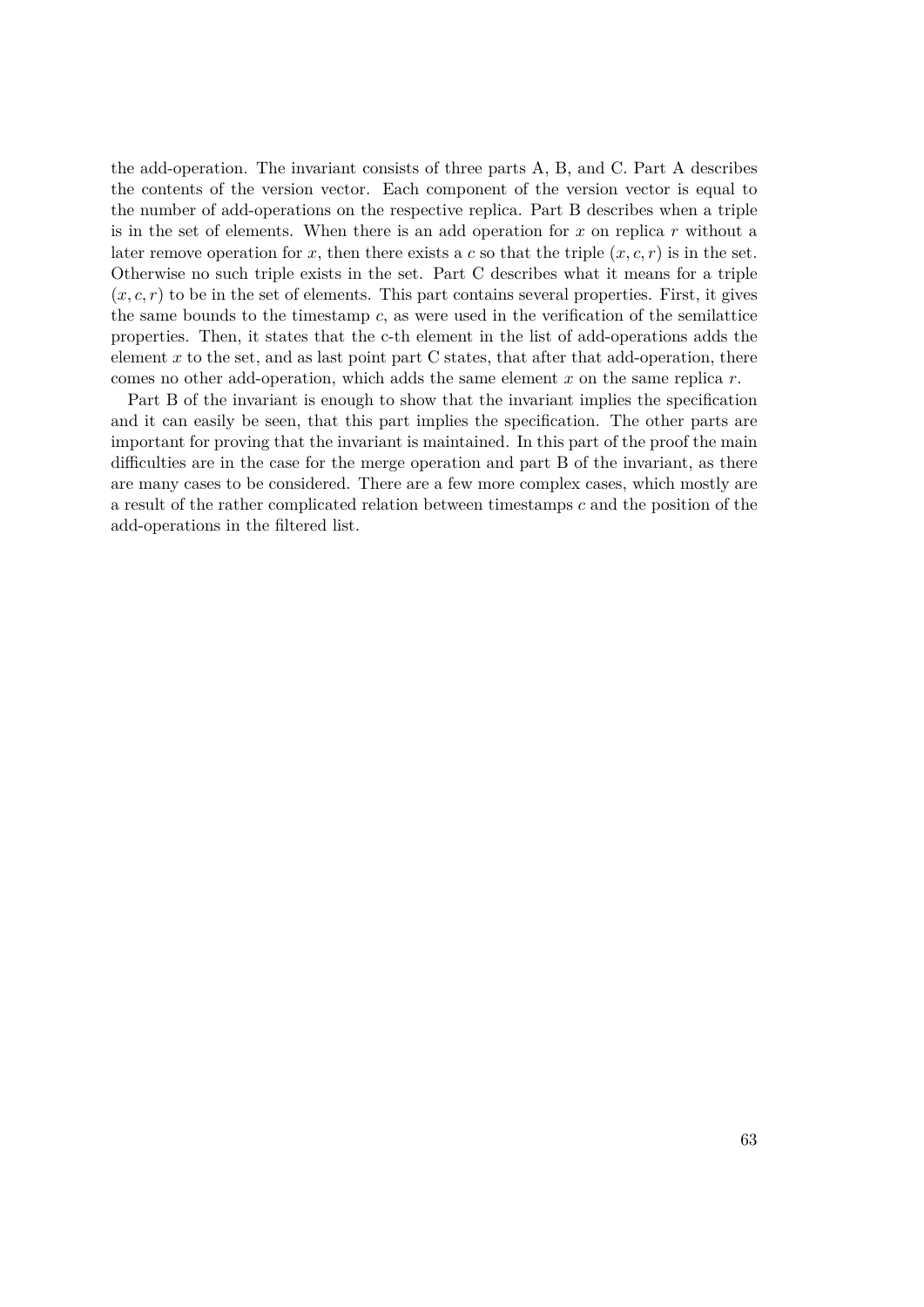the add-operation. The invariant consists of three parts A, B, and C. Part A describes the contents of the version vector. Each component of the version vector is equal to the number of add-operations on the respective replica. Part B describes when a triple is in the set of elements. When there is an add operation for $x$ on replica $r$ without a later remove operation for $x$, then there exists a $c$ so that the triple $(x, c, r)$ is in the set. Otherwise no such triple exists in the set. Part C describes what it means for a triple $(x, c, r)$ to be in the set of elements. This part contains several properties. First, it gives the same bounds to the timestamp $c$, as were used in the verification of the semilattice properties. Then, it states that the c-th element in the list of add-operations adds the element $x$ to the set, and as last point part C states, that after that add-operation, there comes no other add-operation, which adds the same element $x$ on the same replica $r$.

Part B of the invariant is enough to show that the invariant implies the specification and it can easily be seen, that this part implies the specification. The other parts are important for proving that the invariant is maintained. In this part of the proof the main difficulties are in the case for the merge operation and part B of the invariant, as there are many cases to be considered. There are a few more complex cases, which mostly are a result of the rather complicated relation between timestamps $c$ and the position of the add-operations in the filtered list.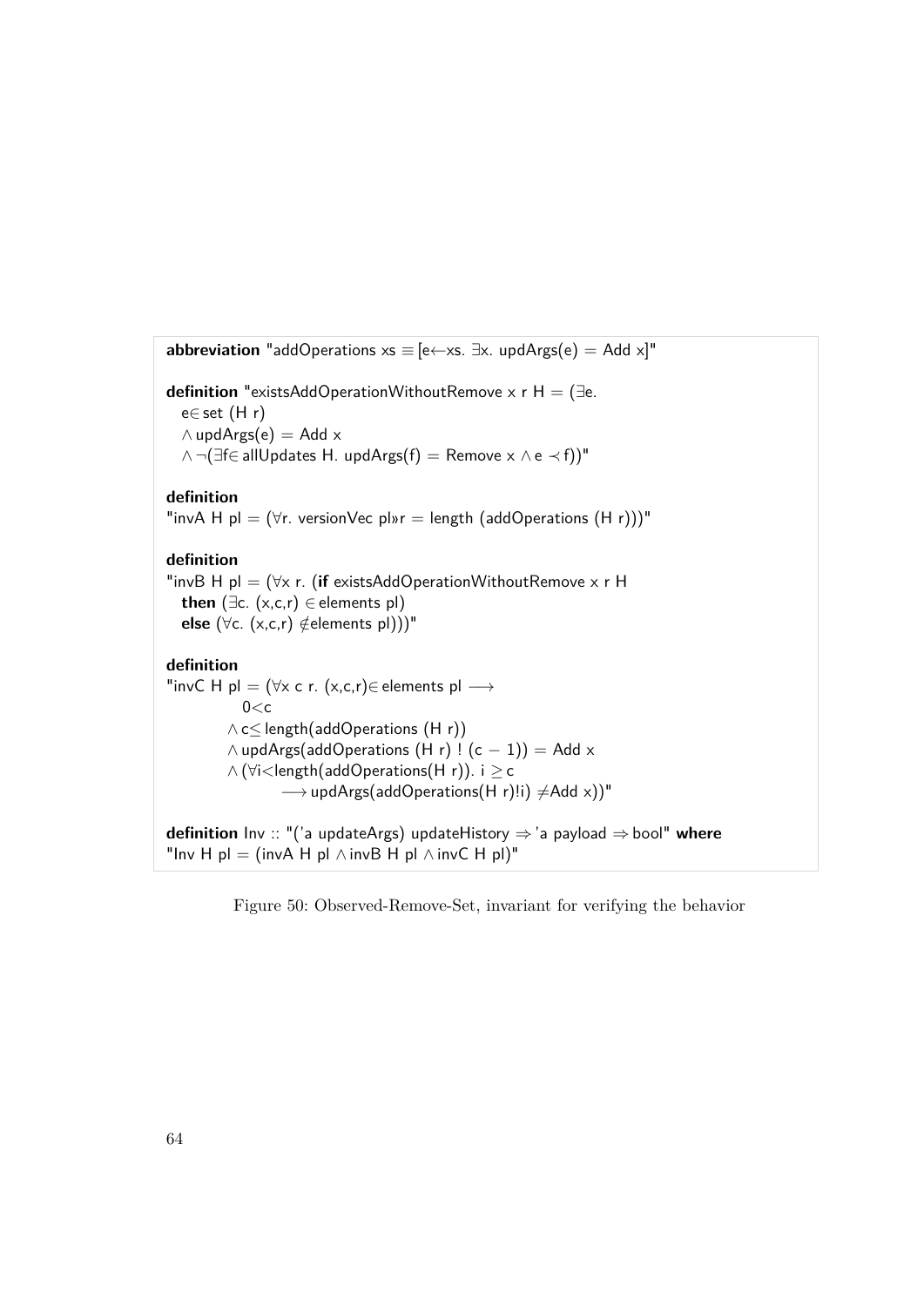```
abbreviation "addOperations xs ≡ [e←xs. ∃x. updArgs(e) = Add x]"

definition "existsAddOperationWithoutRemove x r H = (∃e.
   e∈ set (H r)
   ∧ updArgs(e) = Add x
   ∧ ¬(∃f∈ allUpdates H. updArgs(f) = Remove x ∧ e ≺ f))"

definition
"invA H pl = (∀r. versionVec pl»r = length (addOperations (H r)))"

definition
"invB H pl = (∀x r. (if existsAddOperationWithoutRemove x r H
   then (∃c. (x,c,r) ∈ elements pl)
   else (∀c. (x,c,r) ∉elements pl)))"

definition
"invC H pl = (∀x c r. (x,c,r)∈ elements pl ⟶
             0<c
           ∧ c≤ length(addOperations (H r))
           ∧ updArgs(addOperations (H r) ! (c − 1)) = Add x
           ∧ (∀i<length(addOperations(H r)). i ≥ c
                    ⟶ updArgs(addOperations(H r)!i) ≠Add x))"

definition Inv :: "('a updateArgs) updateHistory ⇒ 'a payload ⇒ bool" where
"Inv H pl = (invA H pl ∧ invB H pl ∧ invC H pl)"
```

Figure 50: Observed-Remove-Set, invariant for verifying the behavior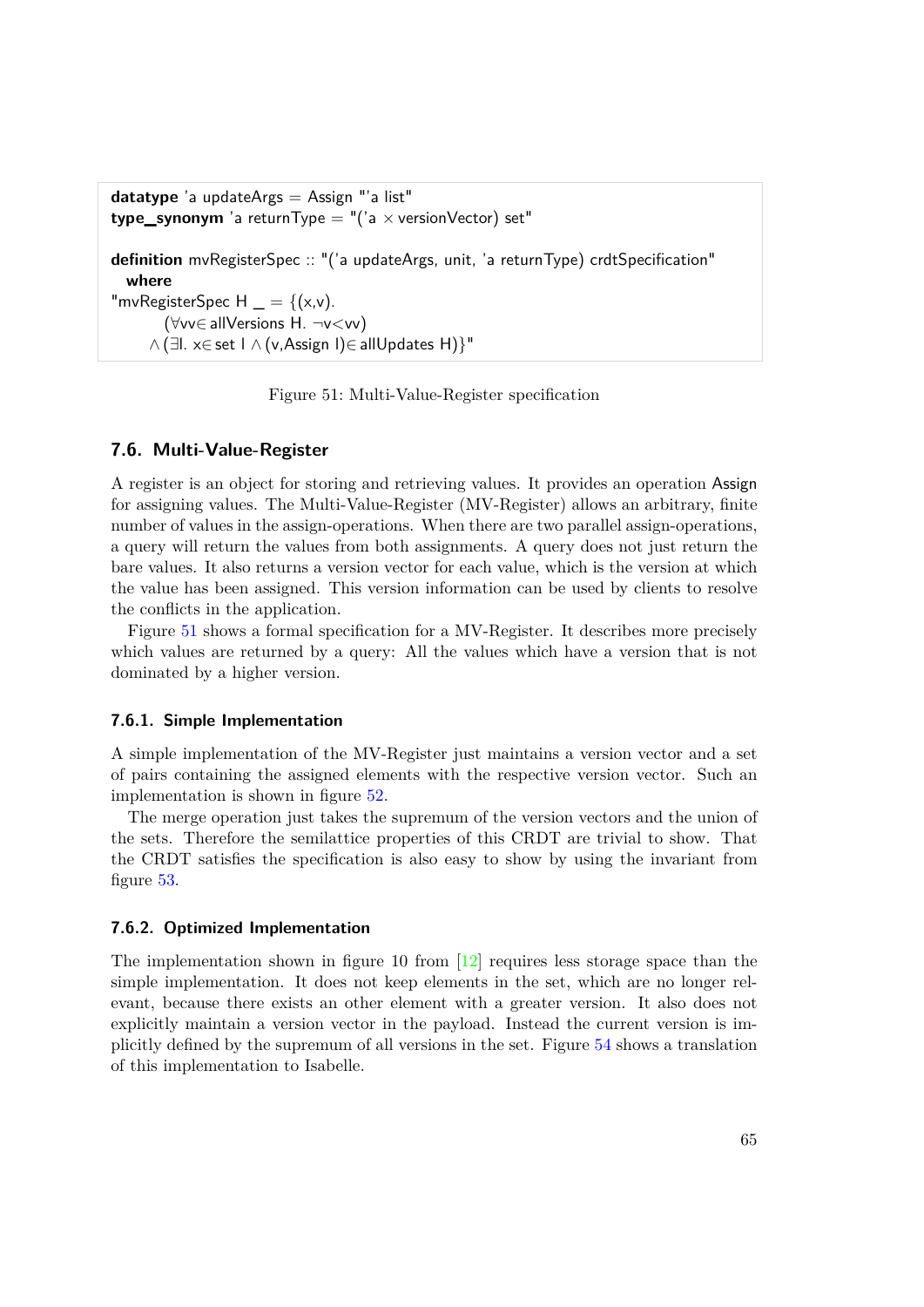```
datatype 'a updateArgs = Assign "'a list"
type_synonym 'a returnType = "('a × versionVector) set"

definition mvRegisterSpec :: "('a updateArgs, unit, 'a returnType) crdtSpecification"
  where
"mvRegisterSpec H _ = {(x,v).
        (∀vv∈ allVersions H. ¬v<vv)
      ∧ (∃l. x∈ set l ∧ (v,Assign l)∈ allUpdates H)}"
```

Figure 51: Multi-Value-Register specification

### 7.6. Multi-Value-Register

A register is an object for storing and retrieving values. It provides an operation Assign for assigning values. The Multi-Value-Register (MV-Register) allows an arbitrary, finite number of values in the assign-operations. When there are two parallel assign-operations, a query will return the values from both assignments. A query does not just return the bare values. It also returns a version vector for each value, which is the version at which the value has been assigned. This version information can be used by clients to resolve the conflicts in the application.

Figure 51 shows a formal specification for a MV-Register. It describes more precisely which values are returned by a query: All the values which have a version that is not dominated by a higher version.

#### 7.6.1. Simple Implementation

A simple implementation of the MV-Register just maintains a version vector and a set of pairs containing the assigned elements with the respective version vector. Such an implementation is shown in figure 52.

The merge operation just takes the supremum of the version vectors and the union of the sets. Therefore the semilattice properties of this CRDT are trivial to show. That the CRDT satisfies the specification is also easy to show by using the invariant from figure 53.

#### 7.6.2. Optimized Implementation

The implementation shown in figure 10 from [12] requires less storage space than the simple implementation. It does not keep elements in the set, which are no longer relevant, because there exists an other element with a greater version. It also does not explicitly maintain a version vector in the payload. Instead the current version is implicitly defined by the supremum of all versions in the set. Figure 54 shows a translation of this implementation to Isabelle.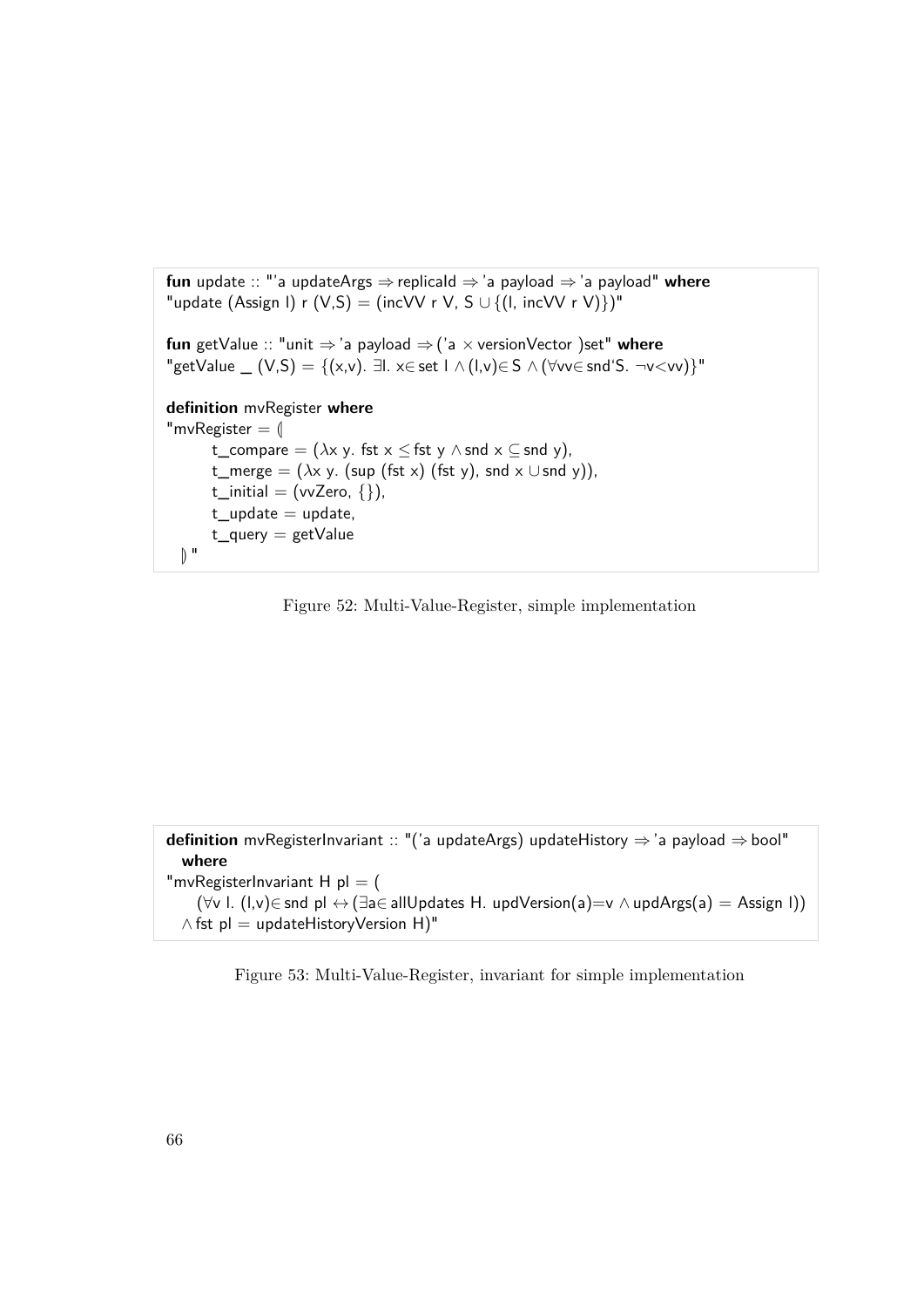```
fun update :: "'a updateArgs ⇒ replicaId ⇒ 'a payload ⇒ 'a payload" where
"update (Assign l) r (V,S) = (incVV r V, S ∪ {(l, incVV r V)})"

fun getValue :: "unit ⇒ 'a payload ⇒ ('a × versionVector )set" where
"getValue _ (V,S) = {(x,v). ∃l. x∈ set l ∧ (l,v)∈ S ∧ (∀vv∈ snd`S. ¬v<vv)}"

definition mvRegister where
"mvRegister = ⦇
        t_compare = (λx y. fst x ≤ fst y ∧ snd x ⊆ snd y),
        t_merge = (λx y. (sup (fst x) (fst y), snd x ∪ snd y)),
        t_initial = (vvZero, {}),
        t_update = update,
        t_query = getValue
   ⦈"
```

Figure 52: Multi-Value-Register, simple implementation

```
definition mvRegisterInvariant :: "('a updateArgs) updateHistory ⇒ 'a payload ⇒ bool"
  where
"mvRegisterInvariant H pl = (
     (∀v l. (l,v)∈ snd pl ↔ (∃a∈ allUpdates H. updVersion(a)=v ∧ updArgs(a) = Assign l))
  ∧ fst pl = updateHistoryVersion H)"
```

Figure 53: Multi-Value-Register, invariant for simple implementation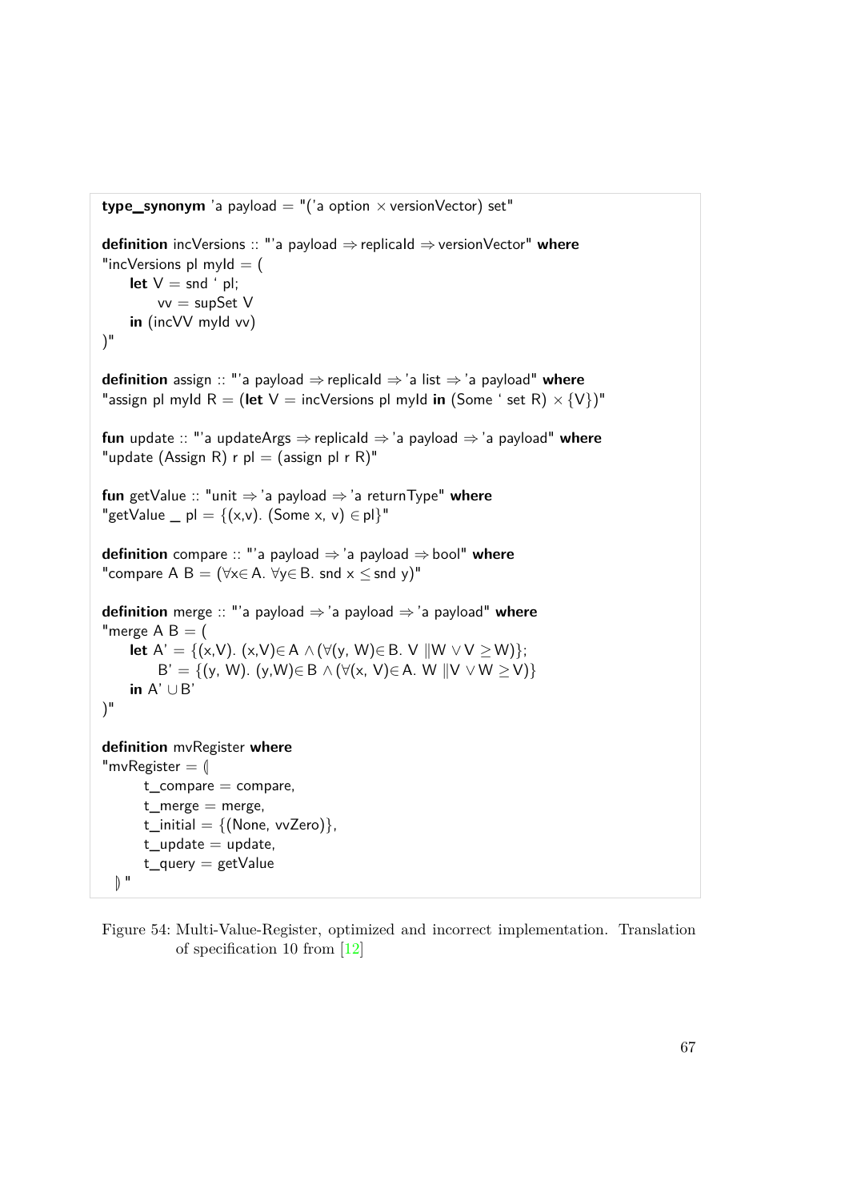```
type_synonym 'a payload = "('a option × versionVector) set"

definition incVersions :: "'a payload ⇒ replicaId ⇒ versionVector" where
"incVersions pl myId = (
    let V = snd ` pl;
        vv = supSet V
    in (incVV myId vv)
)"

definition assign :: "'a payload ⇒ replicaId ⇒ 'a list ⇒ 'a payload" where
"assign pl myId R = (let V = incVersions pl myId in (Some ` set R) × {V})"

fun update :: "'a updateArgs ⇒ replicaId ⇒ 'a payload ⇒ 'a payload" where
"update (Assign R) r pl = (assign pl r R)"

fun getValue :: "unit ⇒ 'a payload ⇒ 'a returnType" where
"getValue _ pl = {(x,v). (Some x, v) ∈ pl}"

definition compare :: "'a payload ⇒ 'a payload ⇒ bool" where
"compare A B = (∀x∈ A. ∀y∈ B. snd x ≤ snd y)"

definition merge :: "'a payload ⇒ 'a payload ⇒ 'a payload" where
"merge A B = (
    let A' = {(x,V). (x,V)∈ A ∧ (∀(y, W)∈ B. V ∥W ∨ V ≥ W)};
        B' = {(y, W). (y,W)∈ B ∧ (∀(x, V)∈ A. W ∥V ∨ W ≥ V)}
    in A' ∪ B'
)"

definition mvRegister where
"mvRegister = ⦇
      t_compare = compare,
      t_merge = merge,
      t_initial = {(None, vvZero)},
      t_update = update,
      t_query = getValue
  ⦈ "
```

Figure 54: Multi-Value-Register, optimized and incorrect implementation. Translation of specification 10 from [12]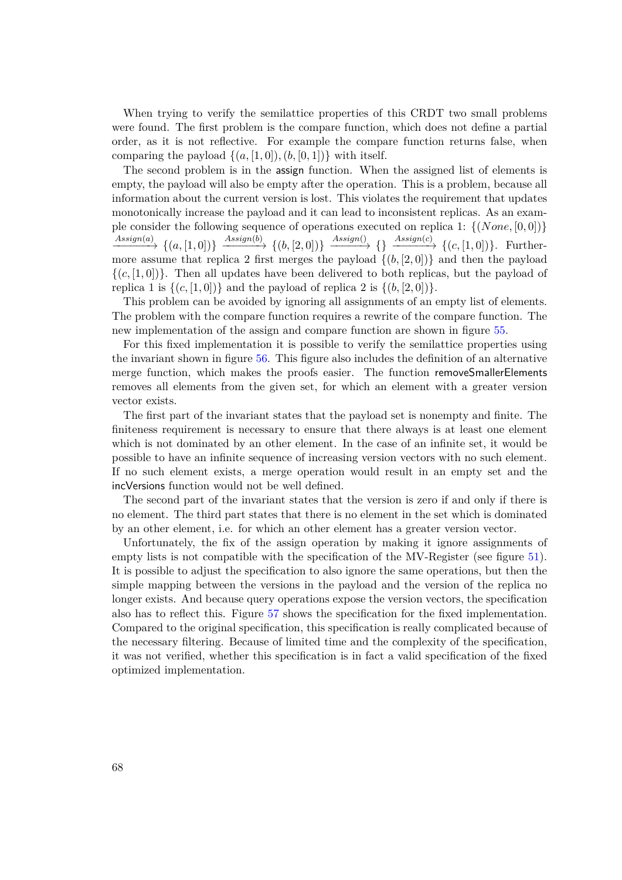When trying to verify the semilattice properties of this CRDT two small problems were found. The first problem is the compare function, which does not define a partial order, as it is not reflective. For example the compare function returns false, when comparing the payload $\{(a, [1, 0]), (b, [0, 1])\}$ with itself.

The second problem is in the assign function. When the assigned list of elements is empty, the payload will also be empty after the operation. This is a problem, because all information about the current version is lost. This violates the requirement that updates monotonically increase the payload and it can lead to inconsistent replicas. As an example consider the following sequence of operations executed on replica 1: $\{(None, [0, 0])\} \xrightarrow{Assign(a)} \{(a, [1, 0])\} \xrightarrow{Assign(b)} \{(b, [2, 0])\} \xrightarrow{Assign()} \{\} \xrightarrow{Assign(c)} \{(c, [1, 0])\}$. Furthermore assume that replica 2 first merges the payload $\{(b, [2, 0])\}$ and then the payload $\{(c, [1, 0])\}$. Then all updates have been delivered to both replicas, but the payload of replica 1 is $\{(c, [1, 0])\}$ and the payload of replica 2 is $\{(b, [2, 0])\}$.

This problem can be avoided by ignoring all assignments of an empty list of elements. The problem with the compare function requires a rewrite of the compare function. The new implementation of the assign and compare function are shown in figure 55.

For this fixed implementation it is possible to verify the semilattice properties using the invariant shown in figure 56. This figure also includes the definition of an alternative merge function, which makes the proofs easier. The function removeSmallerElements removes all elements from the given set, for which an element with a greater version vector exists.

The first part of the invariant states that the payload set is nonempty and finite. The finiteness requirement is necessary to ensure that there always is at least one element which is not dominated by an other element. In the case of an infinite set, it would be possible to have an infinite sequence of increasing version vectors with no such element. If no such element exists, a merge operation would result in an empty set and the incVersions function would not be well defined.

The second part of the invariant states that the version is zero if and only if there is no element. The third part states that there is no element in the set which is dominated by an other element, i.e. for which an other element has a greater version vector.

Unfortunately, the fix of the assign operation by making it ignore assignments of empty lists is not compatible with the specification of the MV-Register (see figure 51). It is possible to adjust the specification to also ignore the same operations, but then the simple mapping between the versions in the payload and the version of the replica no longer exists. And because query operations expose the version vectors, the specification also has to reflect this. Figure 57 shows the specification for the fixed implementation. Compared to the original specification, this specification is really complicated because of the necessary filtering. Because of limited time and the complexity of the specification, it was not verified, whether this specification is in fact a valid specification of the fixed optimized implementation.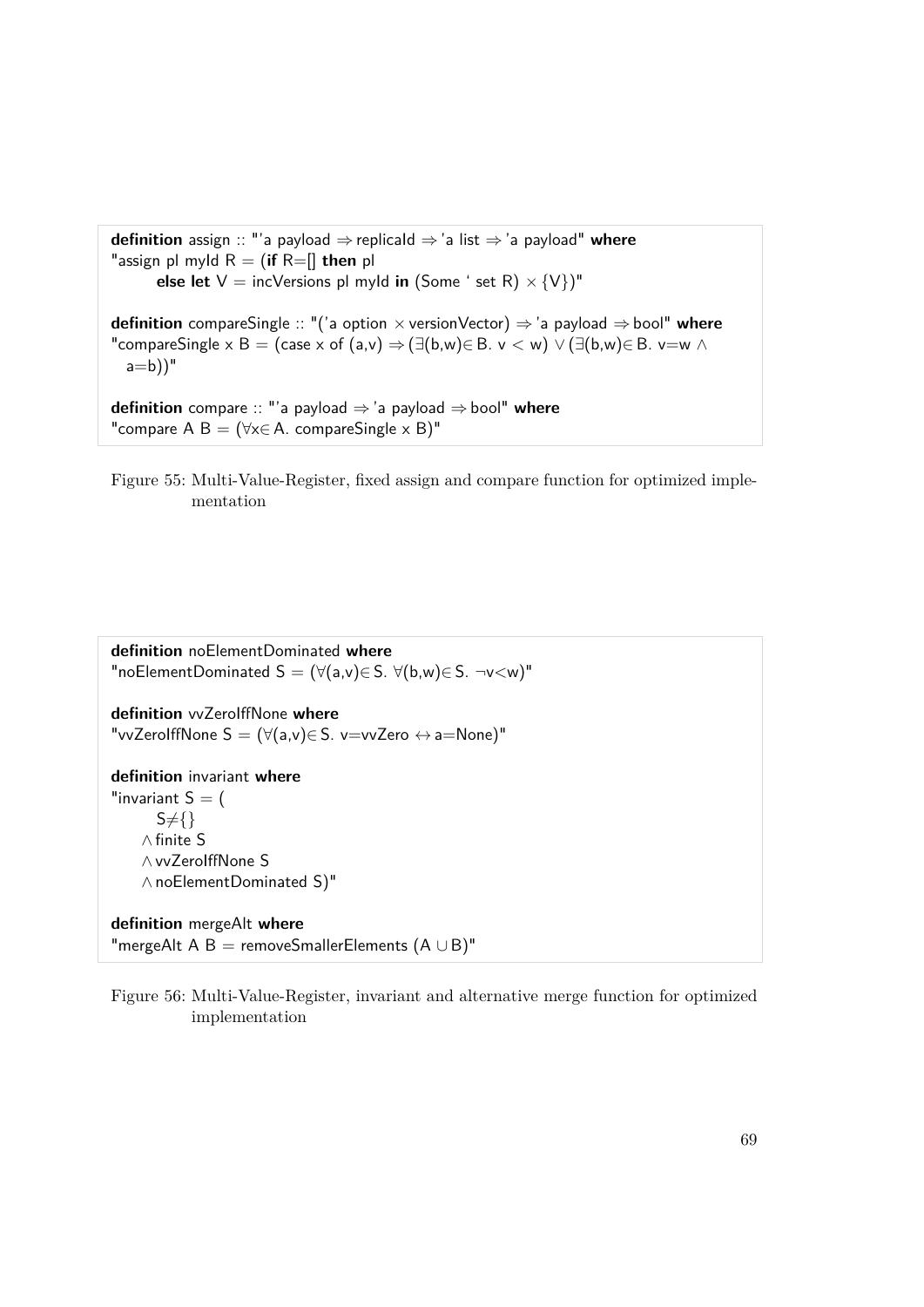```
definition assign :: "'a payload ⇒ replicaId ⇒ 'a list ⇒ 'a payload" where
"assign pl myId R = (if R=[] then pl
      else let V = incVersions pl myId in (Some ` set R) × {V})"

definition compareSingle :: "('a option × versionVector) ⇒ 'a payload ⇒ bool" where
"compareSingle x B = (case x of (a,v) ⇒ (∃(b,w)∈ B. v < w) ∨ (∃(b,w)∈ B. v=w ∧
  a=b))"

definition compare :: "'a payload ⇒ 'a payload ⇒ bool" where
"compare A B = (∀x∈ A. compareSingle x B)"
```

Figure 55: Multi-Value-Register, fixed assign and compare function for optimized implementation

```
definition noElementDominated where
"noElementDominated S = (∀(a,v)∈ S. ∀(b,w)∈ S. ¬v<w)"

definition vvZeroIffNone where
"vvZeroIffNone S = (∀(a,v)∈ S. v=vvZero ↔ a=None)"

definition invariant where
"invariant S = (
      S≠{}
    ∧ finite S
    ∧ vvZeroIffNone S
    ∧ noElementDominated S)"

definition mergeAlt where
"mergeAlt A B = removeSmallerElements (A ∪ B)"
```

Figure 56: Multi-Value-Register, invariant and alternative merge function for optimized implementation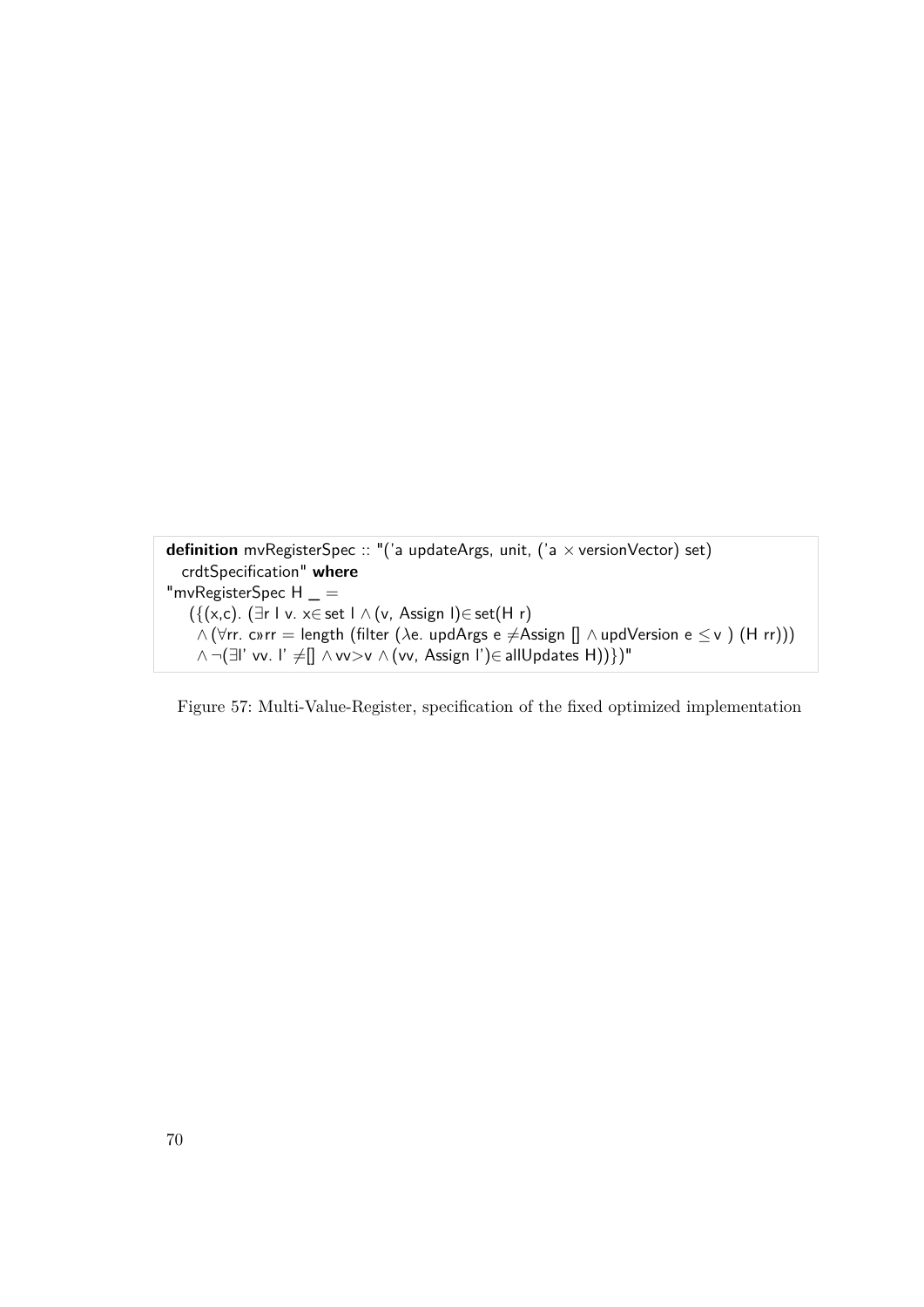```
definition mvRegisterSpec :: "('a updateArgs, unit, ('a × versionVector) set)
  crdtSpecification" where
"mvRegisterSpec H _ =
   ({(x,c). (∃r l v. x∈ set l ∧ (v, Assign l)∈ set(H r)
     ∧ (∀rr. c»rr = length (filter (λe. updArgs e ≠Assign [] ∧ updVersion e ≤ v ) (H rr)))
     ∧ ¬(∃l' vv. l' ≠[] ∧ vv>v ∧ (vv, Assign l')∈ allUpdates H))})"
```

Figure 57: Multi-Value-Register, specification of the fixed optimized implementation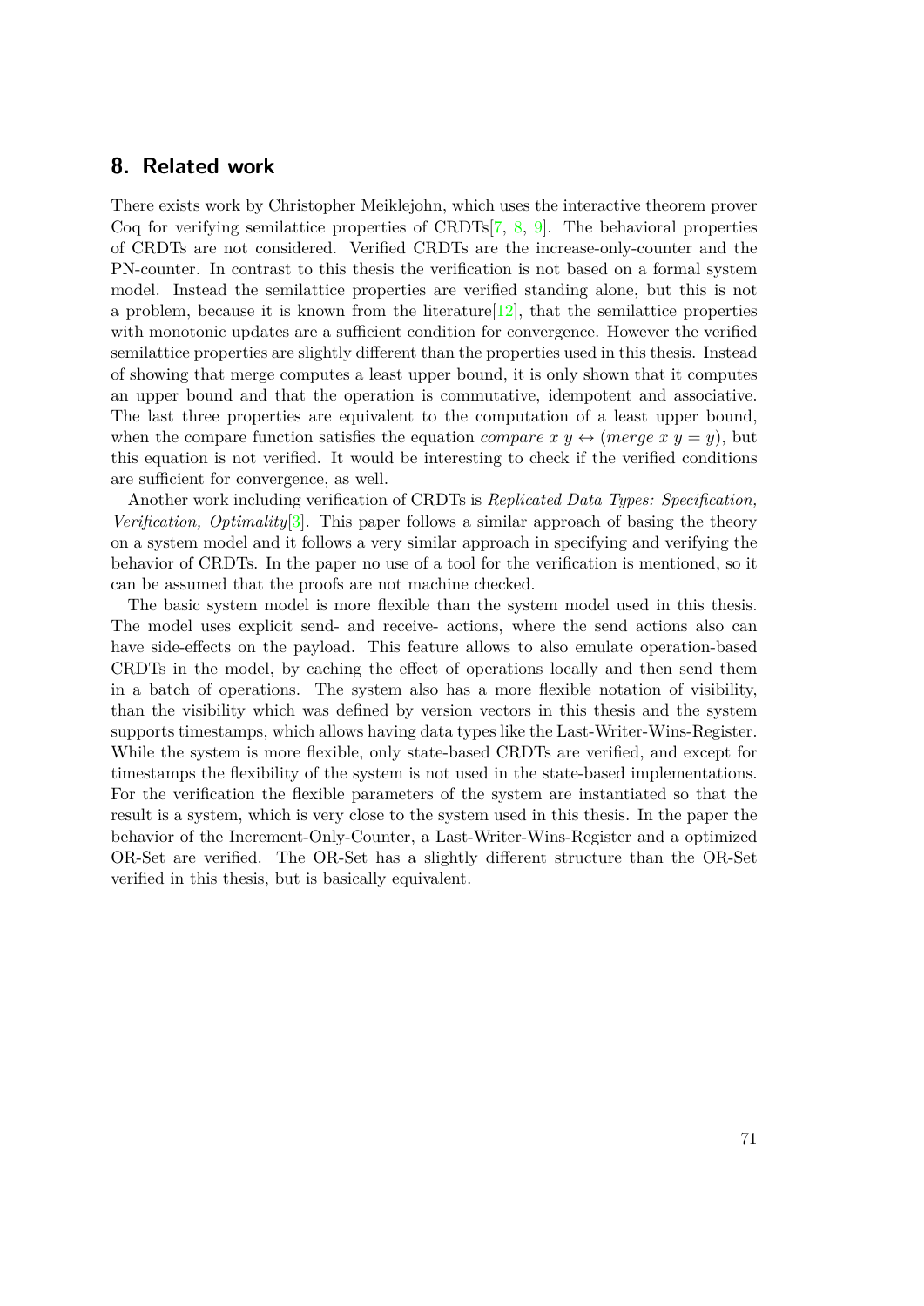# 8. Related work

There exists work by Christopher Meiklejohn, which uses the interactive theorem prover Coq for verifying semilattice properties of CRDTs[7, 8, 9]. The behavioral properties of CRDTs are not considered. Verified CRDTs are the increase-only-counter and the PN-counter. In contrast to this thesis the verification is not based on a formal system model. Instead the semilattice properties are verified standing alone, but this is not a problem, because it is known from the literature[12], that the semilattice properties with monotonic updates are a sufficient condition for convergence. However the verified semilattice properties are slightly different than the properties used in this thesis. Instead of showing that merge computes a least upper bound, it is only shown that it computes an upper bound and that the operation is commutative, idempotent and associative. The last three properties are equivalent to the computation of a least upper bound, when the compare function satisfies the equation $compare\ x\ y \leftrightarrow (merge\ x\ y = y)$, but this equation is not verified. It would be interesting to check if the verified conditions are sufficient for convergence, as well.

Another work including verification of CRDTs is *Replicated Data Types: Specification, Verification, Optimality*[3]. This paper follows a similar approach of basing the theory on a system model and it follows a very similar approach in specifying and verifying the behavior of CRDTs. In the paper no use of a tool for the verification is mentioned, so it can be assumed that the proofs are not machine checked.

The basic system model is more flexible than the system model used in this thesis. The model uses explicit send- and receive- actions, where the send actions also can have side-effects on the payload. This feature allows to also emulate operation-based CRDTs in the model, by caching the effect of operations locally and then send them in a batch of operations. The system also has a more flexible notation of visibility, than the visibility which was defined by version vectors in this thesis and the system supports timestamps, which allows having data types like the Last-Writer-Wins-Register. While the system is more flexible, only state-based CRDTs are verified, and except for timestamps the flexibility of the system is not used in the state-based implementations. For the verification the flexible parameters of the system are instantiated so that the result is a system, which is very close to the system used in this thesis. In the paper the behavior of the Increment-Only-Counter, a Last-Writer-Wins-Register and a optimized OR-Set are verified. The OR-Set has a slightly different structure than the OR-Set verified in this thesis, but is basically equivalent.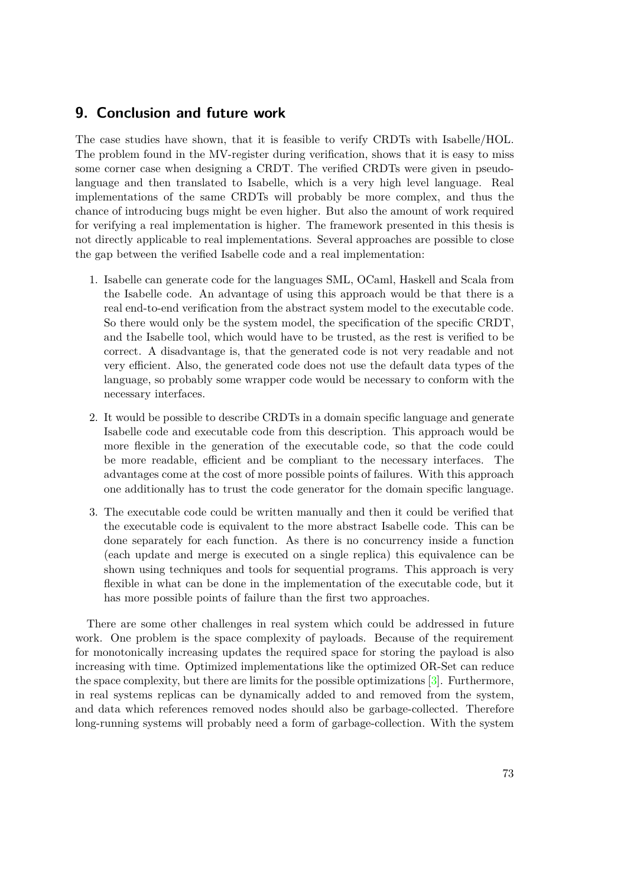# 9. Conclusion and future work

The case studies have shown, that it is feasible to verify CRDTs with Isabelle/HOL. The problem found in the MV-register during verification, shows that it is easy to miss some corner case when designing a CRDT. The verified CRDTs were given in pseudo-language and then translated to Isabelle, which is a very high level language. Real implementations of the same CRDTs will probably be more complex, and thus the chance of introducing bugs might be even higher. But also the amount of work required for verifying a real implementation is higher. The framework presented in this thesis is not directly applicable to real implementations. Several approaches are possible to close the gap between the verified Isabelle code and a real implementation:

1. Isabelle can generate code for the languages SML, OCaml, Haskell and Scala from the Isabelle code. An advantage of using this approach would be that there is a real end-to-end verification from the abstract system model to the executable code. So there would only be the system model, the specification of the specific CRDT, and the Isabelle tool, which would have to be trusted, as the rest is verified to be correct. A disadvantage is, that the generated code is not very readable and not very efficient. Also, the generated code does not use the default data types of the language, so probably some wrapper code would be necessary to conform with the necessary interfaces.

2. It would be possible to describe CRDTs in a domain specific language and generate Isabelle code and executable code from this description. This approach would be more flexible in the generation of the executable code, so that the code could be more readable, efficient and be compliant to the necessary interfaces. The advantages come at the cost of more possible points of failures. With this approach one additionally has to trust the code generator for the domain specific language.

3. The executable code could be written manually and then it could be verified that the executable code is equivalent to the more abstract Isabelle code. This can be done separately for each function. As there is no concurrency inside a function (each update and merge is executed on a single replica) this equivalence can be shown using techniques and tools for sequential programs. This approach is very flexible in what can be done in the implementation of the executable code, but it has more possible points of failure than the first two approaches.

There are some other challenges in real system which could be addressed in future work. One problem is the space complexity of payloads. Because of the requirement for monotonically increasing updates the required space for storing the payload is also increasing with time. Optimized implementations like the optimized OR-Set can reduce the space complexity, but there are limits for the possible optimizations [3]. Furthermore, in real systems replicas can be dynamically added to and removed from the system, and data which references removed nodes should also be garbage-collected. Therefore long-running systems will probably need a form of garbage-collection. With the system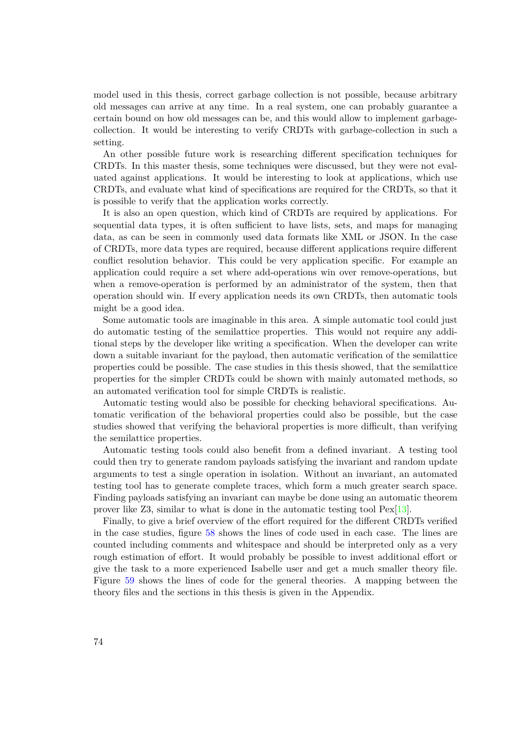model used in this thesis, correct garbage collection is not possible, because arbitrary old messages can arrive at any time. In a real system, one can probably guarantee a certain bound on how old messages can be, and this would allow to implement garbage-collection. It would be interesting to verify CRDTs with garbage-collection in such a setting.

An other possible future work is researching different specification techniques for CRDTs. In this master thesis, some techniques were discussed, but they were not evaluated against applications. It would be interesting to look at applications, which use CRDTs, and evaluate what kind of specifications are required for the CRDTs, so that it is possible to verify that the application works correctly.

It is also an open question, which kind of CRDTs are required by applications. For sequential data types, it is often sufficient to have lists, sets, and maps for managing data, as can be seen in commonly used data formats like XML or JSON. In the case of CRDTs, more data types are required, because different applications require different conflict resolution behavior. This could be very application specific. For example an application could require a set where add-operations win over remove-operations, but when a remove-operation is performed by an administrator of the system, then that operation should win. If every application needs its own CRDTs, then automatic tools might be a good idea.

Some automatic tools are imaginable in this area. A simple automatic tool could just do automatic testing of the semilattice properties. This would not require any additional steps by the developer like writing a specification. When the developer can write down a suitable invariant for the payload, then automatic verification of the semilattice properties could be possible. The case studies in this thesis showed, that the semilattice properties for the simpler CRDTs could be shown with mainly automated methods, so an automated verification tool for simple CRDTs is realistic.

Automatic testing would also be possible for checking behavioral specifications. Automatic verification of the behavioral properties could also be possible, but the case studies showed that verifying the behavioral properties is more difficult, than verifying the semilattice properties.

Automatic testing tools could also benefit from a defined invariant. A testing tool could then try to generate random payloads satisfying the invariant and random update arguments to test a single operation in isolation. Without an invariant, an automated testing tool has to generate complete traces, which form a much greater search space. Finding payloads satisfying an invariant can maybe be done using an automatic theorem prover like Z3, similar to what is done in the automatic testing tool Pex[13].

Finally, to give a brief overview of the effort required for the different CRDTs verified in the case studies, figure 58 shows the lines of code used in each case. The lines are counted including comments and whitespace and should be interpreted only as a very rough estimation of effort. It would probably be possible to invest additional effort or give the task to a more experienced Isabelle user and get a much smaller theory file. Figure 59 shows the lines of code for the general theories. A mapping between the theory files and the sections in this thesis is given in the Appendix.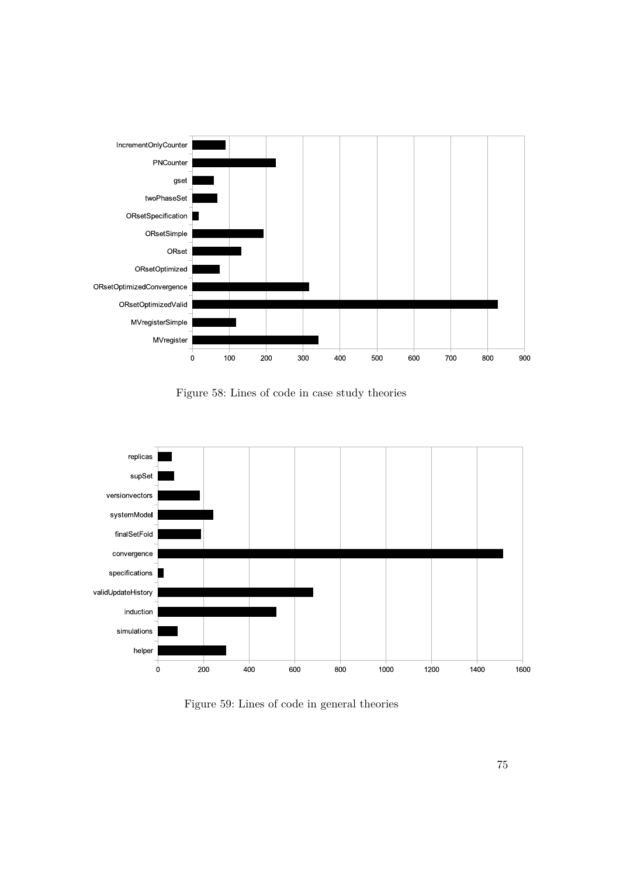Figure 58: Lines of code in case study theories

Figure 59: Lines of code in general theories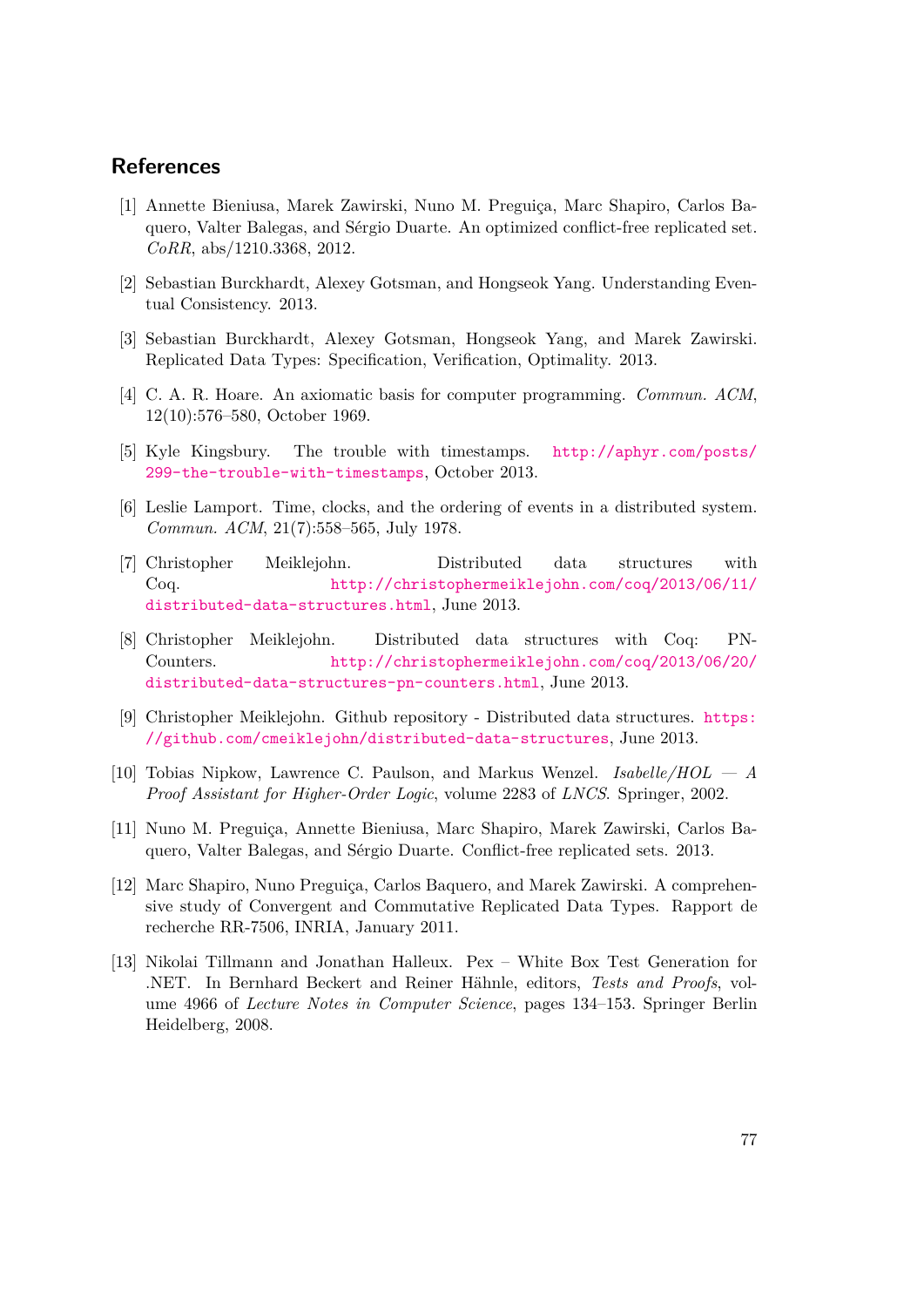## References

[1] Annette Bieniusa, Marek Zawirski, Nuno M. Preguiça, Marc Shapiro, Carlos Baquero, Valter Balegas, and Sérgio Duarte. An optimized conflict-free replicated set. *CoRR*, abs/1210.3368, 2012.

[2] Sebastian Burckhardt, Alexey Gotsman, and Hongseok Yang. Understanding Eventual Consistency. 2013.

[3] Sebastian Burckhardt, Alexey Gotsman, Hongseok Yang, and Marek Zawirski. Replicated Data Types: Specification, Verification, Optimality. 2013.

[4] C. A. R. Hoare. An axiomatic basis for computer programming. *Commun. ACM*, 12(10):576–580, October 1969.

[5] Kyle Kingsbury. The trouble with timestamps. http://aphyr.com/posts/299-the-trouble-with-timestamps, October 2013.

[6] Leslie Lamport. Time, clocks, and the ordering of events in a distributed system. *Commun. ACM*, 21(7):558–565, July 1978.

[7] Christopher Meiklejohn. Distributed data structures with Coq. http://christophermeiklejohn.com/coq/2013/06/11/distributed-data-structures.html, June 2013.

[8] Christopher Meiklejohn. Distributed data structures with Coq: PN-Counters. http://christophermeiklejohn.com/coq/2013/06/20/distributed-data-structures-pn-counters.html, June 2013.

[9] Christopher Meiklejohn. Github repository - Distributed data structures. https://github.com/cmeiklejohn/distributed-data-structures, June 2013.

[10] Tobias Nipkow, Lawrence C. Paulson, and Markus Wenzel. *Isabelle/HOL — A Proof Assistant for Higher-Order Logic*, volume 2283 of *LNCS*. Springer, 2002.

[11] Nuno M. Preguiça, Annette Bieniusa, Marc Shapiro, Marek Zawirski, Carlos Baquero, Valter Balegas, and Sérgio Duarte. Conflict-free replicated sets. 2013.

[12] Marc Shapiro, Nuno Preguiça, Carlos Baquero, and Marek Zawirski. A comprehensive study of Convergent and Commutative Replicated Data Types. Rapport de recherche RR-7506, INRIA, January 2011.

[13] Nikolai Tillmann and Jonathan Halleux. Pex – White Box Test Generation for .NET. In Bernhard Beckert and Reiner Hähnle, editors, *Tests and Proofs*, volume 4966 of *Lecture Notes in Computer Science*, pages 134–153. Springer Berlin Heidelberg, 2008.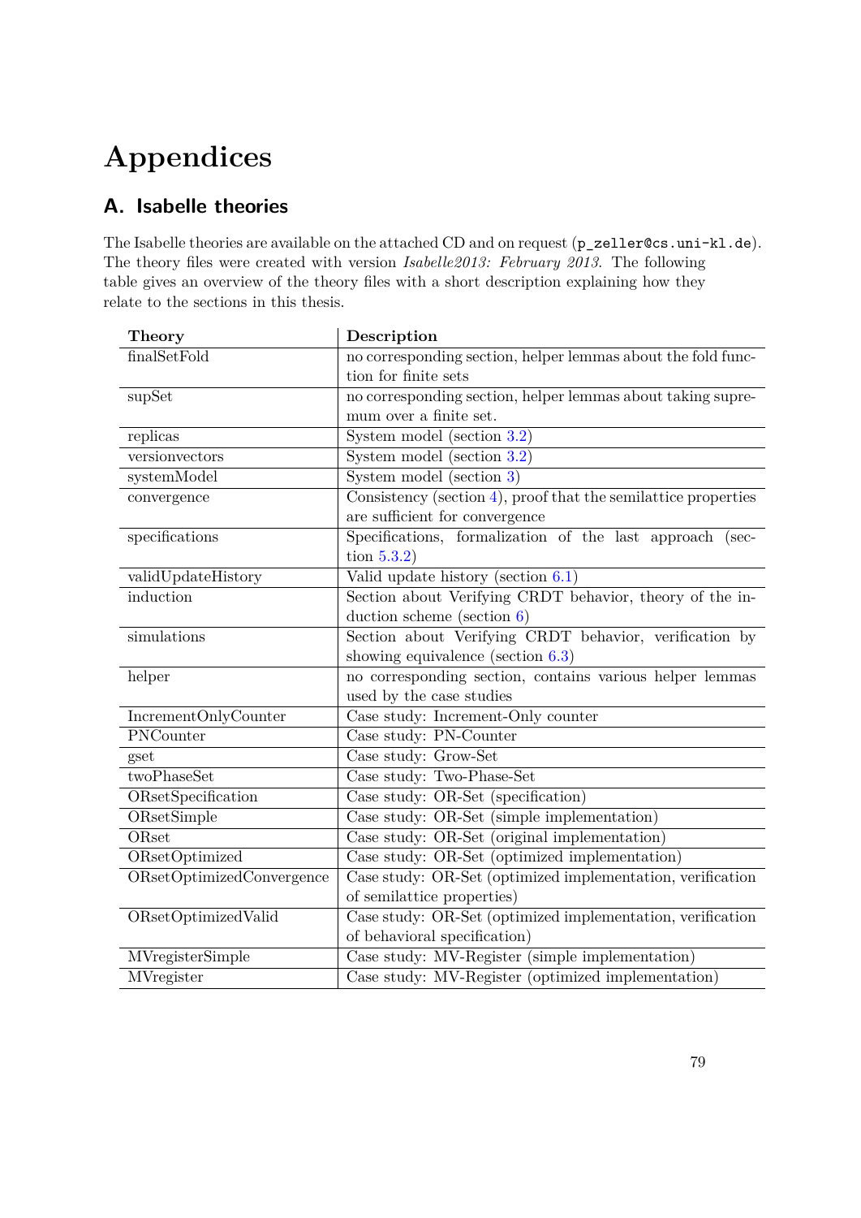# Appendices

## A. Isabelle theories

The Isabelle theories are available on the attached CD and on request (`p_zeller@cs.uni-kl.de`). The theory files were created with version *Isabelle2013: February 2013*. The following table gives an overview of the theory files with a short description explaining how they relate to the sections in this thesis.

| Theory | Description |
|---|---|
| finalSetFold | no corresponding section, helper lemmas about the fold function for finite sets |
| supSet | no corresponding section, helper lemmas about taking supremum over a finite set. |
| replicas | System model (section 3.2) |
| versionvectors | System model (section 3.2) |
| systemModel | System model (section 3) |
| convergence | Consistency (section 4), proof that the semilattice properties are sufficient for convergence |
| specifications | Specifications, formalization of the last approach (section 5.3.2) |
| validUpdateHistory | Valid update history (section 6.1) |
| induction | Section about Verifying CRDT behavior, theory of the induction scheme (section 6) |
| simulations | Section about Verifying CRDT behavior, verification by showing equivalence (section 6.3) |
| helper | no corresponding section, contains various helper lemmas used by the case studies |
| IncrementOnlyCounter | Case study: Increment-Only counter |
| PNCounter | Case study: PN-Counter |
| gset | Case study: Grow-Set |
| twoPhaseSet | Case study: Two-Phase-Set |
| ORsetSpecification | Case study: OR-Set (specification) |
| ORsetSimple | Case study: OR-Set (simple implementation) |
| ORset | Case study: OR-Set (original implementation) |
| ORsetOptimized | Case study: OR-Set (optimized implementation) |
| ORsetOptimizedConvergence | Case study: OR-Set (optimized implementation, verification of semilattice properties) |
| ORsetOptimizedValid | Case study: OR-Set (optimized implementation, verification of behavioral specification) |
| MVregisterSimple | Case study: MV-Register (simple implementation) |
| MVregister | Case study: MV-Register (optimized implementation) |